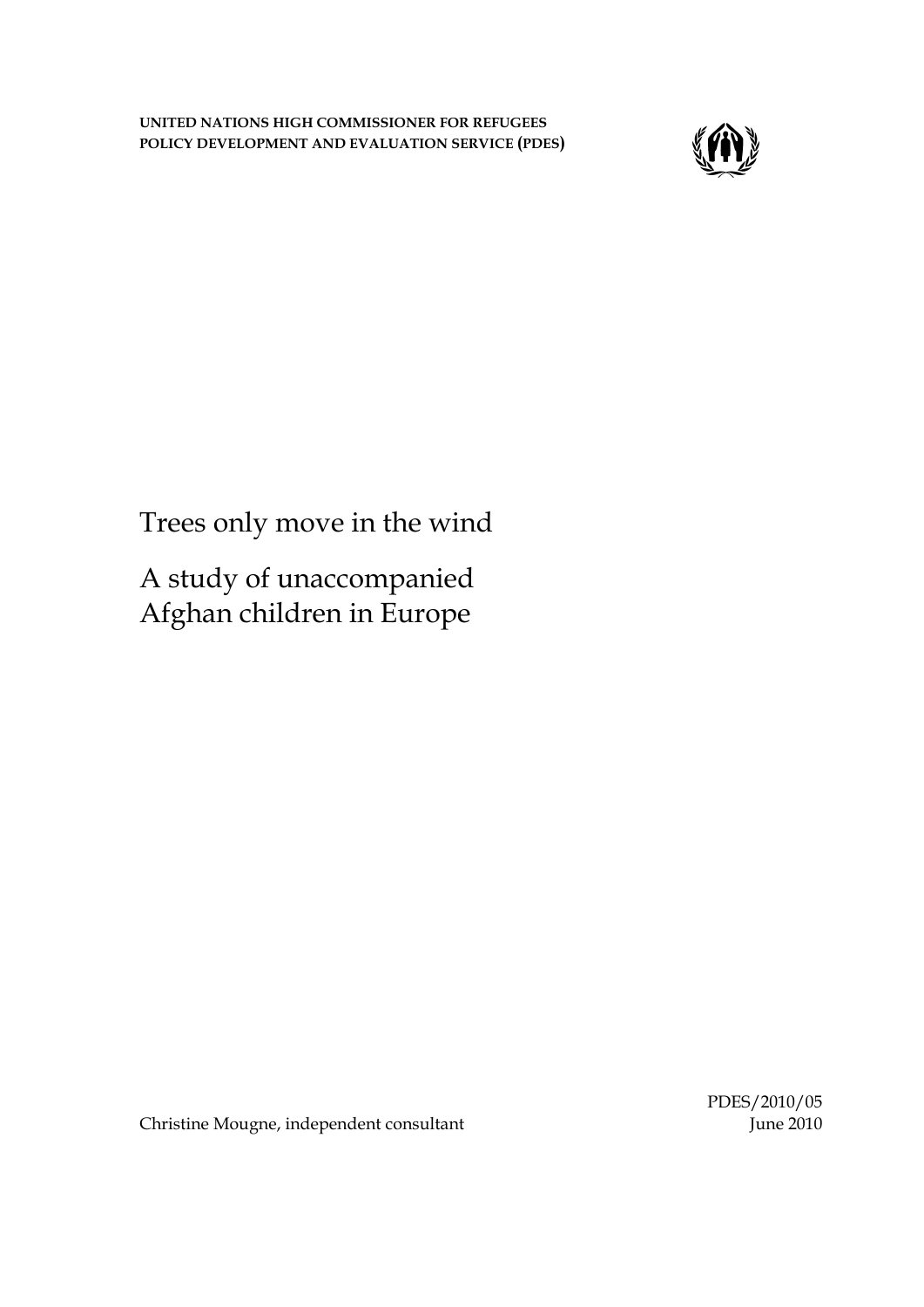**UNITED NATIONS HIGH COMMISSIONER FOR REFUGEES**
**POLICY DEVELOPMENT AND EVALUATION SERVICE (PDES)**

# Trees only move in the wind

# A study of unaccompanied Afghan children in Europe

Christine Mougne, independent consultant

PDES/2010/05
June 2010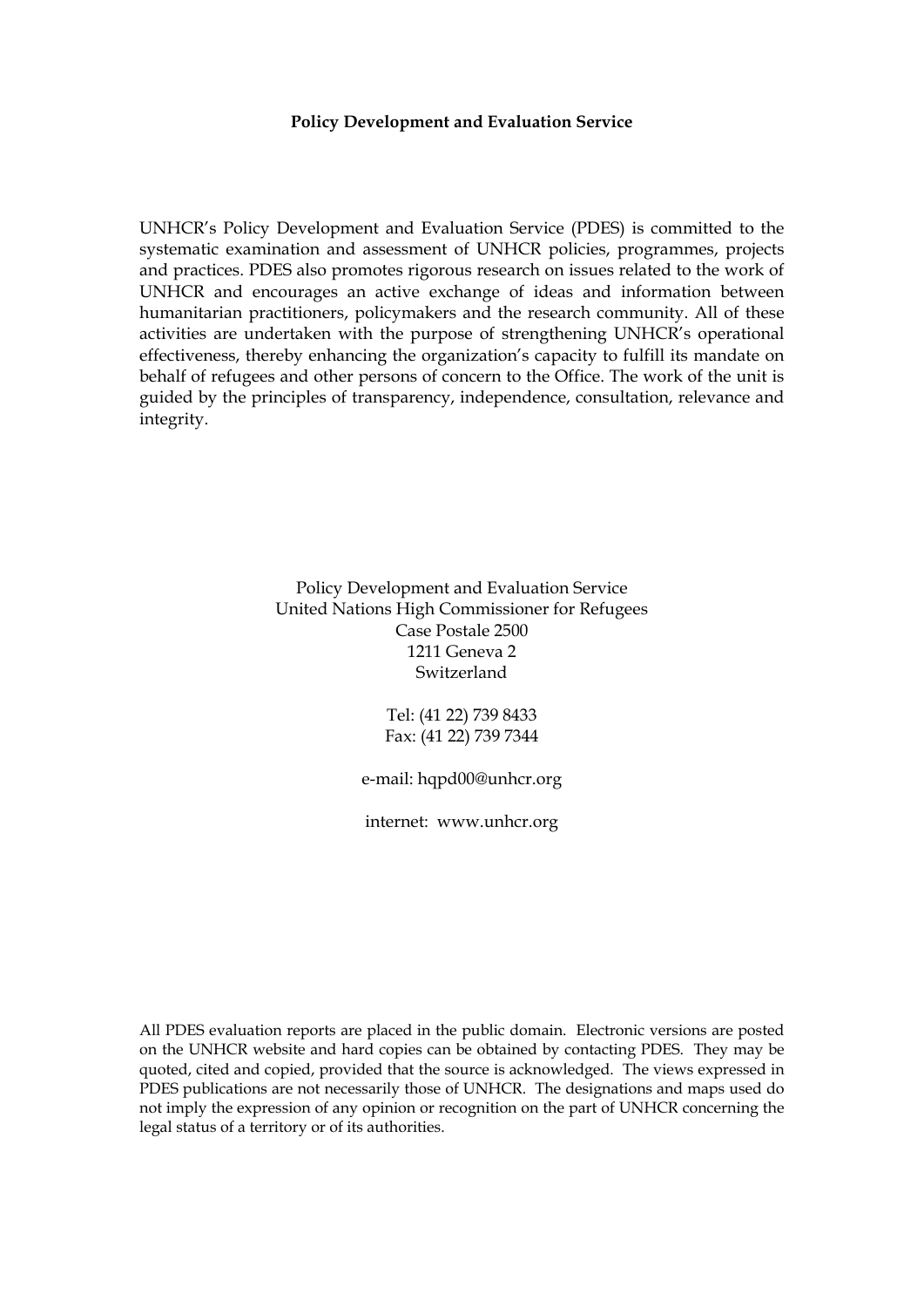**Policy Development and Evaluation Service**

UNHCR's Policy Development and Evaluation Service (PDES) is committed to the systematic examination and assessment of UNHCR policies, programmes, projects and practices. PDES also promotes rigorous research on issues related to the work of UNHCR and encourages an active exchange of ideas and information between humanitarian practitioners, policymakers and the research community. All of these activities are undertaken with the purpose of strengthening UNHCR's operational effectiveness, thereby enhancing the organization's capacity to fulfill its mandate on behalf of refugees and other persons of concern to the Office. The work of the unit is guided by the principles of transparency, independence, consultation, relevance and integrity.

Policy Development and Evaluation Service
United Nations High Commissioner for Refugees
Case Postale 2500
1211 Geneva 2
Switzerland

Tel: (41 22) 739 8433
Fax: (41 22) 739 7344

e-mail: hqpd00@unhcr.org

internet: www.unhcr.org

All PDES evaluation reports are placed in the public domain. Electronic versions are posted on the UNHCR website and hard copies can be obtained by contacting PDES. They may be quoted, cited and copied, provided that the source is acknowledged. The views expressed in PDES publications are not necessarily those of UNHCR. The designations and maps used do not imply the expression of any opinion or recognition on the part of UNHCR concerning the legal status of a territory or of its authorities.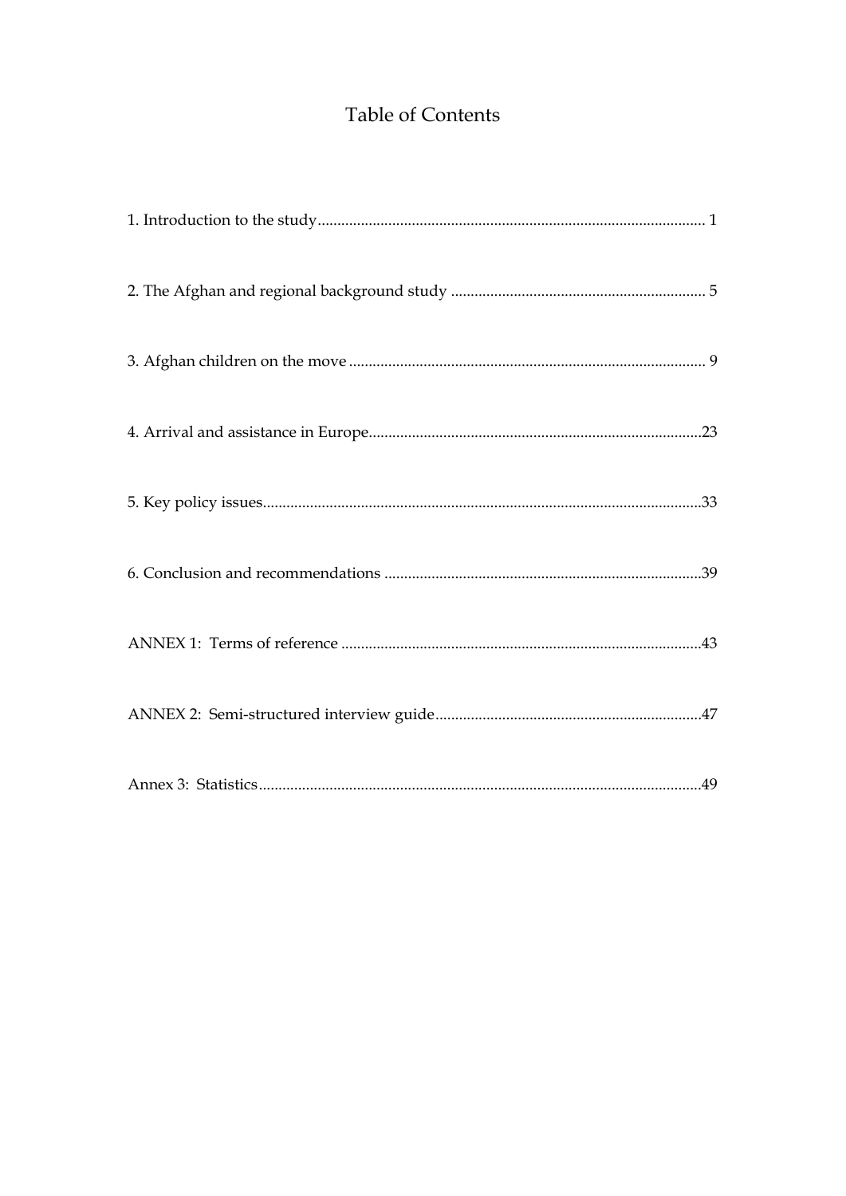# Table of Contents

1. Introduction to the study ........ 1

2. The Afghan and regional background study ........ 5

3. Afghan children on the move ........ 9

4. Arrival and assistance in Europe ........ 23

5. Key policy issues ........ 33

6. Conclusion and recommendations ........ 39

ANNEX 1: Terms of reference ........ 43

ANNEX 2: Semi-structured interview guide ........ 47

Annex 3: Statistics ........ 49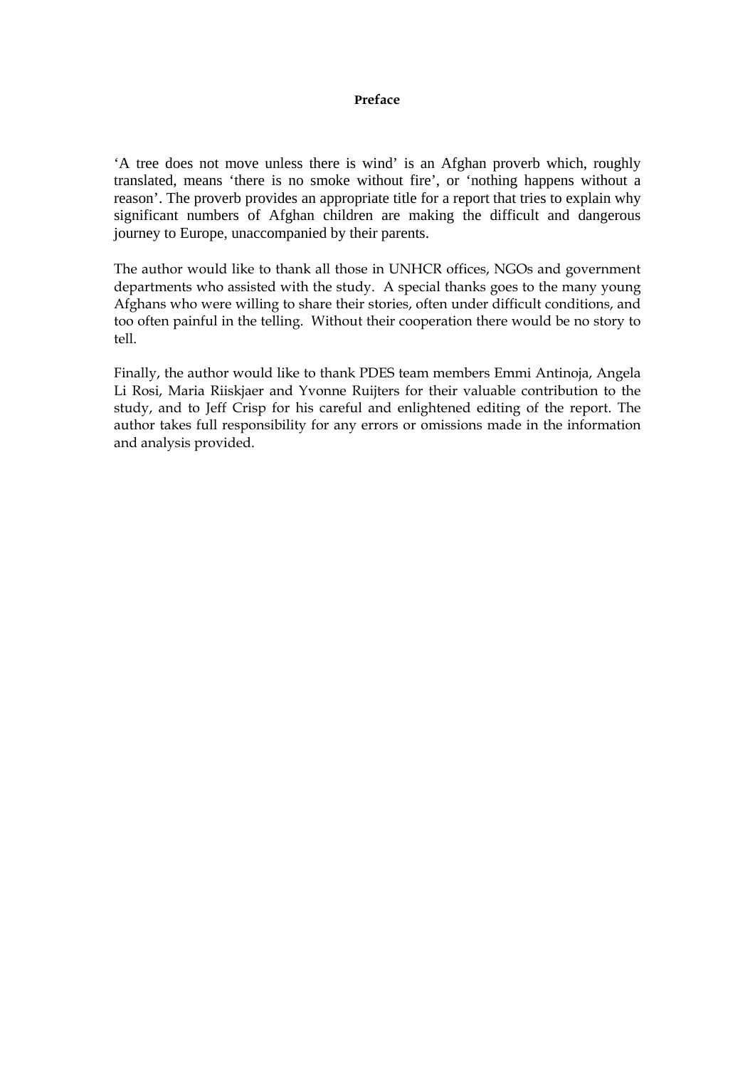# Preface

'A tree does not move unless there is wind' is an Afghan proverb which, roughly translated, means 'there is no smoke without fire', or 'nothing happens without a reason'. The proverb provides an appropriate title for a report that tries to explain why significant numbers of Afghan children are making the difficult and dangerous journey to Europe, unaccompanied by their parents.

The author would like to thank all those in UNHCR offices, NGOs and government departments who assisted with the study. A special thanks goes to the many young Afghans who were willing to share their stories, often under difficult conditions, and too often painful in the telling. Without their cooperation there would be no story to tell.

Finally, the author would like to thank PDES team members Emmi Antinoja, Angela Li Rosi, Maria Riiskjaer and Yvonne Ruijters for their valuable contribution to the study, and to Jeff Crisp for his careful and enlightened editing of the report. The author takes full responsibility for any errors or omissions made in the information and analysis provided.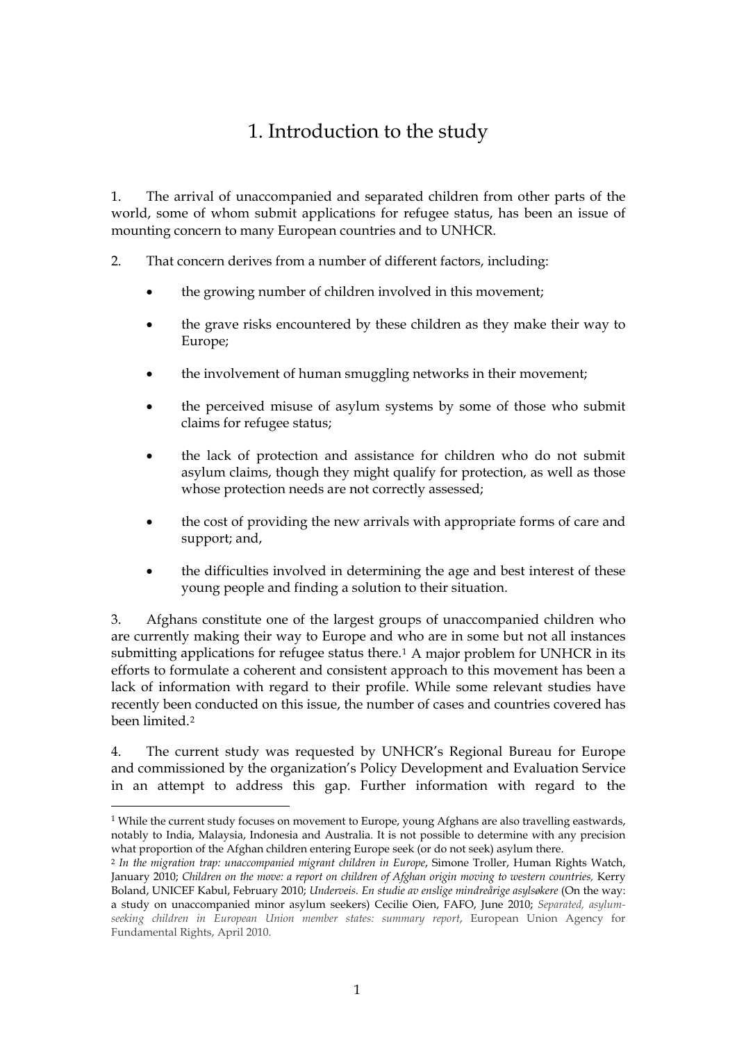# 1. Introduction to the study

1. The arrival of unaccompanied and separated children from other parts of the world, some of whom submit applications for refugee status, has been an issue of mounting concern to many European countries and to UNHCR.

2. That concern derives from a number of different factors, including:

- the growing number of children involved in this movement;
- the grave risks encountered by these children as they make their way to Europe;
- the involvement of human smuggling networks in their movement;
- the perceived misuse of asylum systems by some of those who submit claims for refugee status;
- the lack of protection and assistance for children who do not submit asylum claims, though they might qualify for protection, as well as those whose protection needs are not correctly assessed;
- the cost of providing the new arrivals with appropriate forms of care and support; and,
- the difficulties involved in determining the age and best interest of these young people and finding a solution to their situation.

3. Afghans constitute one of the largest groups of unaccompanied children who are currently making their way to Europe and who are in some but not all instances submitting applications for refugee status there.[1] A major problem for UNHCR in its efforts to formulate a coherent and consistent approach to this movement has been a lack of information with regard to their profile. While some relevant studies have recently been conducted on this issue, the number of cases and countries covered has been limited.[2]

4. The current study was requested by UNHCR's Regional Bureau for Europe and commissioned by the organization's Policy Development and Evaluation Service in an attempt to address this gap. Further information with regard to the

---

[1] While the current study focuses on movement to Europe, young Afghans are also travelling eastwards, notably to India, Malaysia, Indonesia and Australia. It is not possible to determine with any precision what proportion of the Afghan children entering Europe seek (or do not seek) asylum there.

[2] *In the migration trap: unaccompanied migrant children in Europe*, Simone Troller, Human Rights Watch, January 2010; *Children on the move: a report on children of Afghan origin moving to western countries,* Kerry Boland, UNICEF Kabul, February 2010; *Underveis. En studie av enslige mindreårige asylsøkere* (On the way: a study on unaccompanied minor asylum seekers) Cecilie Oien, FAFO, June 2010; *Separated, asylum-seeking children in European Union member states: summary report*, European Union Agency for Fundamental Rights, April 2010.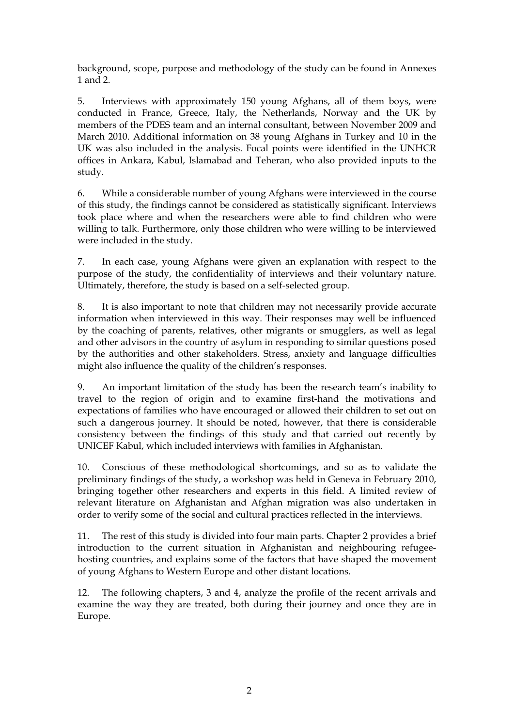background, scope, purpose and methodology of the study can be found in Annexes 1 and 2.

5. Interviews with approximately 150 young Afghans, all of them boys, were conducted in France, Greece, Italy, the Netherlands, Norway and the UK by members of the PDES team and an internal consultant, between November 2009 and March 2010. Additional information on 38 young Afghans in Turkey and 10 in the UK was also included in the analysis. Focal points were identified in the UNHCR offices in Ankara, Kabul, Islamabad and Teheran, who also provided inputs to the study.

6. While a considerable number of young Afghans were interviewed in the course of this study, the findings cannot be considered as statistically significant. Interviews took place where and when the researchers were able to find children who were willing to talk. Furthermore, only those children who were willing to be interviewed were included in the study.

7. In each case, young Afghans were given an explanation with respect to the purpose of the study, the confidentiality of interviews and their voluntary nature. Ultimately, therefore, the study is based on a self-selected group.

8. It is also important to note that children may not necessarily provide accurate information when interviewed in this way. Their responses may well be influenced by the coaching of parents, relatives, other migrants or smugglers, as well as legal and other advisors in the country of asylum in responding to similar questions posed by the authorities and other stakeholders. Stress, anxiety and language difficulties might also influence the quality of the children's responses.

9. An important limitation of the study has been the research team's inability to travel to the region of origin and to examine first-hand the motivations and expectations of families who have encouraged or allowed their children to set out on such a dangerous journey. It should be noted, however, that there is considerable consistency between the findings of this study and that carried out recently by UNICEF Kabul, which included interviews with families in Afghanistan.

10. Conscious of these methodological shortcomings, and so as to validate the preliminary findings of the study, a workshop was held in Geneva in February 2010, bringing together other researchers and experts in this field. A limited review of relevant literature on Afghanistan and Afghan migration was also undertaken in order to verify some of the social and cultural practices reflected in the interviews.

11. The rest of this study is divided into four main parts. Chapter 2 provides a brief introduction to the current situation in Afghanistan and neighbouring refugee-hosting countries, and explains some of the factors that have shaped the movement of young Afghans to Western Europe and other distant locations.

12. The following chapters, 3 and 4, analyze the profile of the recent arrivals and examine the way they are treated, both during their journey and once they are in Europe.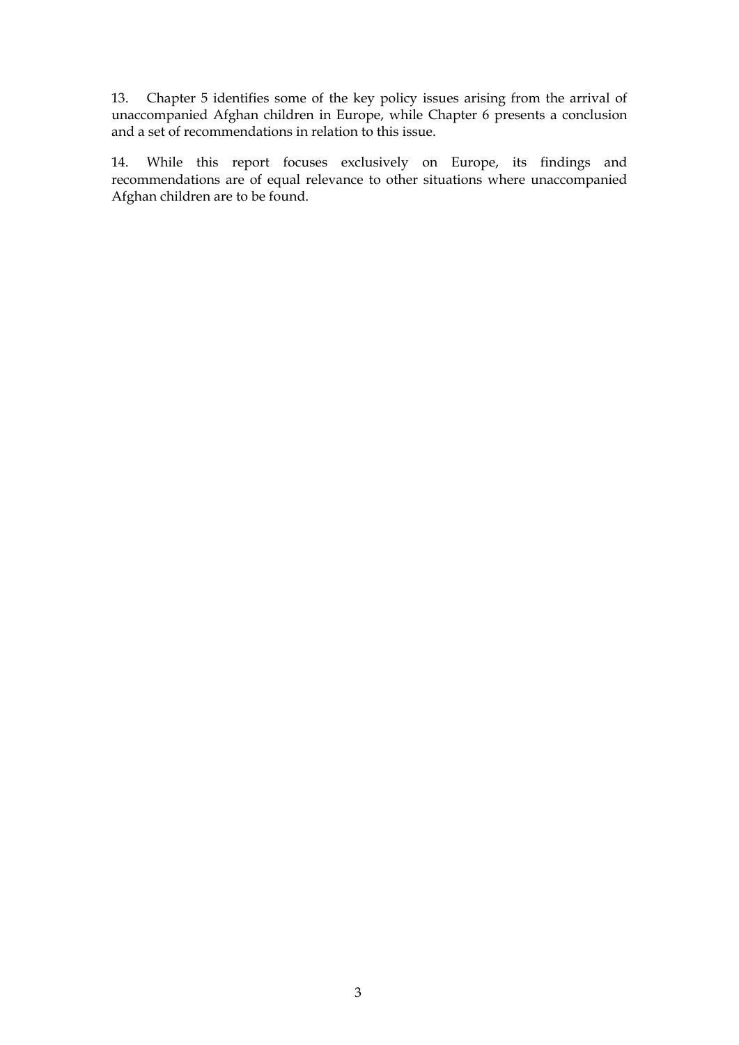13. Chapter 5 identifies some of the key policy issues arising from the arrival of unaccompanied Afghan children in Europe, while Chapter 6 presents a conclusion and a set of recommendations in relation to this issue.

14. While this report focuses exclusively on Europe, its findings and recommendations are of equal relevance to other situations where unaccompanied Afghan children are to be found.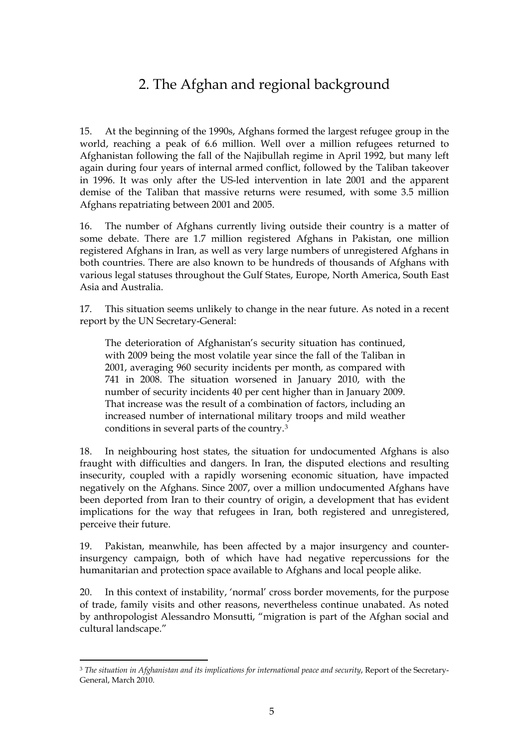## 2. The Afghan and regional background

15. At the beginning of the 1990s, Afghans formed the largest refugee group in the world, reaching a peak of 6.6 million. Well over a million refugees returned to Afghanistan following the fall of the Najibullah regime in April 1992, but many left again during four years of internal armed conflict, followed by the Taliban takeover in 1996. It was only after the US-led intervention in late 2001 and the apparent demise of the Taliban that massive returns were resumed, with some 3.5 million Afghans repatriating between 2001 and 2005.

16. The number of Afghans currently living outside their country is a matter of some debate. There are 1.7 million registered Afghans in Pakistan, one million registered Afghans in Iran, as well as very large numbers of unregistered Afghans in both countries. There are also known to be hundreds of thousands of Afghans with various legal statuses throughout the Gulf States, Europe, North America, South East Asia and Australia.

17. This situation seems unlikely to change in the near future. As noted in a recent report by the UN Secretary-General:

> The deterioration of Afghanistan's security situation has continued, with 2009 being the most volatile year since the fall of the Taliban in 2001, averaging 960 security incidents per month, as compared with 741 in 2008. The situation worsened in January 2010, with the number of security incidents 40 per cent higher than in January 2009. That increase was the result of a combination of factors, including an increased number of international military troops and mild weather conditions in several parts of the country.[3]

18. In neighbouring host states, the situation for undocumented Afghans is also fraught with difficulties and dangers. In Iran, the disputed elections and resulting insecurity, coupled with a rapidly worsening economic situation, have impacted negatively on the Afghans. Since 2007, over a million undocumented Afghans have been deported from Iran to their country of origin, a development that has evident implications for the way that refugees in Iran, both registered and unregistered, perceive their future.

19. Pakistan, meanwhile, has been affected by a major insurgency and counter-insurgency campaign, both of which have had negative repercussions for the humanitarian and protection space available to Afghans and local people alike.

20. In this context of instability, 'normal' cross border movements, for the purpose of trade, family visits and other reasons, nevertheless continue unabated. As noted by anthropologist Alessandro Monsutti, "migration is part of the Afghan social and cultural landscape."

---

[3] *The situation in Afghanistan and its implications for international peace and security*, Report of the Secretary-General, March 2010.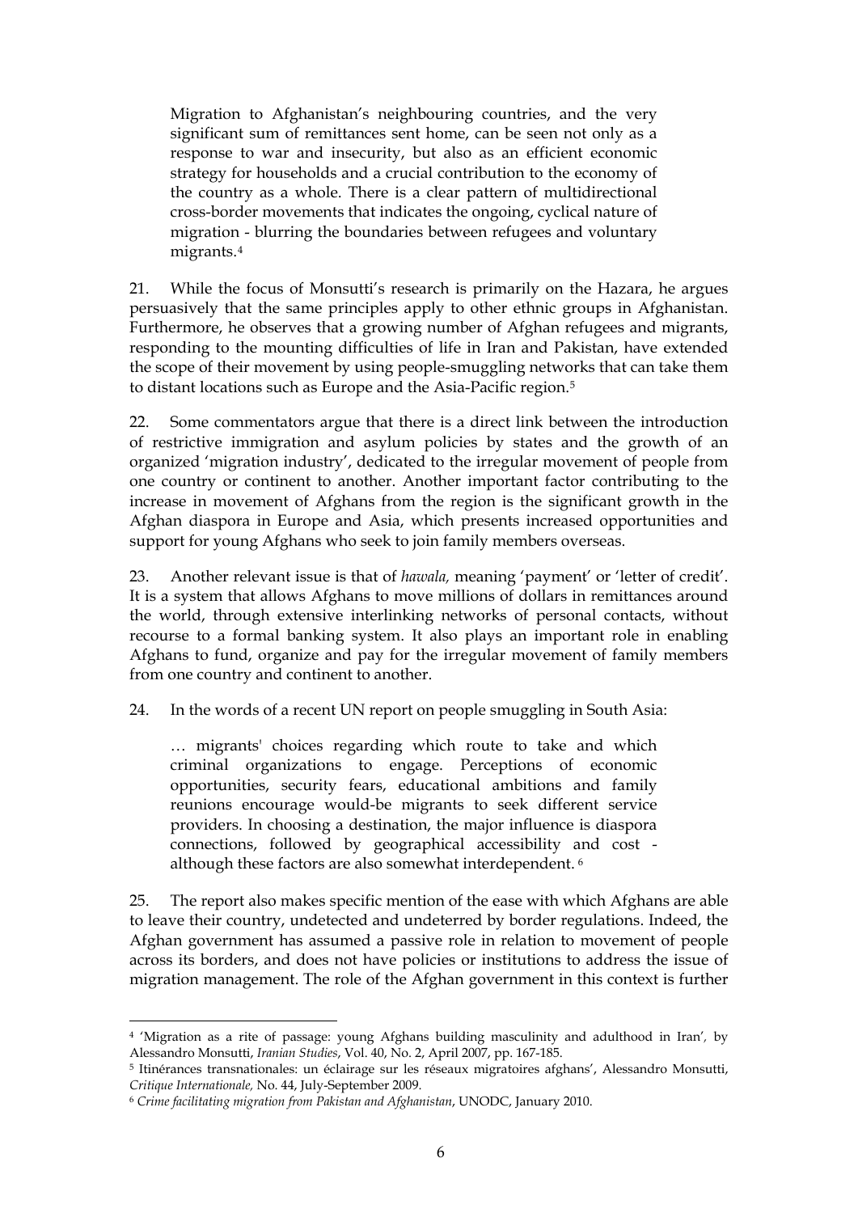> Migration to Afghanistan's neighbouring countries, and the very significant sum of remittances sent home, can be seen not only as a response to war and insecurity, but also as an efficient economic strategy for households and a crucial contribution to the economy of the country as a whole. There is a clear pattern of multidirectional cross-border movements that indicates the ongoing, cyclical nature of migration - blurring the boundaries between refugees and voluntary migrants.[4]

21. While the focus of Monsutti's research is primarily on the Hazara, he argues persuasively that the same principles apply to other ethnic groups in Afghanistan. Furthermore, he observes that a growing number of Afghan refugees and migrants, responding to the mounting difficulties of life in Iran and Pakistan, have extended the scope of their movement by using people-smuggling networks that can take them to distant locations such as Europe and the Asia-Pacific region.[5]

22. Some commentators argue that there is a direct link between the introduction of restrictive immigration and asylum policies by states and the growth of an organized 'migration industry', dedicated to the irregular movement of people from one country or continent to another. Another important factor contributing to the increase in movement of Afghans from the region is the significant growth in the Afghan diaspora in Europe and Asia, which presents increased opportunities and support for young Afghans who seek to join family members overseas.

23. Another relevant issue is that of *hawala,* meaning 'payment' or 'letter of credit'. It is a system that allows Afghans to move millions of dollars in remittances around the world, through extensive interlinking networks of personal contacts, without recourse to a formal banking system. It also plays an important role in enabling Afghans to fund, organize and pay for the irregular movement of family members from one country and continent to another.

24. In the words of a recent UN report on people smuggling in South Asia:

> … migrants' choices regarding which route to take and which criminal organizations to engage. Perceptions of economic opportunities, security fears, educational ambitions and family reunions encourage would-be migrants to seek different service providers. In choosing a destination, the major influence is diaspora connections, followed by geographical accessibility and cost - although these factors are also somewhat interdependent.[6]

25. The report also makes specific mention of the ease with which Afghans are able to leave their country, undetected and undeterred by border regulations. Indeed, the Afghan government has assumed a passive role in relation to movement of people across its borders, and does not have policies or institutions to address the issue of migration management. The role of the Afghan government in this context is further

---

[4] 'Migration as a rite of passage: young Afghans building masculinity and adulthood in Iran', by Alessandro Monsutti, *Iranian Studies*, Vol. 40, No. 2, April 2007, pp. 167-185.

[5] Itinérances transnationales: un éclairage sur les réseaux migratoires afghans', Alessandro Monsutti, *Critique Internationale,* No. 44, July-September 2009.

[6] *Crime facilitating migration from Pakistan and Afghanistan*, UNODC, January 2010.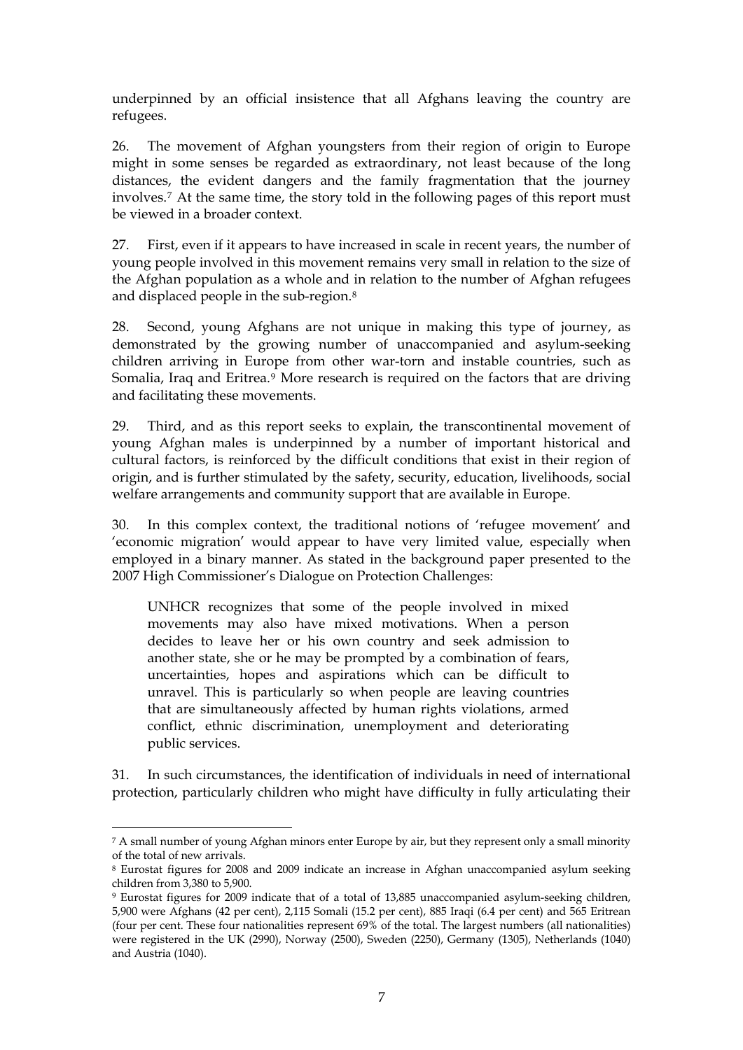underpinned by an official insistence that all Afghans leaving the country are refugees.

26. The movement of Afghan youngsters from their region of origin to Europe might in some senses be regarded as extraordinary, not least because of the long distances, the evident dangers and the family fragmentation that the journey involves.[7] At the same time, the story told in the following pages of this report must be viewed in a broader context.

27. First, even if it appears to have increased in scale in recent years, the number of young people involved in this movement remains very small in relation to the size of the Afghan population as a whole and in relation to the number of Afghan refugees and displaced people in the sub-region.[8]

28. Second, young Afghans are not unique in making this type of journey, as demonstrated by the growing number of unaccompanied and asylum-seeking children arriving in Europe from other war-torn and instable countries, such as Somalia, Iraq and Eritrea.[9] More research is required on the factors that are driving and facilitating these movements.

29. Third, and as this report seeks to explain, the transcontinental movement of young Afghan males is underpinned by a number of important historical and cultural factors, is reinforced by the difficult conditions that exist in their region of origin, and is further stimulated by the safety, security, education, livelihoods, social welfare arrangements and community support that are available in Europe.

30. In this complex context, the traditional notions of 'refugee movement' and 'economic migration' would appear to have very limited value, especially when employed in a binary manner. As stated in the background paper presented to the 2007 High Commissioner's Dialogue on Protection Challenges:

> UNHCR recognizes that some of the people involved in mixed movements may also have mixed motivations. When a person decides to leave her or his own country and seek admission to another state, she or he may be prompted by a combination of fears, uncertainties, hopes and aspirations which can be difficult to unravel. This is particularly so when people are leaving countries that are simultaneously affected by human rights violations, armed conflict, ethnic discrimination, unemployment and deteriorating public services.

31. In such circumstances, the identification of individuals in need of international protection, particularly children who might have difficulty in fully articulating their

---

[7] A small number of young Afghan minors enter Europe by air, but they represent only a small minority of the total of new arrivals.

[8] Eurostat figures for 2008 and 2009 indicate an increase in Afghan unaccompanied asylum seeking children from 3,380 to 5,900.

[9] Eurostat figures for 2009 indicate that of a total of 13,885 unaccompanied asylum-seeking children, 5,900 were Afghans (42 per cent), 2,115 Somali (15.2 per cent), 885 Iraqi (6.4 per cent) and 565 Eritrean (four per cent. These four nationalities represent 69% of the total. The largest numbers (all nationalities) were registered in the UK (2990), Norway (2500), Sweden (2250), Germany (1305), Netherlands (1040) and Austria (1040).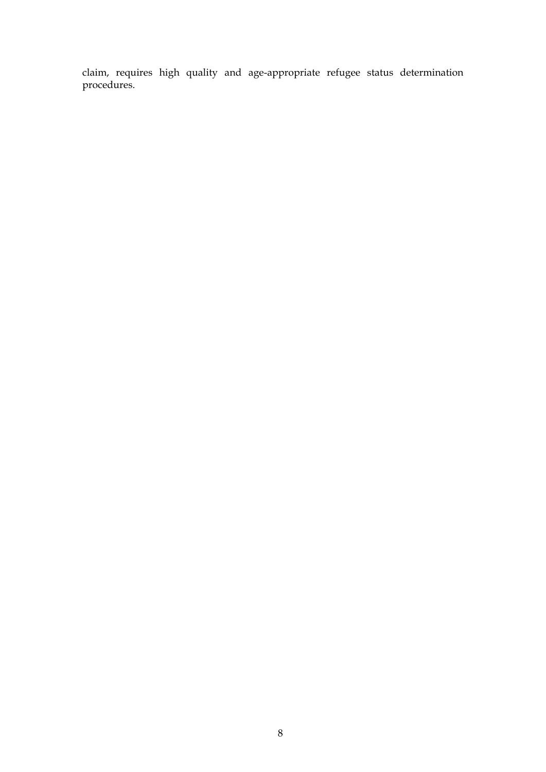claim, requires high quality and age-appropriate refugee status determination procedures.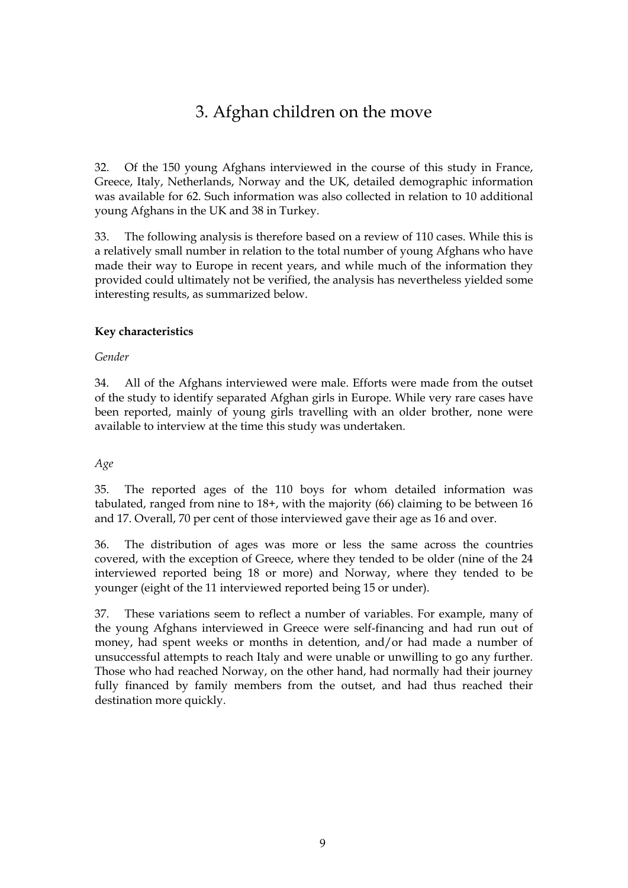# 3. Afghan children on the move

32. Of the 150 young Afghans interviewed in the course of this study in France, Greece, Italy, Netherlands, Norway and the UK, detailed demographic information was available for 62. Such information was also collected in relation to 10 additional young Afghans in the UK and 38 in Turkey.

33. The following analysis is therefore based on a review of 110 cases. While this is a relatively small number in relation to the total number of young Afghans who have made their way to Europe in recent years, and while much of the information they provided could ultimately not be verified, the analysis has nevertheless yielded some interesting results, as summarized below.

**Key characteristics**

*Gender*

34. All of the Afghans interviewed were male. Efforts were made from the outset of the study to identify separated Afghan girls in Europe. While very rare cases have been reported, mainly of young girls travelling with an older brother, none were available to interview at the time this study was undertaken.

*Age*

35. The reported ages of the 110 boys for whom detailed information was tabulated, ranged from nine to 18+, with the majority (66) claiming to be between 16 and 17. Overall, 70 per cent of those interviewed gave their age as 16 and over.

36. The distribution of ages was more or less the same across the countries covered, with the exception of Greece, where they tended to be older (nine of the 24 interviewed reported being 18 or more) and Norway, where they tended to be younger (eight of the 11 interviewed reported being 15 or under).

37. These variations seem to reflect a number of variables. For example, many of the young Afghans interviewed in Greece were self-financing and had run out of money, had spent weeks or months in detention, and/or had made a number of unsuccessful attempts to reach Italy and were unable or unwilling to go any further. Those who had reached Norway, on the other hand, had normally had their journey fully financed by family members from the outset, and had thus reached their destination more quickly.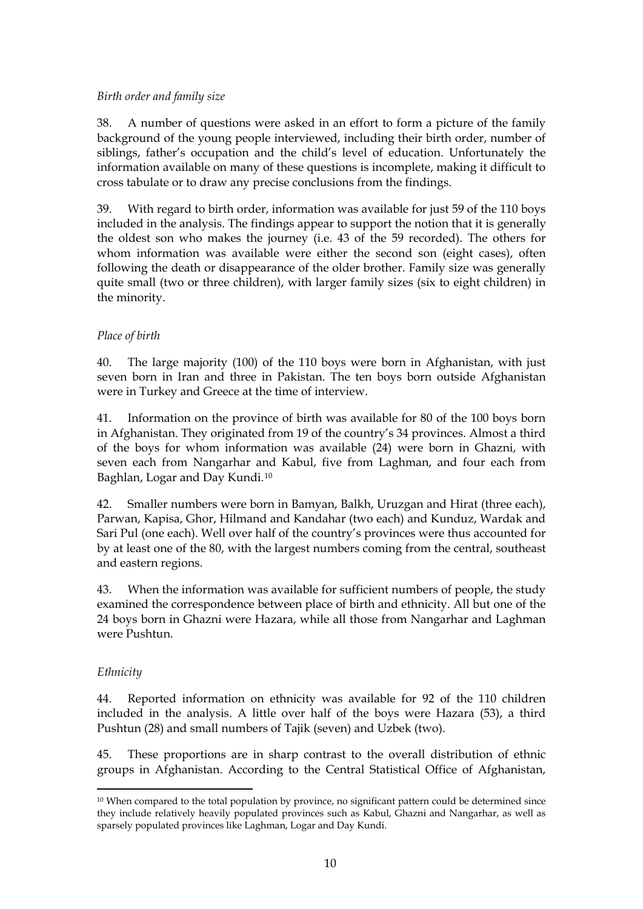*Birth order and family size*

38. A number of questions were asked in an effort to form a picture of the family background of the young people interviewed, including their birth order, number of siblings, father's occupation and the child's level of education. Unfortunately the information available on many of these questions is incomplete, making it difficult to cross tabulate or to draw any precise conclusions from the findings.

39. With regard to birth order, information was available for just 59 of the 110 boys included in the analysis. The findings appear to support the notion that it is generally the oldest son who makes the journey (i.e. 43 of the 59 recorded). The others for whom information was available were either the second son (eight cases), often following the death or disappearance of the older brother. Family size was generally quite small (two or three children), with larger family sizes (six to eight children) in the minority.

*Place of birth*

40. The large majority (100) of the 110 boys were born in Afghanistan, with just seven born in Iran and three in Pakistan. The ten boys born outside Afghanistan were in Turkey and Greece at the time of interview.

41. Information on the province of birth was available for 80 of the 100 boys born in Afghanistan. They originated from 19 of the country's 34 provinces. Almost a third of the boys for whom information was available (24) were born in Ghazni, with seven each from Nangarhar and Kabul, five from Laghman, and four each from Baghlan, Logar and Day Kundi.[10]

42. Smaller numbers were born in Bamyan, Balkh, Uruzgan and Hirat (three each), Parwan, Kapisa, Ghor, Hilmand and Kandahar (two each) and Kunduz, Wardak and Sari Pul (one each). Well over half of the country's provinces were thus accounted for by at least one of the 80, with the largest numbers coming from the central, southeast and eastern regions.

43. When the information was available for sufficient numbers of people, the study examined the correspondence between place of birth and ethnicity. All but one of the 24 boys born in Ghazni were Hazara, while all those from Nangarhar and Laghman were Pushtun.

*Ethnicity*

44. Reported information on ethnicity was available for 92 of the 110 children included in the analysis. A little over half of the boys were Hazara (53), a third Pushtun (28) and small numbers of Tajik (seven) and Uzbek (two).

45. These proportions are in sharp contrast to the overall distribution of ethnic groups in Afghanistan. According to the Central Statistical Office of Afghanistan,

---

[10] When compared to the total population by province, no significant pattern could be determined since they include relatively heavily populated provinces such as Kabul, Ghazni and Nangarhar, as well as sparsely populated provinces like Laghman, Logar and Day Kundi.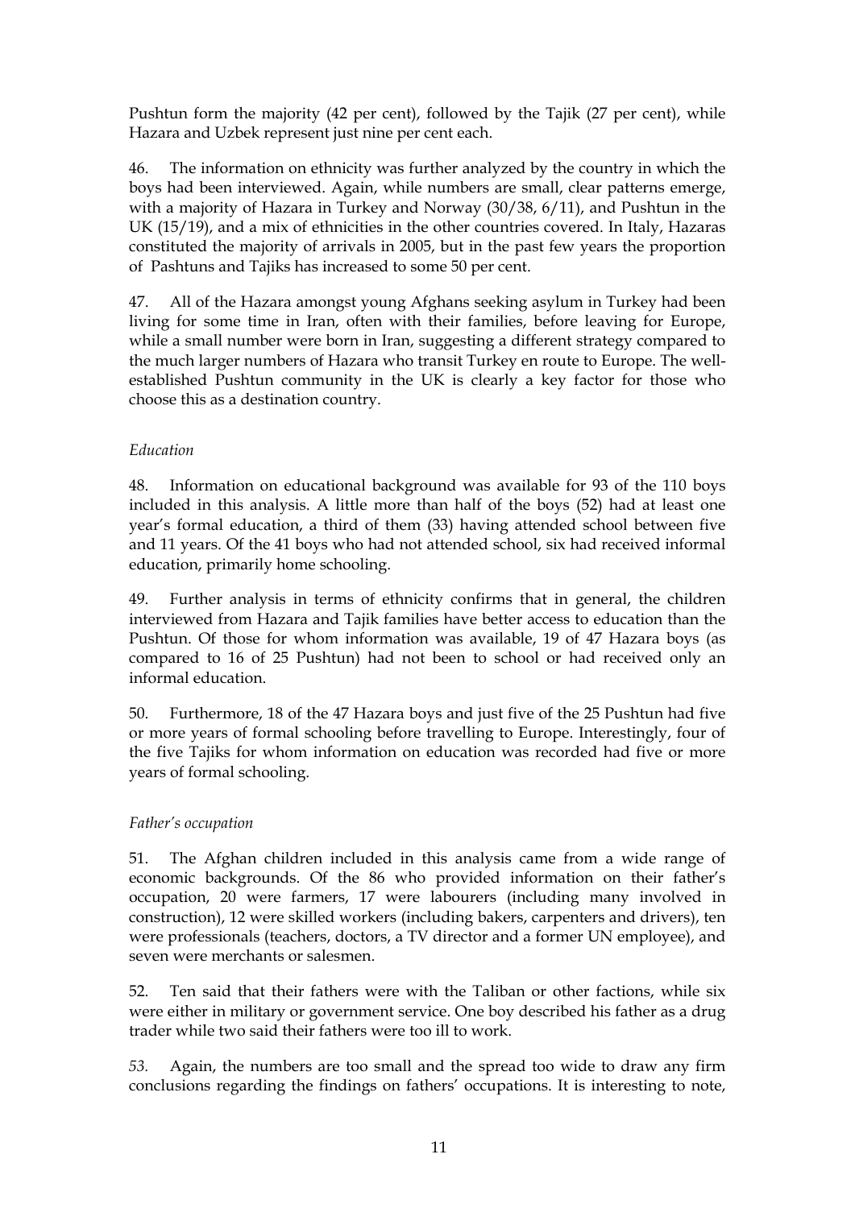Pushtun form the majority (42 per cent), followed by the Tajik (27 per cent), while Hazara and Uzbek represent just nine per cent each.

46. The information on ethnicity was further analyzed by the country in which the boys had been interviewed. Again, while numbers are small, clear patterns emerge, with a majority of Hazara in Turkey and Norway (30/38, 6/11), and Pushtun in the UK (15/19), and a mix of ethnicities in the other countries covered. In Italy, Hazaras constituted the majority of arrivals in 2005, but in the past few years the proportion of Pashtuns and Tajiks has increased to some 50 per cent.

47. All of the Hazara amongst young Afghans seeking asylum in Turkey had been living for some time in Iran, often with their families, before leaving for Europe, while a small number were born in Iran, suggesting a different strategy compared to the much larger numbers of Hazara who transit Turkey en route to Europe. The well-established Pushtun community in the UK is clearly a key factor for those who choose this as a destination country.

*Education*

48. Information on educational background was available for 93 of the 110 boys included in this analysis. A little more than half of the boys (52) had at least one year's formal education, a third of them (33) having attended school between five and 11 years. Of the 41 boys who had not attended school, six had received informal education, primarily home schooling.

49. Further analysis in terms of ethnicity confirms that in general, the children interviewed from Hazara and Tajik families have better access to education than the Pushtun. Of those for whom information was available, 19 of 47 Hazara boys (as compared to 16 of 25 Pushtun) had not been to school or had received only an informal education.

50. Furthermore, 18 of the 47 Hazara boys and just five of the 25 Pushtun had five or more years of formal schooling before travelling to Europe. Interestingly, four of the five Tajiks for whom information on education was recorded had five or more years of formal schooling.

*Father's occupation*

51. The Afghan children included in this analysis came from a wide range of economic backgrounds. Of the 86 who provided information on their father's occupation, 20 were farmers, 17 were labourers (including many involved in construction), 12 were skilled workers (including bakers, carpenters and drivers), ten were professionals (teachers, doctors, a TV director and a former UN employee), and seven were merchants or salesmen.

52. Ten said that their fathers were with the Taliban or other factions, while six were either in military or government service. One boy described his father as a drug trader while two said their fathers were too ill to work.

*53.* Again, the numbers are too small and the spread too wide to draw any firm conclusions regarding the findings on fathers' occupations. It is interesting to note,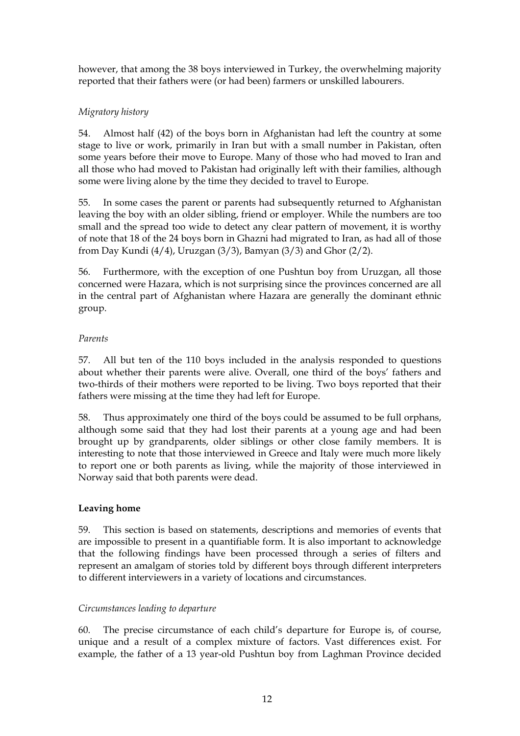however, that among the 38 boys interviewed in Turkey, the overwhelming majority reported that their fathers were (or had been) farmers or unskilled labourers.

*Migratory history*

54. Almost half (42) of the boys born in Afghanistan had left the country at some stage to live or work, primarily in Iran but with a small number in Pakistan, often some years before their move to Europe. Many of those who had moved to Iran and all those who had moved to Pakistan had originally left with their families, although some were living alone by the time they decided to travel to Europe.

55. In some cases the parent or parents had subsequently returned to Afghanistan leaving the boy with an older sibling, friend or employer. While the numbers are too small and the spread too wide to detect any clear pattern of movement, it is worthy of note that 18 of the 24 boys born in Ghazni had migrated to Iran, as had all of those from Day Kundi (4/4), Uruzgan (3/3), Bamyan (3/3) and Ghor (2/2).

56. Furthermore, with the exception of one Pushtun boy from Uruzgan, all those concerned were Hazara, which is not surprising since the provinces concerned are all in the central part of Afghanistan where Hazara are generally the dominant ethnic group.

*Parents*

57. All but ten of the 110 boys included in the analysis responded to questions about whether their parents were alive. Overall, one third of the boys' fathers and two-thirds of their mothers were reported to be living. Two boys reported that their fathers were missing at the time they had left for Europe.

58. Thus approximately one third of the boys could be assumed to be full orphans, although some said that they had lost their parents at a young age and had been brought up by grandparents, older siblings or other close family members. It is interesting to note that those interviewed in Greece and Italy were much more likely to report one or both parents as living, while the majority of those interviewed in Norway said that both parents were dead.

**Leaving home**

59. This section is based on statements, descriptions and memories of events that are impossible to present in a quantifiable form. It is also important to acknowledge that the following findings have been processed through a series of filters and represent an amalgam of stories told by different boys through different interpreters to different interviewers in a variety of locations and circumstances.

*Circumstances leading to departure*

60. The precise circumstance of each child's departure for Europe is, of course, unique and a result of a complex mixture of factors. Vast differences exist. For example, the father of a 13 year-old Pushtun boy from Laghman Province decided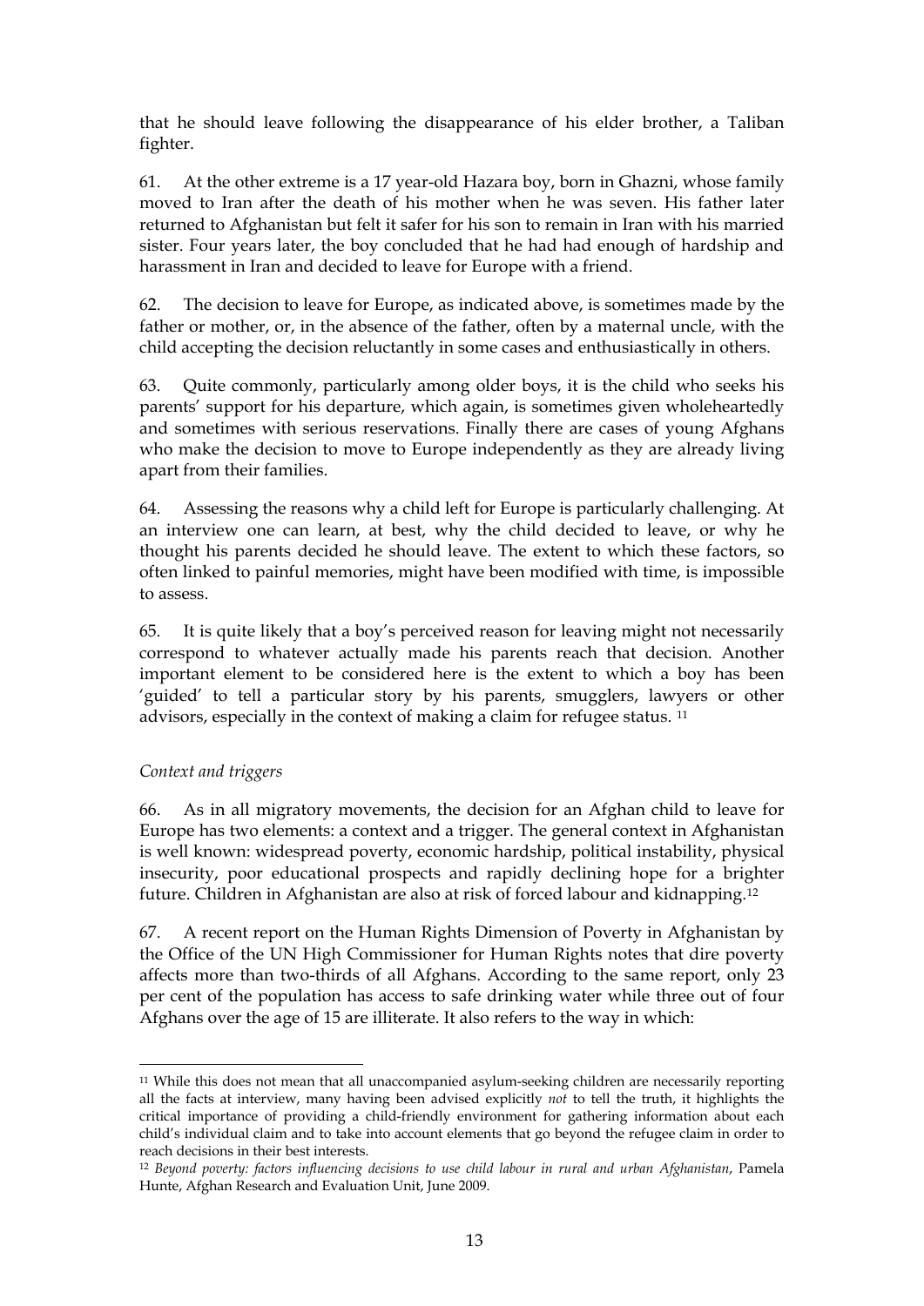that he should leave following the disappearance of his elder brother, a Taliban fighter.

61. At the other extreme is a 17 year-old Hazara boy, born in Ghazni, whose family moved to Iran after the death of his mother when he was seven. His father later returned to Afghanistan but felt it safer for his son to remain in Iran with his married sister. Four years later, the boy concluded that he had had enough of hardship and harassment in Iran and decided to leave for Europe with a friend.

62. The decision to leave for Europe, as indicated above, is sometimes made by the father or mother, or, in the absence of the father, often by a maternal uncle, with the child accepting the decision reluctantly in some cases and enthusiastically in others.

63. Quite commonly, particularly among older boys, it is the child who seeks his parents' support for his departure, which again, is sometimes given wholeheartedly and sometimes with serious reservations. Finally there are cases of young Afghans who make the decision to move to Europe independently as they are already living apart from their families.

64. Assessing the reasons why a child left for Europe is particularly challenging. At an interview one can learn, at best, why the child decided to leave, or why he thought his parents decided he should leave. The extent to which these factors, so often linked to painful memories, might have been modified with time, is impossible to assess.

65. It is quite likely that a boy's perceived reason for leaving might not necessarily correspond to whatever actually made his parents reach that decision. Another important element to be considered here is the extent to which a boy has been 'guided' to tell a particular story by his parents, smugglers, lawyers or other advisors, especially in the context of making a claim for refugee status. [11]

*Context and triggers*

66. As in all migratory movements, the decision for an Afghan child to leave for Europe has two elements: a context and a trigger. The general context in Afghanistan is well known: widespread poverty, economic hardship, political instability, physical insecurity, poor educational prospects and rapidly declining hope for a brighter future. Children in Afghanistan are also at risk of forced labour and kidnapping.[12]

67. A recent report on the Human Rights Dimension of Poverty in Afghanistan by the Office of the UN High Commissioner for Human Rights notes that dire poverty affects more than two-thirds of all Afghans. According to the same report, only 23 per cent of the population has access to safe drinking water while three out of four Afghans over the age of 15 are illiterate. It also refers to the way in which:

---

[11] While this does not mean that all unaccompanied asylum-seeking children are necessarily reporting all the facts at interview, many having been advised explicitly *not* to tell the truth, it highlights the critical importance of providing a child-friendly environment for gathering information about each child's individual claim and to take into account elements that go beyond the refugee claim in order to reach decisions in their best interests.

[12] *Beyond poverty: factors influencing decisions to use child labour in rural and urban Afghanistan*, Pamela Hunte, Afghan Research and Evaluation Unit, June 2009.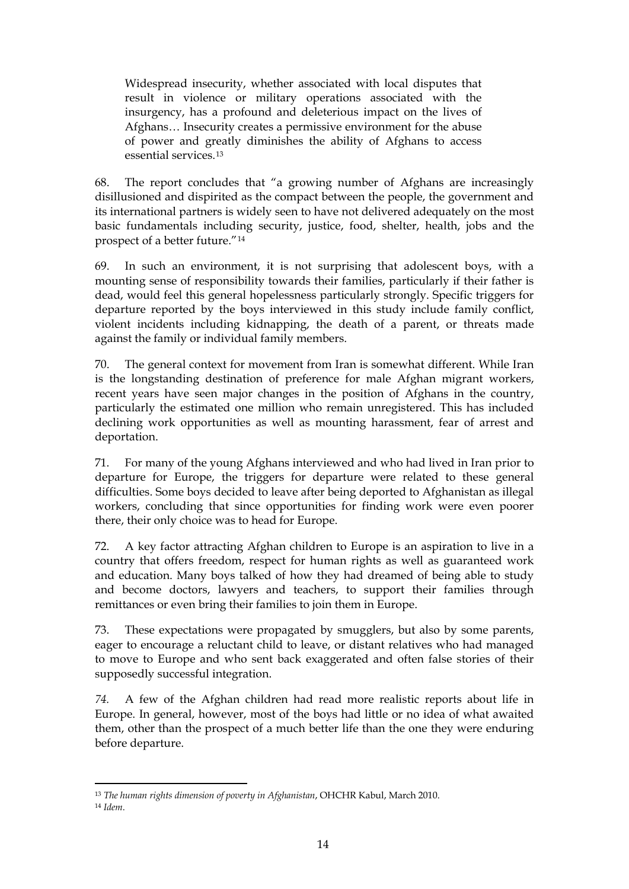> Widespread insecurity, whether associated with local disputes that result in violence or military operations associated with the insurgency, has a profound and deleterious impact on the lives of Afghans… Insecurity creates a permissive environment for the abuse of power and greatly diminishes the ability of Afghans to access essential services.[13]

68. The report concludes that "a growing number of Afghans are increasingly disillusioned and dispirited as the compact between the people, the government and its international partners is widely seen to have not delivered adequately on the most basic fundamentals including security, justice, food, shelter, health, jobs and the prospect of a better future."[14]

69. In such an environment, it is not surprising that adolescent boys, with a mounting sense of responsibility towards their families, particularly if their father is dead, would feel this general hopelessness particularly strongly. Specific triggers for departure reported by the boys interviewed in this study include family conflict, violent incidents including kidnapping, the death of a parent, or threats made against the family or individual family members.

70. The general context for movement from Iran is somewhat different. While Iran is the longstanding destination of preference for male Afghan migrant workers, recent years have seen major changes in the position of Afghans in the country, particularly the estimated one million who remain unregistered. This has included declining work opportunities as well as mounting harassment, fear of arrest and deportation.

71. For many of the young Afghans interviewed and who had lived in Iran prior to departure for Europe, the triggers for departure were related to these general difficulties. Some boys decided to leave after being deported to Afghanistan as illegal workers, concluding that since opportunities for finding work were even poorer there, their only choice was to head for Europe.

72. A key factor attracting Afghan children to Europe is an aspiration to live in a country that offers freedom, respect for human rights as well as guaranteed work and education. Many boys talked of how they had dreamed of being able to study and become doctors, lawyers and teachers, to support their families through remittances or even bring their families to join them in Europe.

73. These expectations were propagated by smugglers, but also by some parents, eager to encourage a reluctant child to leave, or distant relatives who had managed to move to Europe and who sent back exaggerated and often false stories of their supposedly successful integration.

*74.* A few of the Afghan children had read more realistic reports about life in Europe. In general, however, most of the boys had little or no idea of what awaited them, other than the prospect of a much better life than the one they were enduring before departure.

---

[13] *The human rights dimension of poverty in Afghanistan*, OHCHR Kabul, March 2010.

[14] *Idem*.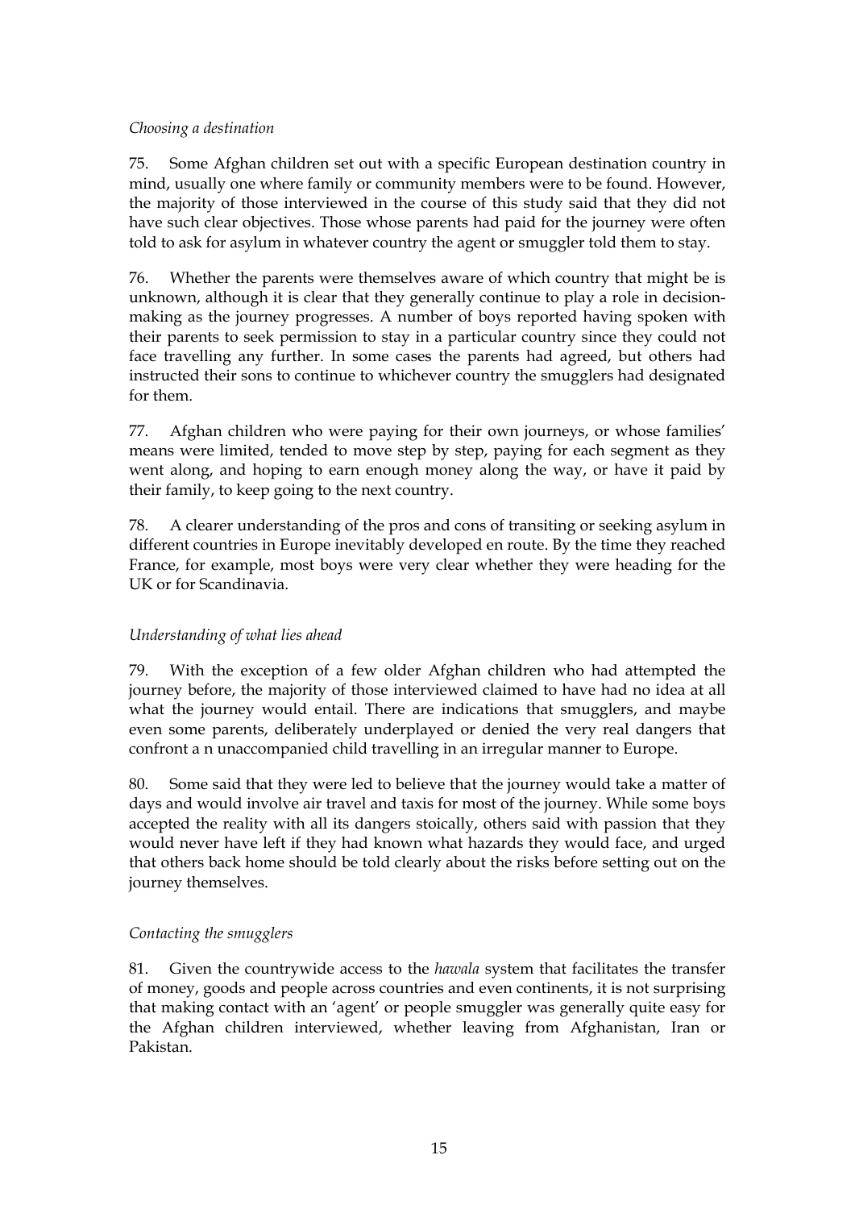*Choosing a destination*

75. Some Afghan children set out with a specific European destination country in mind, usually one where family or community members were to be found. However, the majority of those interviewed in the course of this study said that they did not have such clear objectives. Those whose parents had paid for the journey were often told to ask for asylum in whatever country the agent or smuggler told them to stay.

76. Whether the parents were themselves aware of which country that might be is unknown, although it is clear that they generally continue to play a role in decision-making as the journey progresses. A number of boys reported having spoken with their parents to seek permission to stay in a particular country since they could not face travelling any further. In some cases the parents had agreed, but others had instructed their sons to continue to whichever country the smugglers had designated for them.

77. Afghan children who were paying for their own journeys, or whose families' means were limited, tended to move step by step, paying for each segment as they went along, and hoping to earn enough money along the way, or have it paid by their family, to keep going to the next country.

78. A clearer understanding of the pros and cons of transiting or seeking asylum in different countries in Europe inevitably developed en route. By the time they reached France, for example, most boys were very clear whether they were heading for the UK or for Scandinavia.

*Understanding of what lies ahead*

79. With the exception of a few older Afghan children who had attempted the journey before, the majority of those interviewed claimed to have had no idea at all what the journey would entail. There are indications that smugglers, and maybe even some parents, deliberately underplayed or denied the very real dangers that confront a n unaccompanied child travelling in an irregular manner to Europe.

80. Some said that they were led to believe that the journey would take a matter of days and would involve air travel and taxis for most of the journey. While some boys accepted the reality with all its dangers stoically, others said with passion that they would never have left if they had known what hazards they would face, and urged that others back home should be told clearly about the risks before setting out on the journey themselves.

*Contacting the smugglers*

81. Given the countrywide access to the *hawala* system that facilitates the transfer of money, goods and people across countries and even continents, it is not surprising that making contact with an 'agent' or people smuggler was generally quite easy for the Afghan children interviewed, whether leaving from Afghanistan, Iran or Pakistan.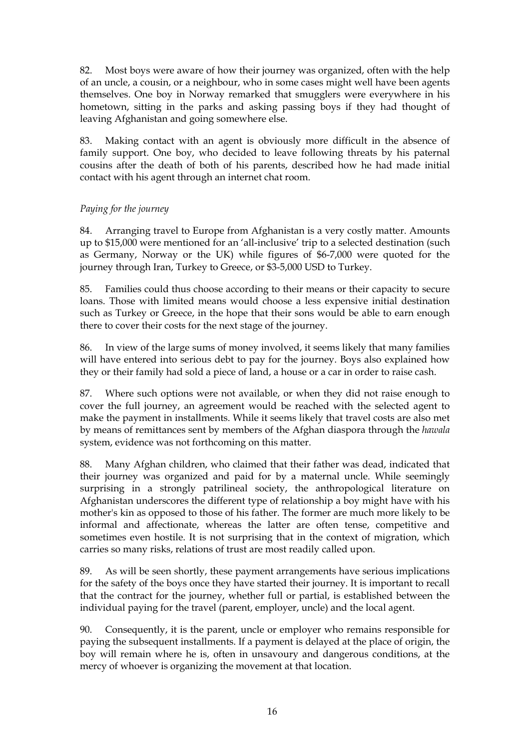82. Most boys were aware of how their journey was organized, often with the help of an uncle, a cousin, or a neighbour, who in some cases might well have been agents themselves. One boy in Norway remarked that smugglers were everywhere in his hometown, sitting in the parks and asking passing boys if they had thought of leaving Afghanistan and going somewhere else.

83. Making contact with an agent is obviously more difficult in the absence of family support. One boy, who decided to leave following threats by his paternal cousins after the death of both of his parents, described how he had made initial contact with his agent through an internet chat room.

*Paying for the journey*

84. Arranging travel to Europe from Afghanistan is a very costly matter. Amounts up to $15,000 were mentioned for an 'all-inclusive' trip to a selected destination (such as Germany, Norway or the UK) while figures of $6-7,000 were quoted for the journey through Iran, Turkey to Greece, or $3-5,000 USD to Turkey.

85. Families could thus choose according to their means or their capacity to secure loans. Those with limited means would choose a less expensive initial destination such as Turkey or Greece, in the hope that their sons would be able to earn enough there to cover their costs for the next stage of the journey.

86. In view of the large sums of money involved, it seems likely that many families will have entered into serious debt to pay for the journey. Boys also explained how they or their family had sold a piece of land, a house or a car in order to raise cash.

87. Where such options were not available, or when they did not raise enough to cover the full journey, an agreement would be reached with the selected agent to make the payment in installments. While it seems likely that travel costs are also met by means of remittances sent by members of the Afghan diaspora through the *hawala* system, evidence was not forthcoming on this matter.

88. Many Afghan children, who claimed that their father was dead, indicated that their journey was organized and paid for by a maternal uncle. While seemingly surprising in a strongly patrilineal society, the anthropological literature on Afghanistan underscores the different type of relationship a boy might have with his mother's kin as opposed to those of his father. The former are much more likely to be informal and affectionate, whereas the latter are often tense, competitive and sometimes even hostile. It is not surprising that in the context of migration, which carries so many risks, relations of trust are most readily called upon.

89. As will be seen shortly, these payment arrangements have serious implications for the safety of the boys once they have started their journey. It is important to recall that the contract for the journey, whether full or partial, is established between the individual paying for the travel (parent, employer, uncle) and the local agent.

90. Consequently, it is the parent, uncle or employer who remains responsible for paying the subsequent installments. If a payment is delayed at the place of origin, the boy will remain where he is, often in unsavoury and dangerous conditions, at the mercy of whoever is organizing the movement at that location.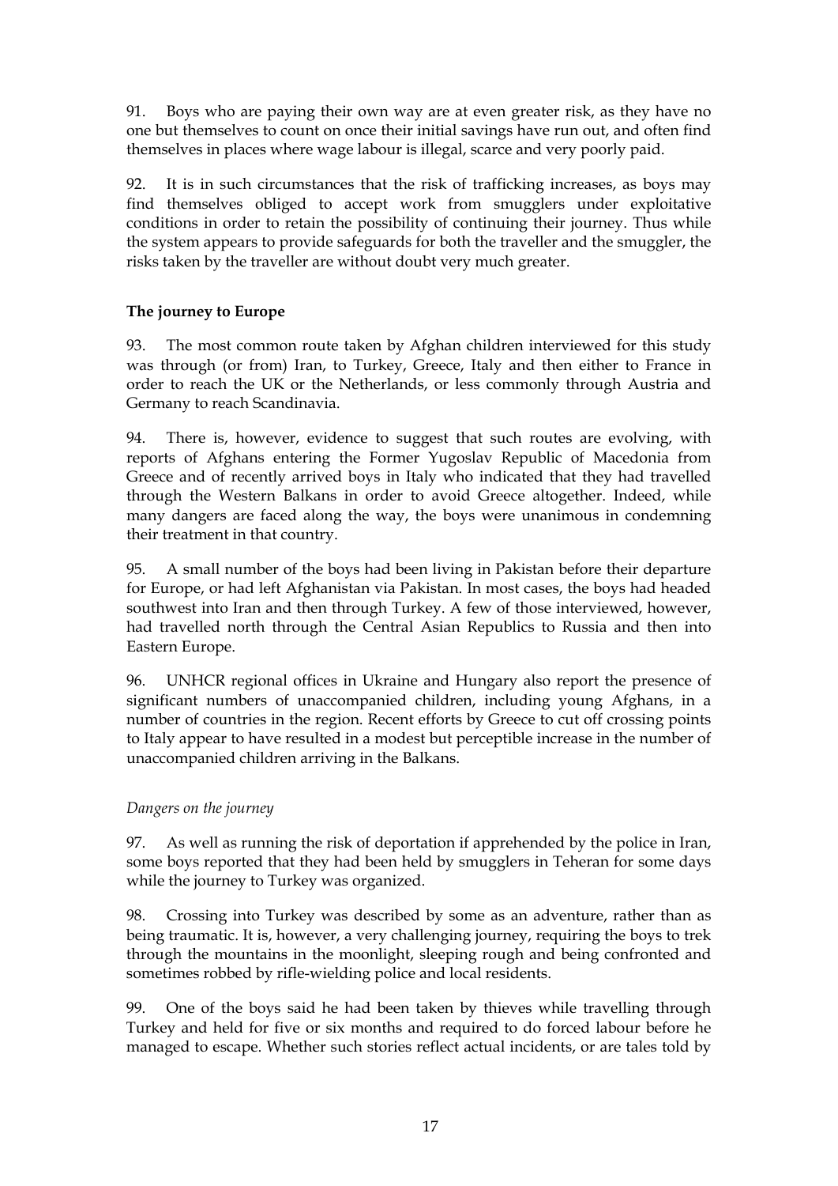91. Boys who are paying their own way are at even greater risk, as they have no one but themselves to count on once their initial savings have run out, and often find themselves in places where wage labour is illegal, scarce and very poorly paid.

92. It is in such circumstances that the risk of trafficking increases, as boys may find themselves obliged to accept work from smugglers under exploitative conditions in order to retain the possibility of continuing their journey. Thus while the system appears to provide safeguards for both the traveller and the smuggler, the risks taken by the traveller are without doubt very much greater.

**The journey to Europe**

93. The most common route taken by Afghan children interviewed for this study was through (or from) Iran, to Turkey, Greece, Italy and then either to France in order to reach the UK or the Netherlands, or less commonly through Austria and Germany to reach Scandinavia.

94. There is, however, evidence to suggest that such routes are evolving, with reports of Afghans entering the Former Yugoslav Republic of Macedonia from Greece and of recently arrived boys in Italy who indicated that they had travelled through the Western Balkans in order to avoid Greece altogether. Indeed, while many dangers are faced along the way, the boys were unanimous in condemning their treatment in that country.

95. A small number of the boys had been living in Pakistan before their departure for Europe, or had left Afghanistan via Pakistan. In most cases, the boys had headed southwest into Iran and then through Turkey. A few of those interviewed, however, had travelled north through the Central Asian Republics to Russia and then into Eastern Europe.

96. UNHCR regional offices in Ukraine and Hungary also report the presence of significant numbers of unaccompanied children, including young Afghans, in a number of countries in the region. Recent efforts by Greece to cut off crossing points to Italy appear to have resulted in a modest but perceptible increase in the number of unaccompanied children arriving in the Balkans.

*Dangers on the journey*

97. As well as running the risk of deportation if apprehended by the police in Iran, some boys reported that they had been held by smugglers in Teheran for some days while the journey to Turkey was organized.

98. Crossing into Turkey was described by some as an adventure, rather than as being traumatic. It is, however, a very challenging journey, requiring the boys to trek through the mountains in the moonlight, sleeping rough and being confronted and sometimes robbed by rifle-wielding police and local residents.

99. One of the boys said he had been taken by thieves while travelling through Turkey and held for five or six months and required to do forced labour before he managed to escape. Whether such stories reflect actual incidents, or are tales told by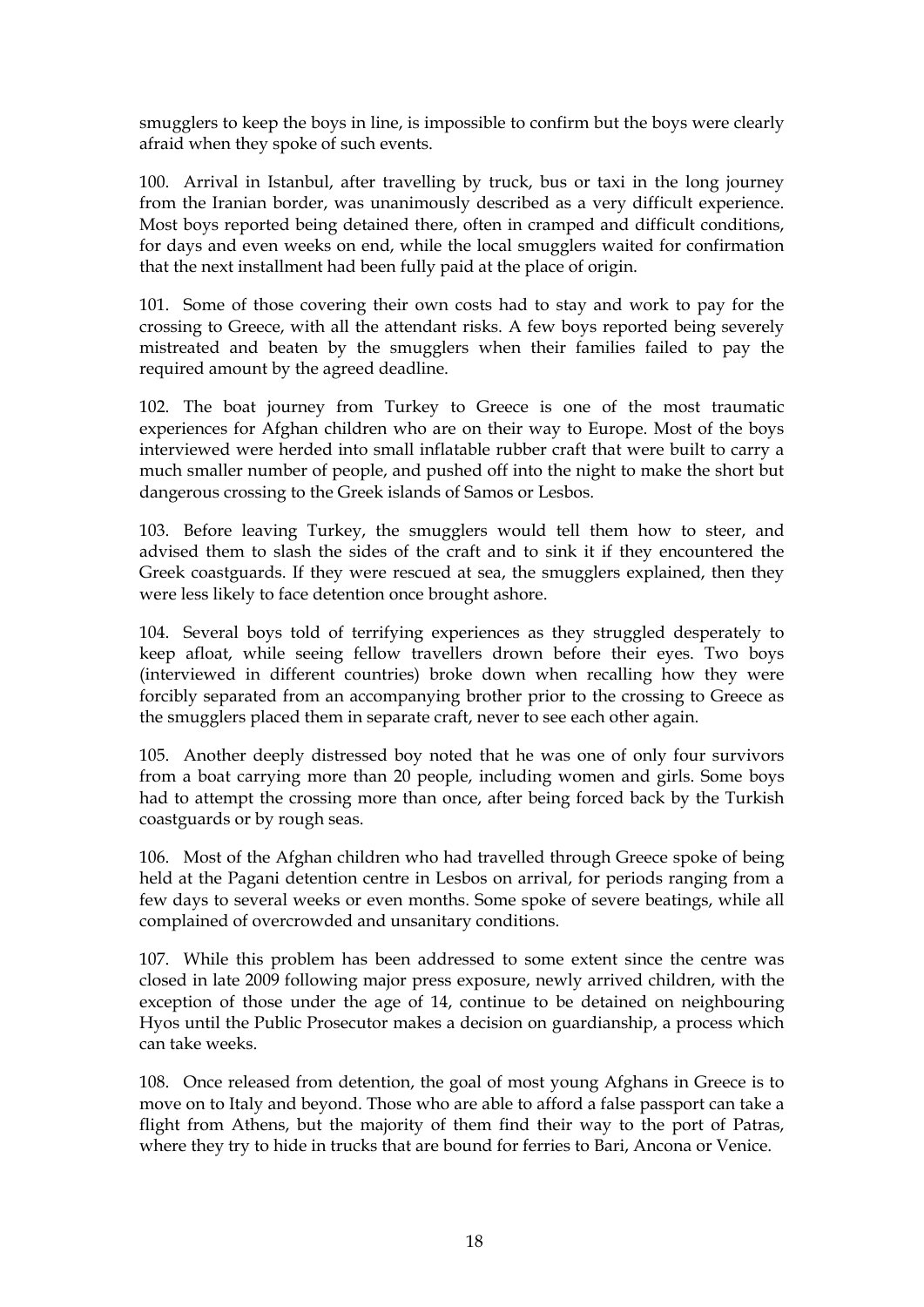smugglers to keep the boys in line, is impossible to confirm but the boys were clearly afraid when they spoke of such events.

100. Arrival in Istanbul, after travelling by truck, bus or taxi in the long journey from the Iranian border, was unanimously described as a very difficult experience. Most boys reported being detained there, often in cramped and difficult conditions, for days and even weeks on end, while the local smugglers waited for confirmation that the next installment had been fully paid at the place of origin.

101. Some of those covering their own costs had to stay and work to pay for the crossing to Greece, with all the attendant risks. A few boys reported being severely mistreated and beaten by the smugglers when their families failed to pay the required amount by the agreed deadline.

102. The boat journey from Turkey to Greece is one of the most traumatic experiences for Afghan children who are on their way to Europe. Most of the boys interviewed were herded into small inflatable rubber craft that were built to carry a much smaller number of people, and pushed off into the night to make the short but dangerous crossing to the Greek islands of Samos or Lesbos.

103. Before leaving Turkey, the smugglers would tell them how to steer, and advised them to slash the sides of the craft and to sink it if they encountered the Greek coastguards. If they were rescued at sea, the smugglers explained, then they were less likely to face detention once brought ashore.

104. Several boys told of terrifying experiences as they struggled desperately to keep afloat, while seeing fellow travellers drown before their eyes. Two boys (interviewed in different countries) broke down when recalling how they were forcibly separated from an accompanying brother prior to the crossing to Greece as the smugglers placed them in separate craft, never to see each other again.

105. Another deeply distressed boy noted that he was one of only four survivors from a boat carrying more than 20 people, including women and girls. Some boys had to attempt the crossing more than once, after being forced back by the Turkish coastguards or by rough seas.

106. Most of the Afghan children who had travelled through Greece spoke of being held at the Pagani detention centre in Lesbos on arrival, for periods ranging from a few days to several weeks or even months. Some spoke of severe beatings, while all complained of overcrowded and unsanitary conditions.

107. While this problem has been addressed to some extent since the centre was closed in late 2009 following major press exposure, newly arrived children, with the exception of those under the age of 14, continue to be detained on neighbouring Hyos until the Public Prosecutor makes a decision on guardianship, a process which can take weeks.

108. Once released from detention, the goal of most young Afghans in Greece is to move on to Italy and beyond. Those who are able to afford a false passport can take a flight from Athens, but the majority of them find their way to the port of Patras, where they try to hide in trucks that are bound for ferries to Bari, Ancona or Venice.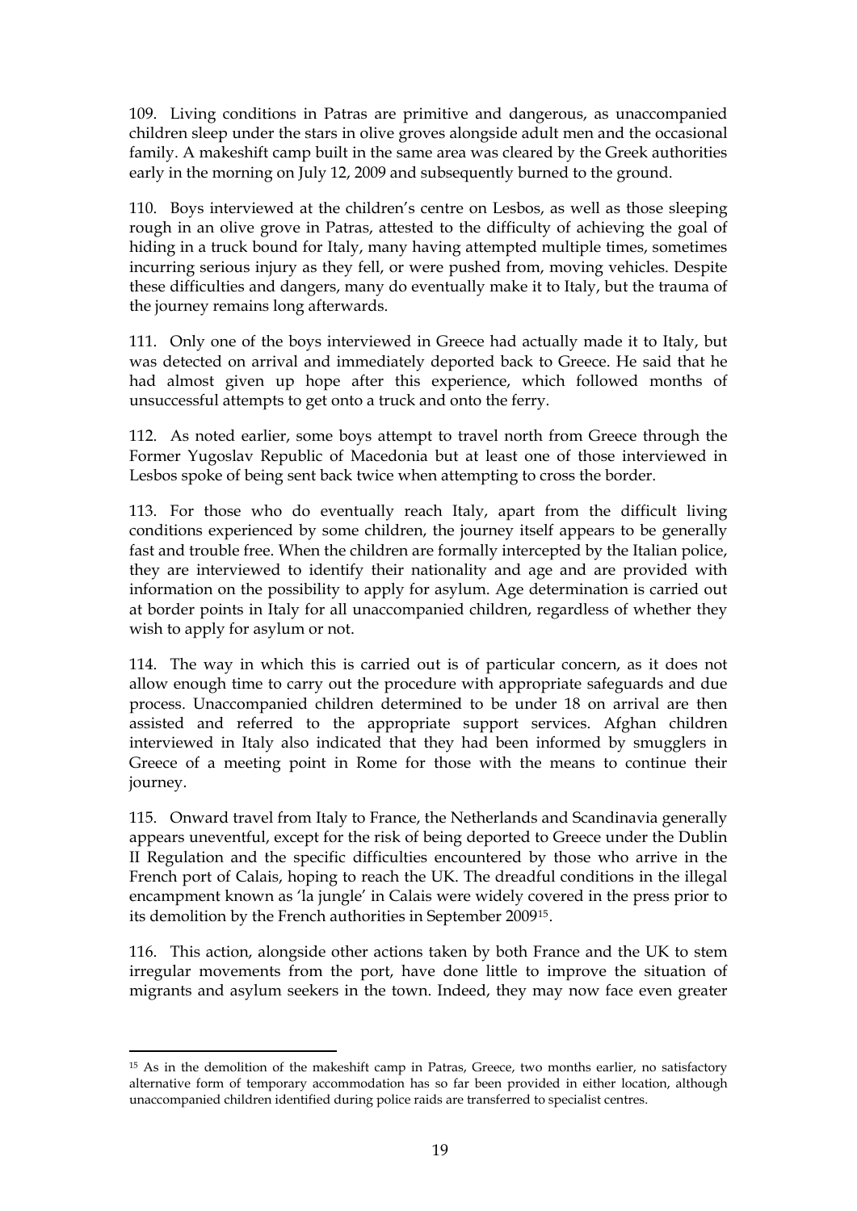109. Living conditions in Patras are primitive and dangerous, as unaccompanied children sleep under the stars in olive groves alongside adult men and the occasional family. A makeshift camp built in the same area was cleared by the Greek authorities early in the morning on July 12, 2009 and subsequently burned to the ground.

110. Boys interviewed at the children's centre on Lesbos, as well as those sleeping rough in an olive grove in Patras, attested to the difficulty of achieving the goal of hiding in a truck bound for Italy, many having attempted multiple times, sometimes incurring serious injury as they fell, or were pushed from, moving vehicles. Despite these difficulties and dangers, many do eventually make it to Italy, but the trauma of the journey remains long afterwards.

111. Only one of the boys interviewed in Greece had actually made it to Italy, but was detected on arrival and immediately deported back to Greece. He said that he had almost given up hope after this experience, which followed months of unsuccessful attempts to get onto a truck and onto the ferry.

112. As noted earlier, some boys attempt to travel north from Greece through the Former Yugoslav Republic of Macedonia but at least one of those interviewed in Lesbos spoke of being sent back twice when attempting to cross the border.

113. For those who do eventually reach Italy, apart from the difficult living conditions experienced by some children, the journey itself appears to be generally fast and trouble free. When the children are formally intercepted by the Italian police, they are interviewed to identify their nationality and age and are provided with information on the possibility to apply for asylum. Age determination is carried out at border points in Italy for all unaccompanied children, regardless of whether they wish to apply for asylum or not.

114. The way in which this is carried out is of particular concern, as it does not allow enough time to carry out the procedure with appropriate safeguards and due process. Unaccompanied children determined to be under 18 on arrival are then assisted and referred to the appropriate support services. Afghan children interviewed in Italy also indicated that they had been informed by smugglers in Greece of a meeting point in Rome for those with the means to continue their journey.

115. Onward travel from Italy to France, the Netherlands and Scandinavia generally appears uneventful, except for the risk of being deported to Greece under the Dublin II Regulation and the specific difficulties encountered by those who arrive in the French port of Calais, hoping to reach the UK. The dreadful conditions in the illegal encampment known as 'la jungle' in Calais were widely covered in the press prior to its demolition by the French authorities in September 2009[15].

116. This action, alongside other actions taken by both France and the UK to stem irregular movements from the port, have done little to improve the situation of migrants and asylum seekers in the town. Indeed, they may now face even greater

[15] As in the demolition of the makeshift camp in Patras, Greece, two months earlier, no satisfactory alternative form of temporary accommodation has so far been provided in either location, although unaccompanied children identified during police raids are transferred to specialist centres.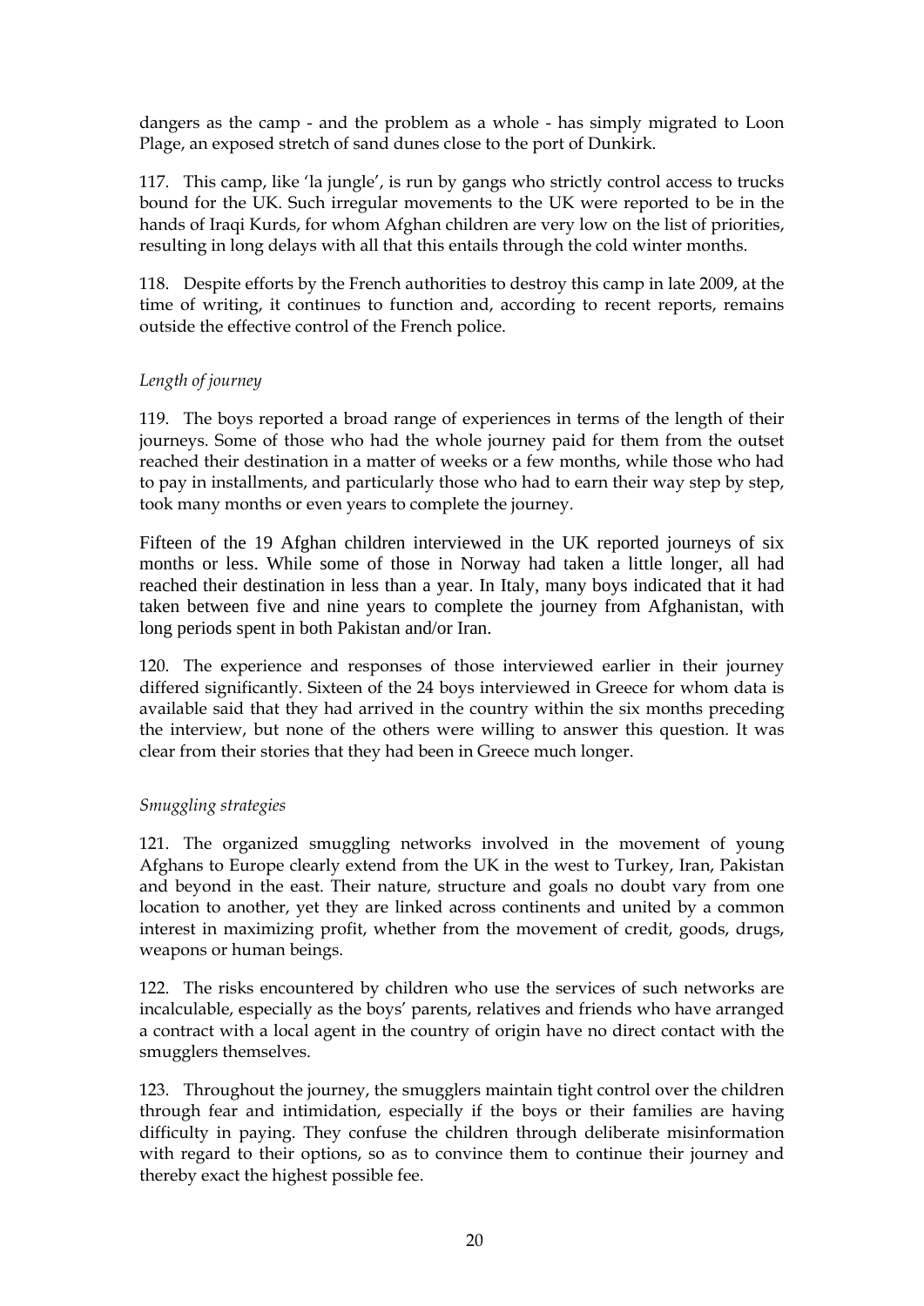dangers as the camp - and the problem as a whole - has simply migrated to Loon Plage, an exposed stretch of sand dunes close to the port of Dunkirk.

117. This camp, like 'la jungle', is run by gangs who strictly control access to trucks bound for the UK. Such irregular movements to the UK were reported to be in the hands of Iraqi Kurds, for whom Afghan children are very low on the list of priorities, resulting in long delays with all that this entails through the cold winter months.

118. Despite efforts by the French authorities to destroy this camp in late 2009, at the time of writing, it continues to function and, according to recent reports, remains outside the effective control of the French police.

*Length of journey*

119. The boys reported a broad range of experiences in terms of the length of their journeys. Some of those who had the whole journey paid for them from the outset reached their destination in a matter of weeks or a few months, while those who had to pay in installments, and particularly those who had to earn their way step by step, took many months or even years to complete the journey.

Fifteen of the 19 Afghan children interviewed in the UK reported journeys of six months or less. While some of those in Norway had taken a little longer, all had reached their destination in less than a year. In Italy, many boys indicated that it had taken between five and nine years to complete the journey from Afghanistan, with long periods spent in both Pakistan and/or Iran.

120. The experience and responses of those interviewed earlier in their journey differed significantly. Sixteen of the 24 boys interviewed in Greece for whom data is available said that they had arrived in the country within the six months preceding the interview, but none of the others were willing to answer this question. It was clear from their stories that they had been in Greece much longer.

*Smuggling strategies*

121. The organized smuggling networks involved in the movement of young Afghans to Europe clearly extend from the UK in the west to Turkey, Iran, Pakistan and beyond in the east. Their nature, structure and goals no doubt vary from one location to another, yet they are linked across continents and united by a common interest in maximizing profit, whether from the movement of credit, goods, drugs, weapons or human beings.

122. The risks encountered by children who use the services of such networks are incalculable, especially as the boys' parents, relatives and friends who have arranged a contract with a local agent in the country of origin have no direct contact with the smugglers themselves.

123. Throughout the journey, the smugglers maintain tight control over the children through fear and intimidation, especially if the boys or their families are having difficulty in paying. They confuse the children through deliberate misinformation with regard to their options, so as to convince them to continue their journey and thereby exact the highest possible fee.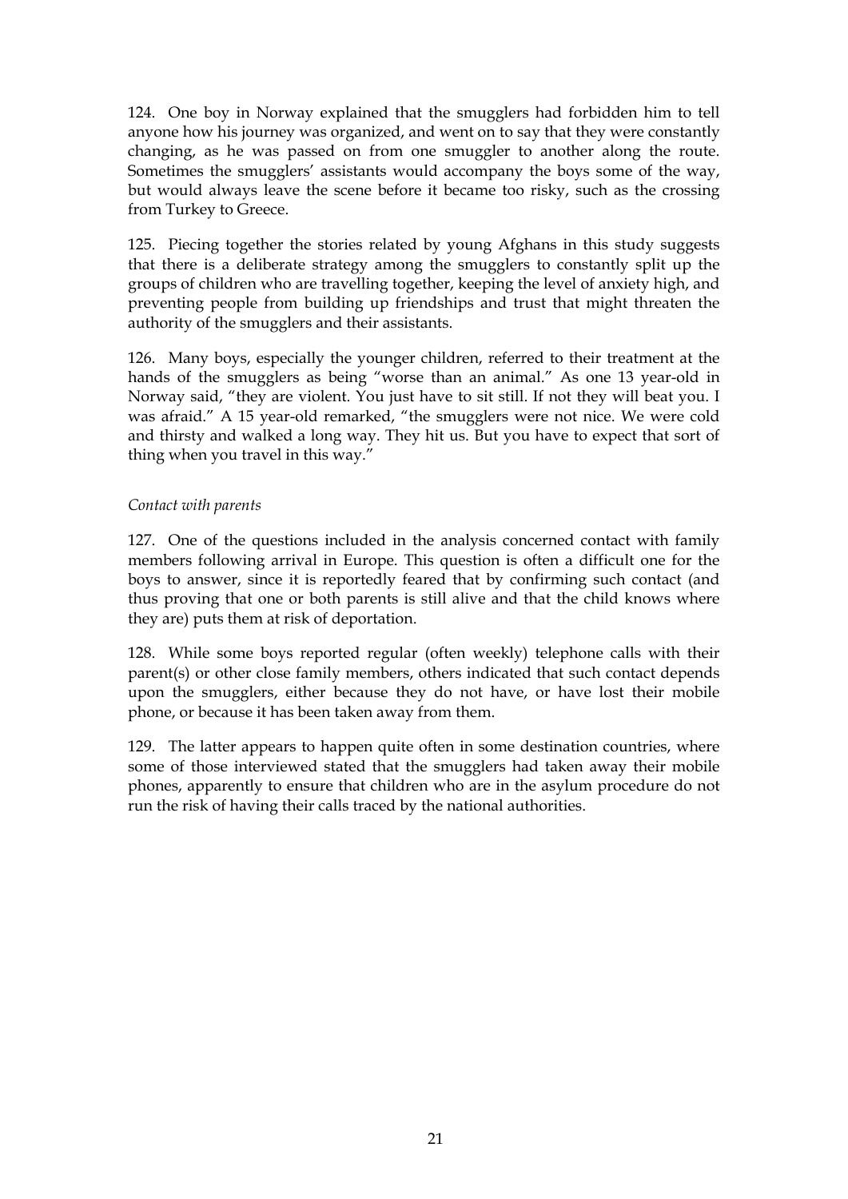124. One boy in Norway explained that the smugglers had forbidden him to tell anyone how his journey was organized, and went on to say that they were constantly changing, as he was passed on from one smuggler to another along the route. Sometimes the smugglers' assistants would accompany the boys some of the way, but would always leave the scene before it became too risky, such as the crossing from Turkey to Greece.

125. Piecing together the stories related by young Afghans in this study suggests that there is a deliberate strategy among the smugglers to constantly split up the groups of children who are travelling together, keeping the level of anxiety high, and preventing people from building up friendships and trust that might threaten the authority of the smugglers and their assistants.

126. Many boys, especially the younger children, referred to their treatment at the hands of the smugglers as being "worse than an animal." As one 13 year-old in Norway said, "they are violent. You just have to sit still. If not they will beat you. I was afraid." A 15 year-old remarked, "the smugglers were not nice. We were cold and thirsty and walked a long way. They hit us. But you have to expect that sort of thing when you travel in this way."

*Contact with parents*

127. One of the questions included in the analysis concerned contact with family members following arrival in Europe. This question is often a difficult one for the boys to answer, since it is reportedly feared that by confirming such contact (and thus proving that one or both parents is still alive and that the child knows where they are) puts them at risk of deportation.

128. While some boys reported regular (often weekly) telephone calls with their parent(s) or other close family members, others indicated that such contact depends upon the smugglers, either because they do not have, or have lost their mobile phone, or because it has been taken away from them.

129. The latter appears to happen quite often in some destination countries, where some of those interviewed stated that the smugglers had taken away their mobile phones, apparently to ensure that children who are in the asylum procedure do not run the risk of having their calls traced by the national authorities.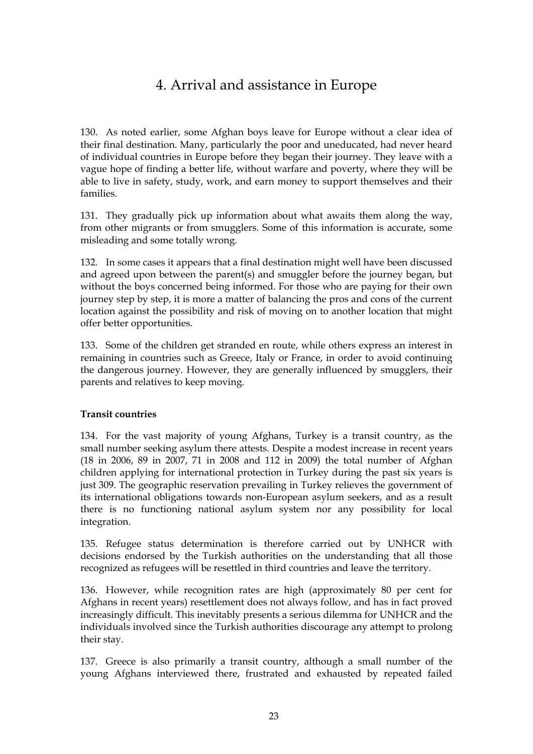# 4. Arrival and assistance in Europe

130. As noted earlier, some Afghan boys leave for Europe without a clear idea of their final destination. Many, particularly the poor and uneducated, had never heard of individual countries in Europe before they began their journey. They leave with a vague hope of finding a better life, without warfare and poverty, where they will be able to live in safety, study, work, and earn money to support themselves and their families.

131. They gradually pick up information about what awaits them along the way, from other migrants or from smugglers. Some of this information is accurate, some misleading and some totally wrong.

132. In some cases it appears that a final destination might well have been discussed and agreed upon between the parent(s) and smuggler before the journey began, but without the boys concerned being informed. For those who are paying for their own journey step by step, it is more a matter of balancing the pros and cons of the current location against the possibility and risk of moving on to another location that might offer better opportunities.

133. Some of the children get stranded en route, while others express an interest in remaining in countries such as Greece, Italy or France, in order to avoid continuing the dangerous journey. However, they are generally influenced by smugglers, their parents and relatives to keep moving.

**Transit countries**

134. For the vast majority of young Afghans, Turkey is a transit country, as the small number seeking asylum there attests. Despite a modest increase in recent years (18 in 2006, 89 in 2007, 71 in 2008 and 112 in 2009) the total number of Afghan children applying for international protection in Turkey during the past six years is just 309. The geographic reservation prevailing in Turkey relieves the government of its international obligations towards non-European asylum seekers, and as a result there is no functioning national asylum system nor any possibility for local integration.

135. Refugee status determination is therefore carried out by UNHCR with decisions endorsed by the Turkish authorities on the understanding that all those recognized as refugees will be resettled in third countries and leave the territory.

136. However, while recognition rates are high (approximately 80 per cent for Afghans in recent years) resettlement does not always follow, and has in fact proved increasingly difficult. This inevitably presents a serious dilemma for UNHCR and the individuals involved since the Turkish authorities discourage any attempt to prolong their stay.

137. Greece is also primarily a transit country, although a small number of the young Afghans interviewed there, frustrated and exhausted by repeated failed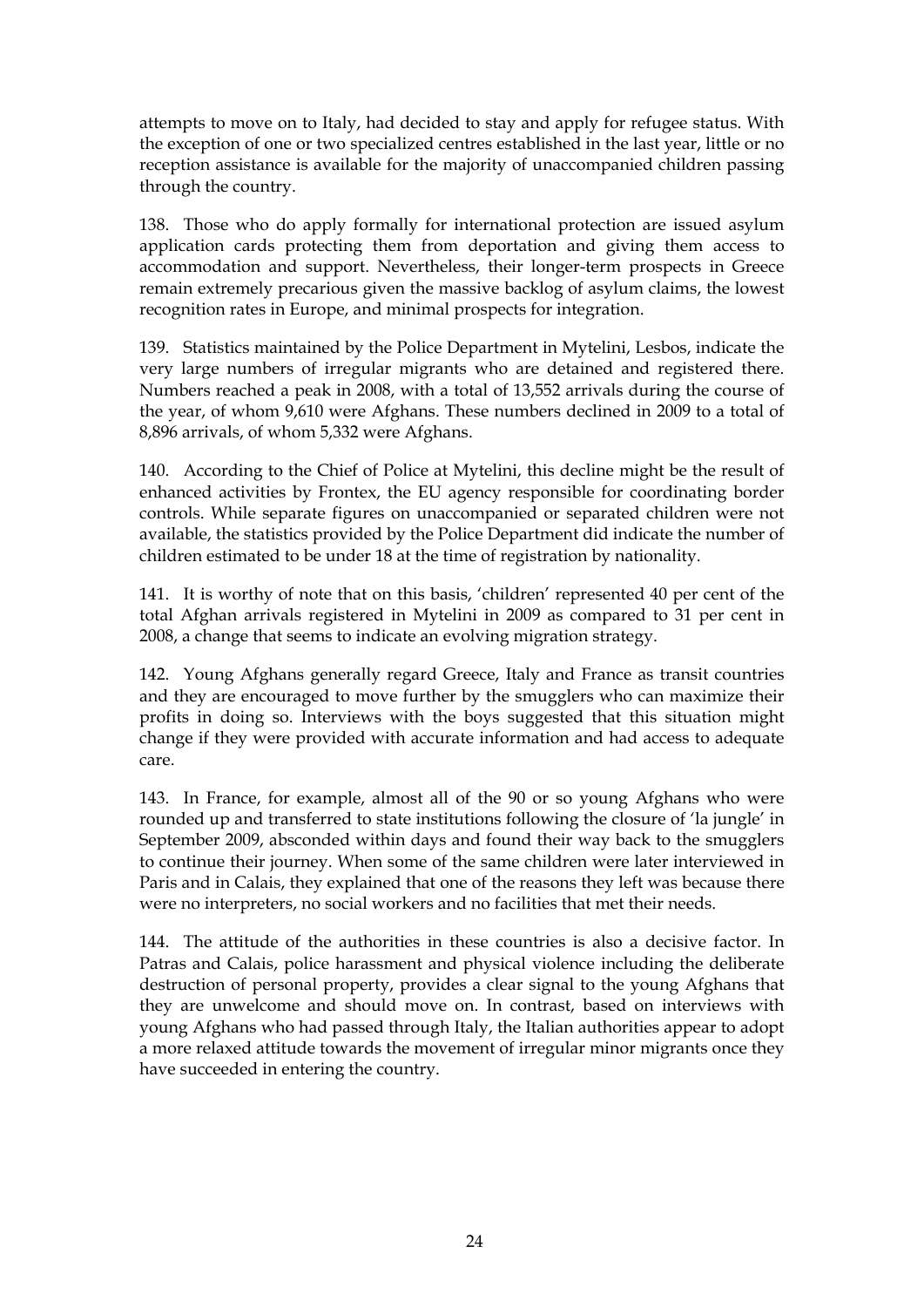attempts to move on to Italy, had decided to stay and apply for refugee status. With the exception of one or two specialized centres established in the last year, little or no reception assistance is available for the majority of unaccompanied children passing through the country.

138. Those who do apply formally for international protection are issued asylum application cards protecting them from deportation and giving them access to accommodation and support. Nevertheless, their longer-term prospects in Greece remain extremely precarious given the massive backlog of asylum claims, the lowest recognition rates in Europe, and minimal prospects for integration.

139. Statistics maintained by the Police Department in Mytelini, Lesbos, indicate the very large numbers of irregular migrants who are detained and registered there. Numbers reached a peak in 2008, with a total of 13,552 arrivals during the course of the year, of whom 9,610 were Afghans. These numbers declined in 2009 to a total of 8,896 arrivals, of whom 5,332 were Afghans.

140. According to the Chief of Police at Mytelini, this decline might be the result of enhanced activities by Frontex, the EU agency responsible for coordinating border controls. While separate figures on unaccompanied or separated children were not available, the statistics provided by the Police Department did indicate the number of children estimated to be under 18 at the time of registration by nationality.

141. It is worthy of note that on this basis, 'children' represented 40 per cent of the total Afghan arrivals registered in Mytelini in 2009 as compared to 31 per cent in 2008, a change that seems to indicate an evolving migration strategy.

142. Young Afghans generally regard Greece, Italy and France as transit countries and they are encouraged to move further by the smugglers who can maximize their profits in doing so. Interviews with the boys suggested that this situation might change if they were provided with accurate information and had access to adequate care.

143. In France, for example, almost all of the 90 or so young Afghans who were rounded up and transferred to state institutions following the closure of 'la jungle' in September 2009, absconded within days and found their way back to the smugglers to continue their journey. When some of the same children were later interviewed in Paris and in Calais, they explained that one of the reasons they left was because there were no interpreters, no social workers and no facilities that met their needs.

144. The attitude of the authorities in these countries is also a decisive factor. In Patras and Calais, police harassment and physical violence including the deliberate destruction of personal property, provides a clear signal to the young Afghans that they are unwelcome and should move on. In contrast, based on interviews with young Afghans who had passed through Italy, the Italian authorities appear to adopt a more relaxed attitude towards the movement of irregular minor migrants once they have succeeded in entering the country.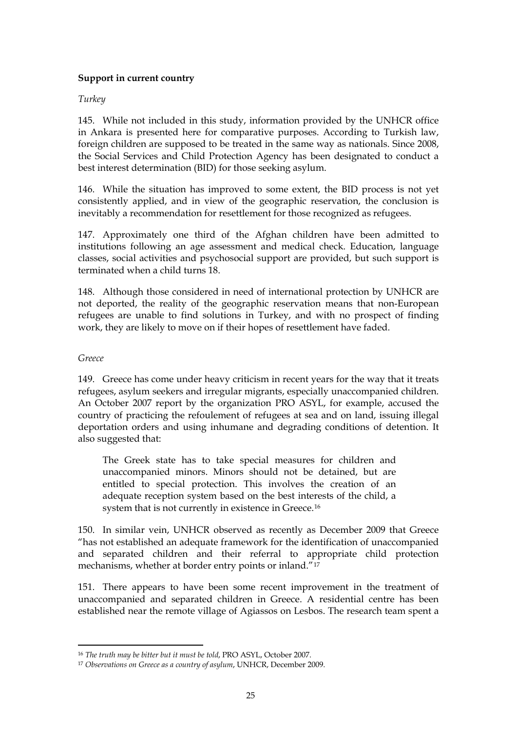**Support in current country**

*Turkey*

145. While not included in this study, information provided by the UNHCR office in Ankara is presented here for comparative purposes. According to Turkish law, foreign children are supposed to be treated in the same way as nationals. Since 2008, the Social Services and Child Protection Agency has been designated to conduct a best interest determination (BID) for those seeking asylum.

146. While the situation has improved to some extent, the BID process is not yet consistently applied, and in view of the geographic reservation, the conclusion is inevitably a recommendation for resettlement for those recognized as refugees.

147. Approximately one third of the Afghan children have been admitted to institutions following an age assessment and medical check. Education, language classes, social activities and psychosocial support are provided, but such support is terminated when a child turns 18.

148. Although those considered in need of international protection by UNHCR are not deported, the reality of the geographic reservation means that non-European refugees are unable to find solutions in Turkey, and with no prospect of finding work, they are likely to move on if their hopes of resettlement have faded.

*Greece*

149. Greece has come under heavy criticism in recent years for the way that it treats refugees, asylum seekers and irregular migrants, especially unaccompanied children. An October 2007 report by the organization PRO ASYL, for example, accused the country of practicing the refoulement of refugees at sea and on land, issuing illegal deportation orders and using inhumane and degrading conditions of detention. It also suggested that:

> The Greek state has to take special measures for children and unaccompanied minors. Minors should not be detained, but are entitled to special protection. This involves the creation of an adequate reception system based on the best interests of the child, a system that is not currently in existence in Greece.[16]

150. In similar vein, UNHCR observed as recently as December 2009 that Greece "has not established an adequate framework for the identification of unaccompanied and separated children and their referral to appropriate child protection mechanisms, whether at border entry points or inland."[17]

151. There appears to have been some recent improvement in the treatment of unaccompanied and separated children in Greece. A residential centre has been established near the remote village of Agiassos on Lesbos. The research team spent a

---

[16] *The truth may be bitter but it must be told*, PRO ASYL, October 2007.

[17] *Observations on Greece as a country of asylum*, UNHCR, December 2009.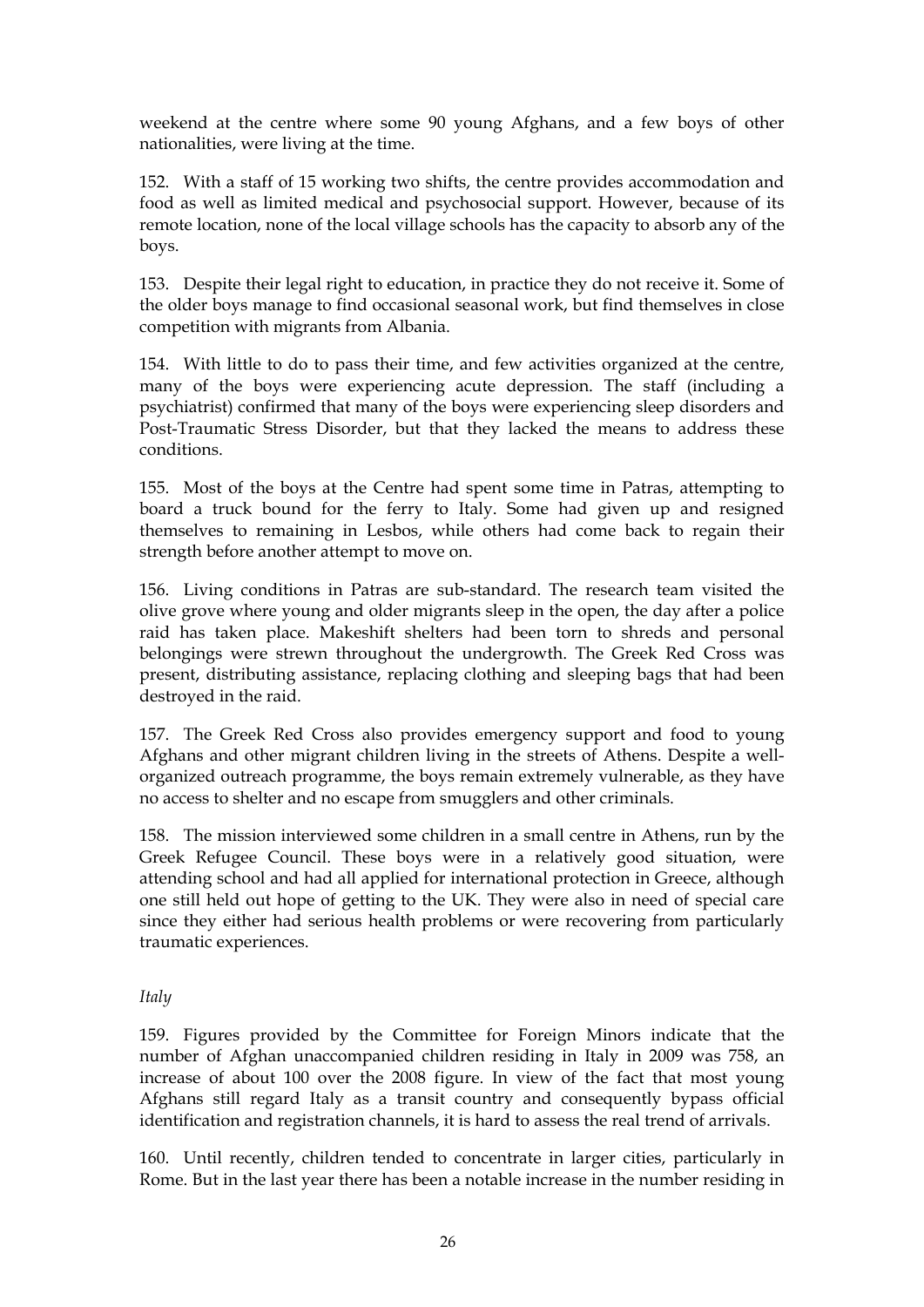weekend at the centre where some 90 young Afghans, and a few boys of other nationalities, were living at the time.

152. With a staff of 15 working two shifts, the centre provides accommodation and food as well as limited medical and psychosocial support. However, because of its remote location, none of the local village schools has the capacity to absorb any of the boys.

153. Despite their legal right to education, in practice they do not receive it. Some of the older boys manage to find occasional seasonal work, but find themselves in close competition with migrants from Albania.

154. With little to do to pass their time, and few activities organized at the centre, many of the boys were experiencing acute depression. The staff (including a psychiatrist) confirmed that many of the boys were experiencing sleep disorders and Post-Traumatic Stress Disorder, but that they lacked the means to address these conditions.

155. Most of the boys at the Centre had spent some time in Patras, attempting to board a truck bound for the ferry to Italy. Some had given up and resigned themselves to remaining in Lesbos, while others had come back to regain their strength before another attempt to move on.

156. Living conditions in Patras are sub-standard. The research team visited the olive grove where young and older migrants sleep in the open, the day after a police raid has taken place. Makeshift shelters had been torn to shreds and personal belongings were strewn throughout the undergrowth. The Greek Red Cross was present, distributing assistance, replacing clothing and sleeping bags that had been destroyed in the raid.

157. The Greek Red Cross also provides emergency support and food to young Afghans and other migrant children living in the streets of Athens. Despite a well-organized outreach programme, the boys remain extremely vulnerable, as they have no access to shelter and no escape from smugglers and other criminals.

158. The mission interviewed some children in a small centre in Athens, run by the Greek Refugee Council. These boys were in a relatively good situation, were attending school and had all applied for international protection in Greece, although one still held out hope of getting to the UK. They were also in need of special care since they either had serious health problems or were recovering from particularly traumatic experiences.

*Italy*

159. Figures provided by the Committee for Foreign Minors indicate that the number of Afghan unaccompanied children residing in Italy in 2009 was 758, an increase of about 100 over the 2008 figure. In view of the fact that most young Afghans still regard Italy as a transit country and consequently bypass official identification and registration channels, it is hard to assess the real trend of arrivals.

160. Until recently, children tended to concentrate in larger cities, particularly in Rome. But in the last year there has been a notable increase in the number residing in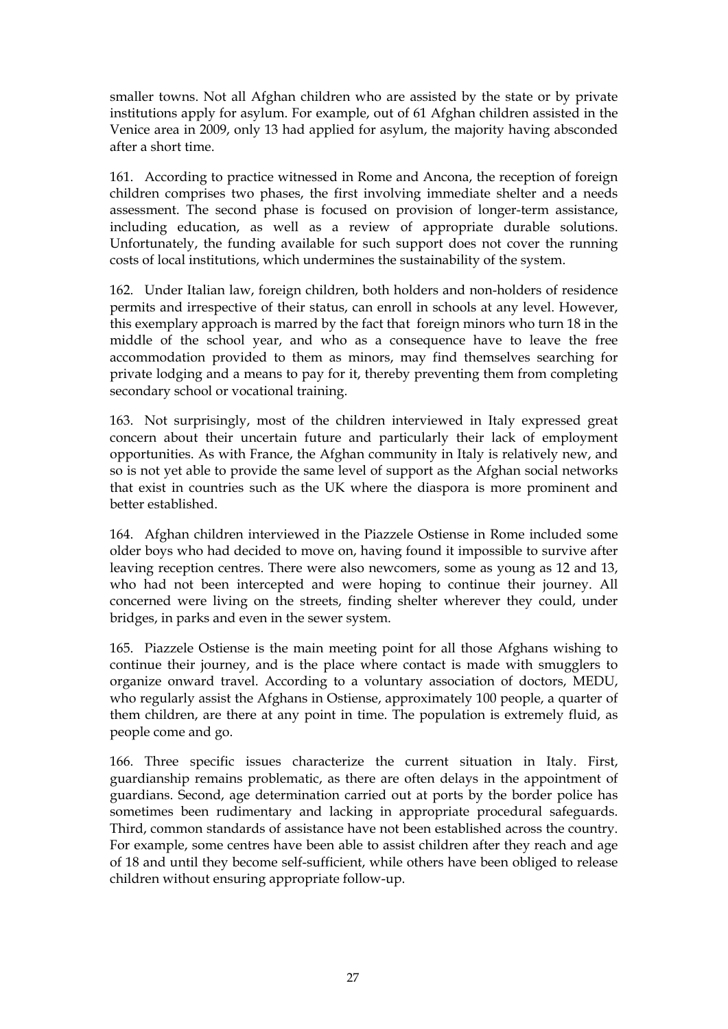smaller towns. Not all Afghan children who are assisted by the state or by private institutions apply for asylum. For example, out of 61 Afghan children assisted in the Venice area in 2009, only 13 had applied for asylum, the majority having absconded after a short time.

161. According to practice witnessed in Rome and Ancona, the reception of foreign children comprises two phases, the first involving immediate shelter and a needs assessment. The second phase is focused on provision of longer-term assistance, including education, as well as a review of appropriate durable solutions. Unfortunately, the funding available for such support does not cover the running costs of local institutions, which undermines the sustainability of the system.

162. Under Italian law, foreign children, both holders and non-holders of residence permits and irrespective of their status, can enroll in schools at any level. However, this exemplary approach is marred by the fact that foreign minors who turn 18 in the middle of the school year, and who as a consequence have to leave the free accommodation provided to them as minors, may find themselves searching for private lodging and a means to pay for it, thereby preventing them from completing secondary school or vocational training.

163. Not surprisingly, most of the children interviewed in Italy expressed great concern about their uncertain future and particularly their lack of employment opportunities. As with France, the Afghan community in Italy is relatively new, and so is not yet able to provide the same level of support as the Afghan social networks that exist in countries such as the UK where the diaspora is more prominent and better established.

164. Afghan children interviewed in the Piazzele Ostiense in Rome included some older boys who had decided to move on, having found it impossible to survive after leaving reception centres. There were also newcomers, some as young as 12 and 13, who had not been intercepted and were hoping to continue their journey. All concerned were living on the streets, finding shelter wherever they could, under bridges, in parks and even in the sewer system.

165. Piazzele Ostiense is the main meeting point for all those Afghans wishing to continue their journey, and is the place where contact is made with smugglers to organize onward travel. According to a voluntary association of doctors, MEDU, who regularly assist the Afghans in Ostiense, approximately 100 people, a quarter of them children, are there at any point in time. The population is extremely fluid, as people come and go.

166. Three specific issues characterize the current situation in Italy. First, guardianship remains problematic, as there are often delays in the appointment of guardians. Second, age determination carried out at ports by the border police has sometimes been rudimentary and lacking in appropriate procedural safeguards. Third, common standards of assistance have not been established across the country. For example, some centres have been able to assist children after they reach and age of 18 and until they become self-sufficient, while others have been obliged to release children without ensuring appropriate follow-up.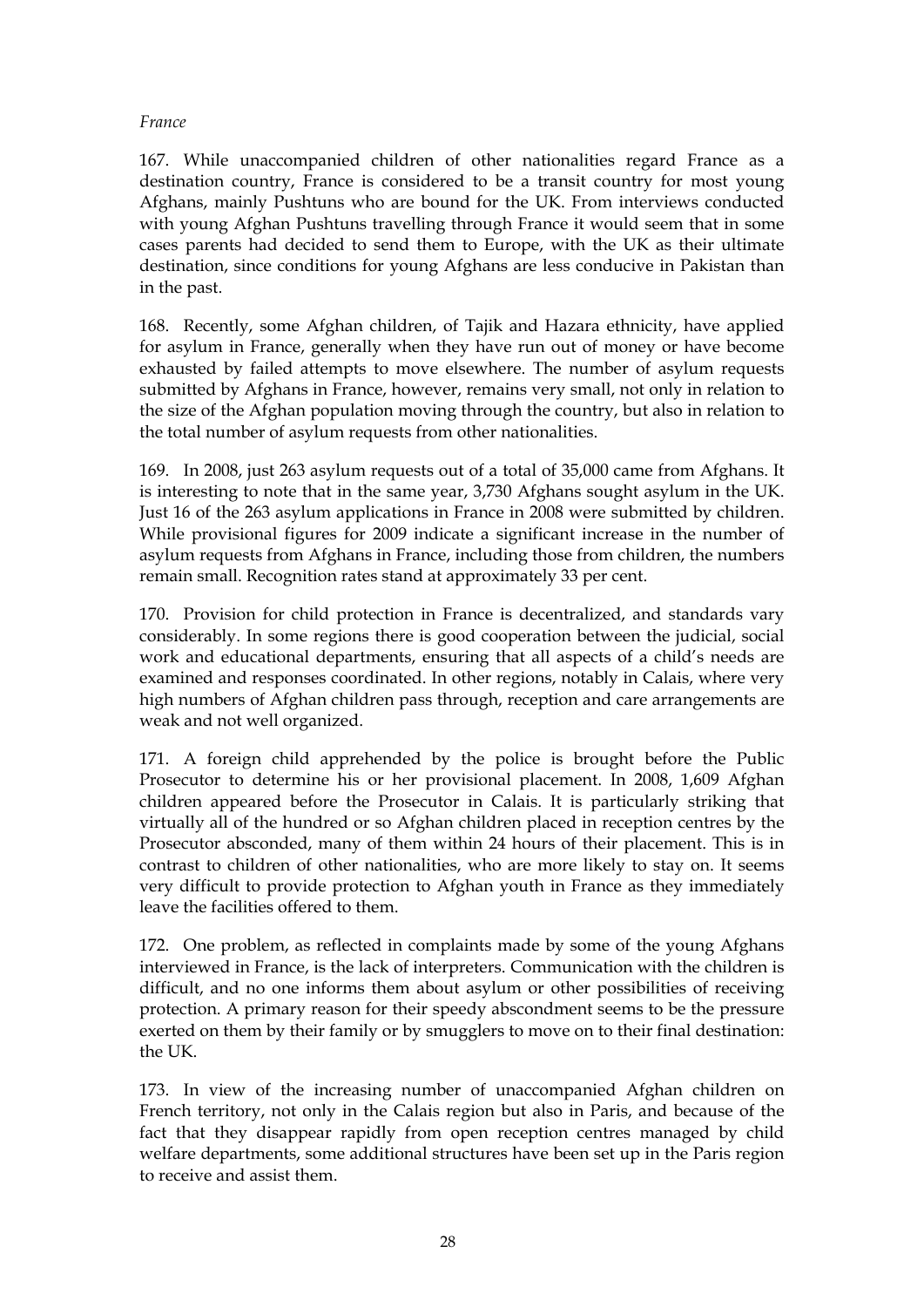*France*

167. While unaccompanied children of other nationalities regard France as a destination country, France is considered to be a transit country for most young Afghans, mainly Pushtuns who are bound for the UK. From interviews conducted with young Afghan Pushtuns travelling through France it would seem that in some cases parents had decided to send them to Europe, with the UK as their ultimate destination, since conditions for young Afghans are less conducive in Pakistan than in the past.

168. Recently, some Afghan children, of Tajik and Hazara ethnicity, have applied for asylum in France, generally when they have run out of money or have become exhausted by failed attempts to move elsewhere. The number of asylum requests submitted by Afghans in France, however, remains very small, not only in relation to the size of the Afghan population moving through the country, but also in relation to the total number of asylum requests from other nationalities.

169. In 2008, just 263 asylum requests out of a total of 35,000 came from Afghans. It is interesting to note that in the same year, 3,730 Afghans sought asylum in the UK. Just 16 of the 263 asylum applications in France in 2008 were submitted by children. While provisional figures for 2009 indicate a significant increase in the number of asylum requests from Afghans in France, including those from children, the numbers remain small. Recognition rates stand at approximately 33 per cent.

170. Provision for child protection in France is decentralized, and standards vary considerably. In some regions there is good cooperation between the judicial, social work and educational departments, ensuring that all aspects of a child's needs are examined and responses coordinated. In other regions, notably in Calais, where very high numbers of Afghan children pass through, reception and care arrangements are weak and not well organized.

171. A foreign child apprehended by the police is brought before the Public Prosecutor to determine his or her provisional placement. In 2008, 1,609 Afghan children appeared before the Prosecutor in Calais. It is particularly striking that virtually all of the hundred or so Afghan children placed in reception centres by the Prosecutor absconded, many of them within 24 hours of their placement. This is in contrast to children of other nationalities, who are more likely to stay on. It seems very difficult to provide protection to Afghan youth in France as they immediately leave the facilities offered to them.

172. One problem, as reflected in complaints made by some of the young Afghans interviewed in France, is the lack of interpreters. Communication with the children is difficult, and no one informs them about asylum or other possibilities of receiving protection. A primary reason for their speedy abscondment seems to be the pressure exerted on them by their family or by smugglers to move on to their final destination: the UK.

173. In view of the increasing number of unaccompanied Afghan children on French territory, not only in the Calais region but also in Paris, and because of the fact that they disappear rapidly from open reception centres managed by child welfare departments, some additional structures have been set up in the Paris region to receive and assist them.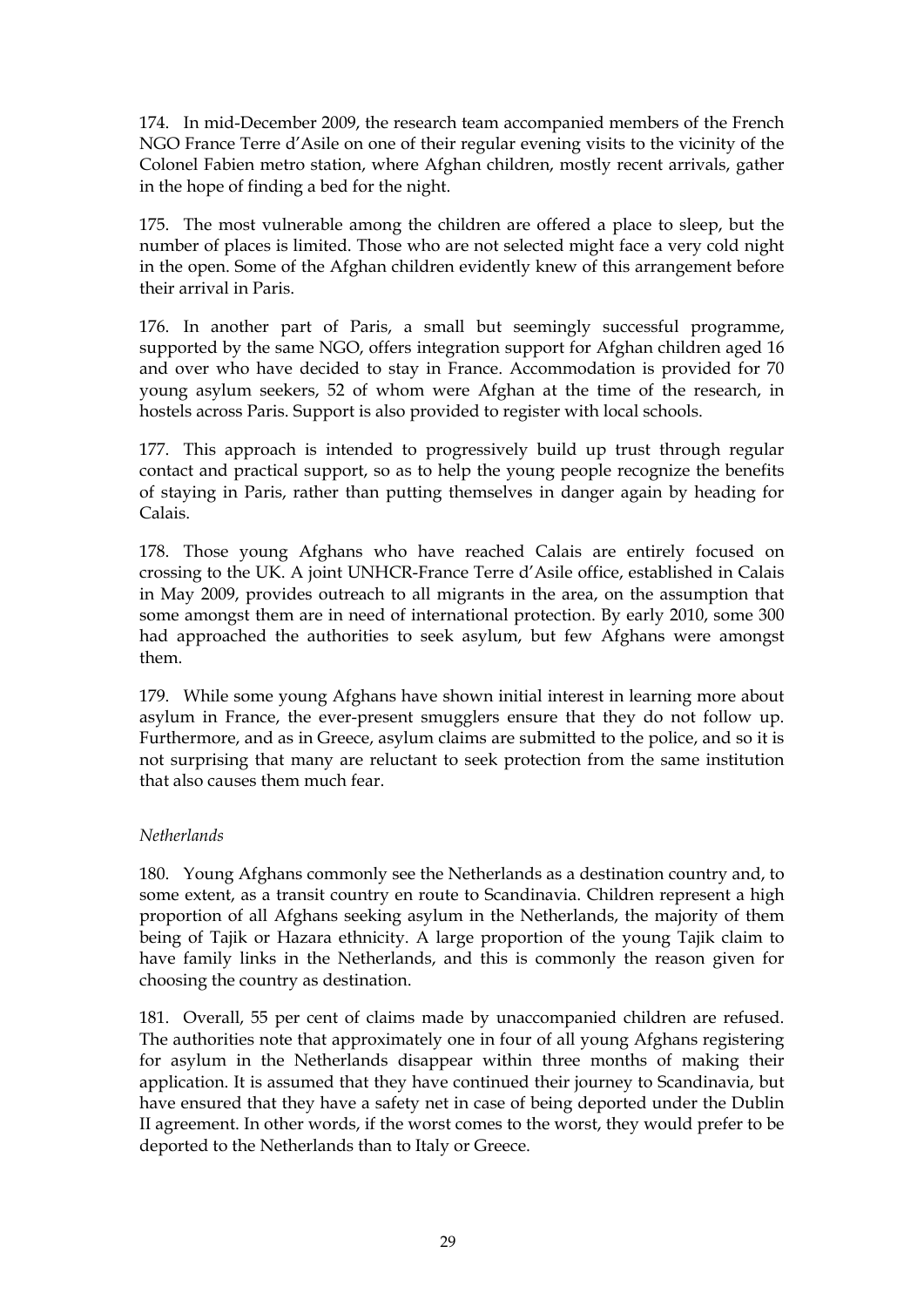174. In mid-December 2009, the research team accompanied members of the French NGO France Terre d'Asile on one of their regular evening visits to the vicinity of the Colonel Fabien metro station, where Afghan children, mostly recent arrivals, gather in the hope of finding a bed for the night.

175. The most vulnerable among the children are offered a place to sleep, but the number of places is limited. Those who are not selected might face a very cold night in the open. Some of the Afghan children evidently knew of this arrangement before their arrival in Paris.

176. In another part of Paris, a small but seemingly successful programme, supported by the same NGO, offers integration support for Afghan children aged 16 and over who have decided to stay in France. Accommodation is provided for 70 young asylum seekers, 52 of whom were Afghan at the time of the research, in hostels across Paris. Support is also provided to register with local schools.

177. This approach is intended to progressively build up trust through regular contact and practical support, so as to help the young people recognize the benefits of staying in Paris, rather than putting themselves in danger again by heading for Calais.

178. Those young Afghans who have reached Calais are entirely focused on crossing to the UK. A joint UNHCR-France Terre d'Asile office, established in Calais in May 2009, provides outreach to all migrants in the area, on the assumption that some amongst them are in need of international protection. By early 2010, some 300 had approached the authorities to seek asylum, but few Afghans were amongst them.

179. While some young Afghans have shown initial interest in learning more about asylum in France, the ever-present smugglers ensure that they do not follow up. Furthermore, and as in Greece, asylum claims are submitted to the police, and so it is not surprising that many are reluctant to seek protection from the same institution that also causes them much fear.

*Netherlands*

180. Young Afghans commonly see the Netherlands as a destination country and, to some extent, as a transit country en route to Scandinavia. Children represent a high proportion of all Afghans seeking asylum in the Netherlands, the majority of them being of Tajik or Hazara ethnicity. A large proportion of the young Tajik claim to have family links in the Netherlands, and this is commonly the reason given for choosing the country as destination.

181. Overall, 55 per cent of claims made by unaccompanied children are refused. The authorities note that approximately one in four of all young Afghans registering for asylum in the Netherlands disappear within three months of making their application. It is assumed that they have continued their journey to Scandinavia, but have ensured that they have a safety net in case of being deported under the Dublin II agreement. In other words, if the worst comes to the worst, they would prefer to be deported to the Netherlands than to Italy or Greece.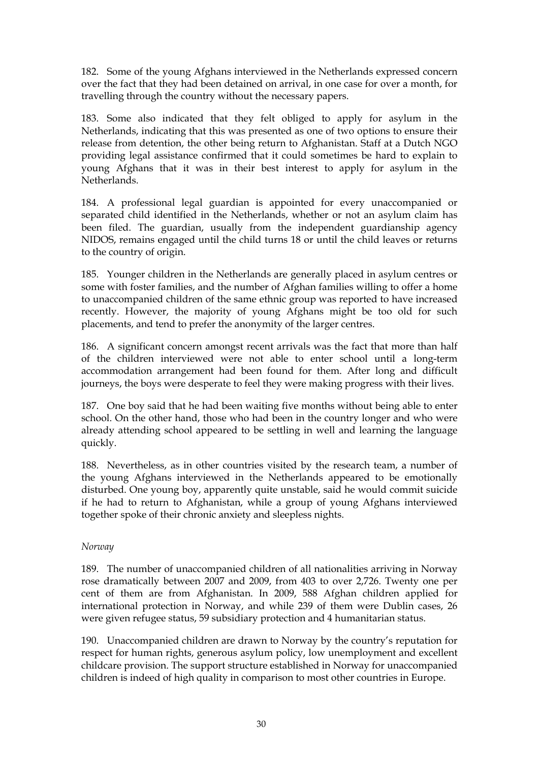182. Some of the young Afghans interviewed in the Netherlands expressed concern over the fact that they had been detained on arrival, in one case for over a month, for travelling through the country without the necessary papers.

183. Some also indicated that they felt obliged to apply for asylum in the Netherlands, indicating that this was presented as one of two options to ensure their release from detention, the other being return to Afghanistan. Staff at a Dutch NGO providing legal assistance confirmed that it could sometimes be hard to explain to young Afghans that it was in their best interest to apply for asylum in the Netherlands.

184. A professional legal guardian is appointed for every unaccompanied or separated child identified in the Netherlands, whether or not an asylum claim has been filed. The guardian, usually from the independent guardianship agency NIDOS, remains engaged until the child turns 18 or until the child leaves or returns to the country of origin.

185. Younger children in the Netherlands are generally placed in asylum centres or some with foster families, and the number of Afghan families willing to offer a home to unaccompanied children of the same ethnic group was reported to have increased recently. However, the majority of young Afghans might be too old for such placements, and tend to prefer the anonymity of the larger centres.

186. A significant concern amongst recent arrivals was the fact that more than half of the children interviewed were not able to enter school until a long-term accommodation arrangement had been found for them. After long and difficult journeys, the boys were desperate to feel they were making progress with their lives.

187. One boy said that he had been waiting five months without being able to enter school. On the other hand, those who had been in the country longer and who were already attending school appeared to be settling in well and learning the language quickly.

188. Nevertheless, as in other countries visited by the research team, a number of the young Afghans interviewed in the Netherlands appeared to be emotionally disturbed. One young boy, apparently quite unstable, said he would commit suicide if he had to return to Afghanistan, while a group of young Afghans interviewed together spoke of their chronic anxiety and sleepless nights.

*Norway*

189. The number of unaccompanied children of all nationalities arriving in Norway rose dramatically between 2007 and 2009, from 403 to over 2,726. Twenty one per cent of them are from Afghanistan. In 2009, 588 Afghan children applied for international protection in Norway, and while 239 of them were Dublin cases, 26 were given refugee status, 59 subsidiary protection and 4 humanitarian status.

190. Unaccompanied children are drawn to Norway by the country's reputation for respect for human rights, generous asylum policy, low unemployment and excellent childcare provision. The support structure established in Norway for unaccompanied children is indeed of high quality in comparison to most other countries in Europe.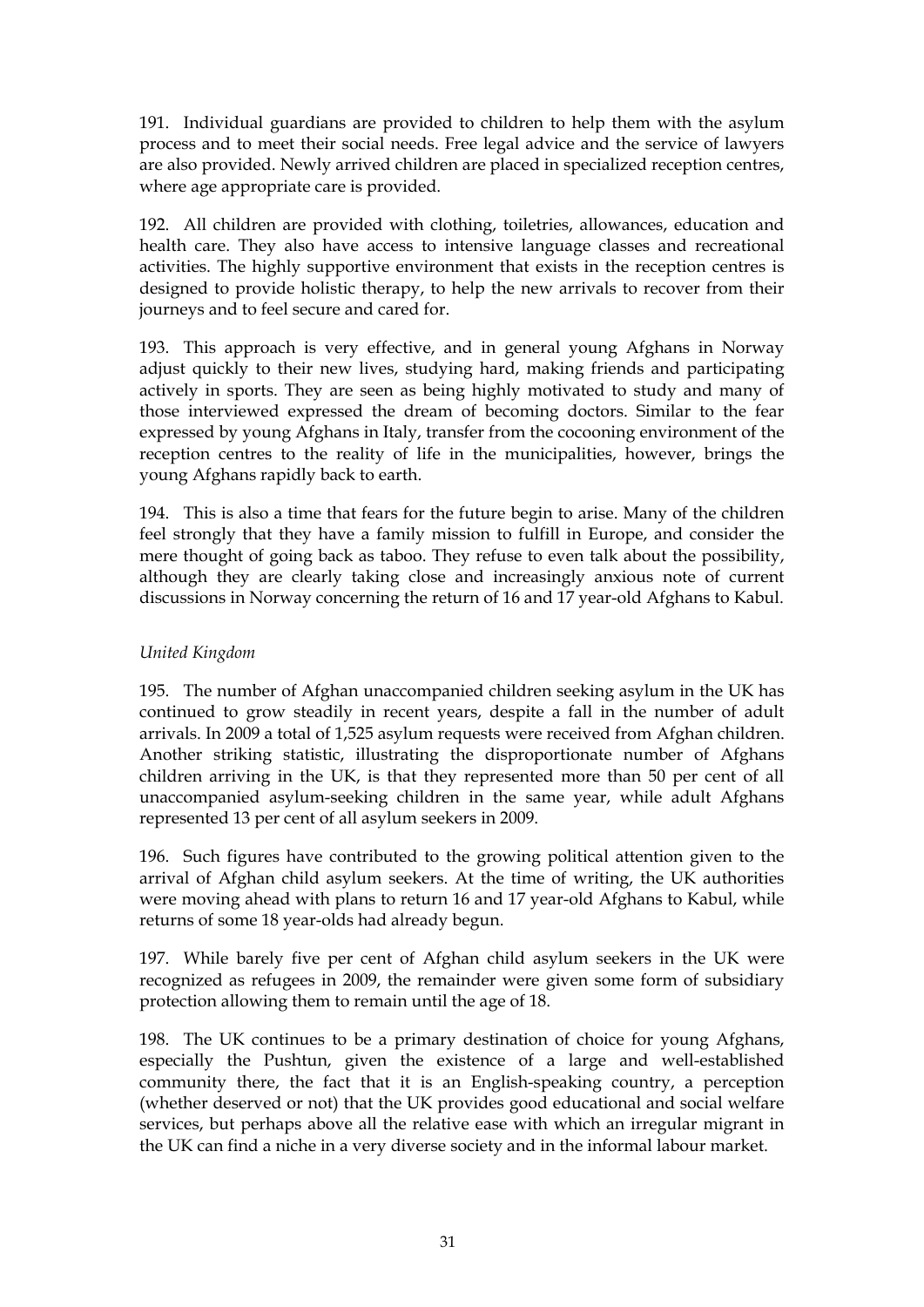191. Individual guardians are provided to children to help them with the asylum process and to meet their social needs. Free legal advice and the service of lawyers are also provided. Newly arrived children are placed in specialized reception centres, where age appropriate care is provided.

192. All children are provided with clothing, toiletries, allowances, education and health care. They also have access to intensive language classes and recreational activities. The highly supportive environment that exists in the reception centres is designed to provide holistic therapy, to help the new arrivals to recover from their journeys and to feel secure and cared for.

193. This approach is very effective, and in general young Afghans in Norway adjust quickly to their new lives, studying hard, making friends and participating actively in sports. They are seen as being highly motivated to study and many of those interviewed expressed the dream of becoming doctors. Similar to the fear expressed by young Afghans in Italy, transfer from the cocooning environment of the reception centres to the reality of life in the municipalities, however, brings the young Afghans rapidly back to earth.

194. This is also a time that fears for the future begin to arise. Many of the children feel strongly that they have a family mission to fulfill in Europe, and consider the mere thought of going back as taboo. They refuse to even talk about the possibility, although they are clearly taking close and increasingly anxious note of current discussions in Norway concerning the return of 16 and 17 year-old Afghans to Kabul.

*United Kingdom*

195. The number of Afghan unaccompanied children seeking asylum in the UK has continued to grow steadily in recent years, despite a fall in the number of adult arrivals. In 2009 a total of 1,525 asylum requests were received from Afghan children. Another striking statistic, illustrating the disproportionate number of Afghans children arriving in the UK, is that they represented more than 50 per cent of all unaccompanied asylum-seeking children in the same year, while adult Afghans represented 13 per cent of all asylum seekers in 2009.

196. Such figures have contributed to the growing political attention given to the arrival of Afghan child asylum seekers. At the time of writing, the UK authorities were moving ahead with plans to return 16 and 17 year-old Afghans to Kabul, while returns of some 18 year-olds had already begun.

197. While barely five per cent of Afghan child asylum seekers in the UK were recognized as refugees in 2009, the remainder were given some form of subsidiary protection allowing them to remain until the age of 18.

198. The UK continues to be a primary destination of choice for young Afghans, especially the Pushtun, given the existence of a large and well-established community there, the fact that it is an English-speaking country, a perception (whether deserved or not) that the UK provides good educational and social welfare services, but perhaps above all the relative ease with which an irregular migrant in the UK can find a niche in a very diverse society and in the informal labour market.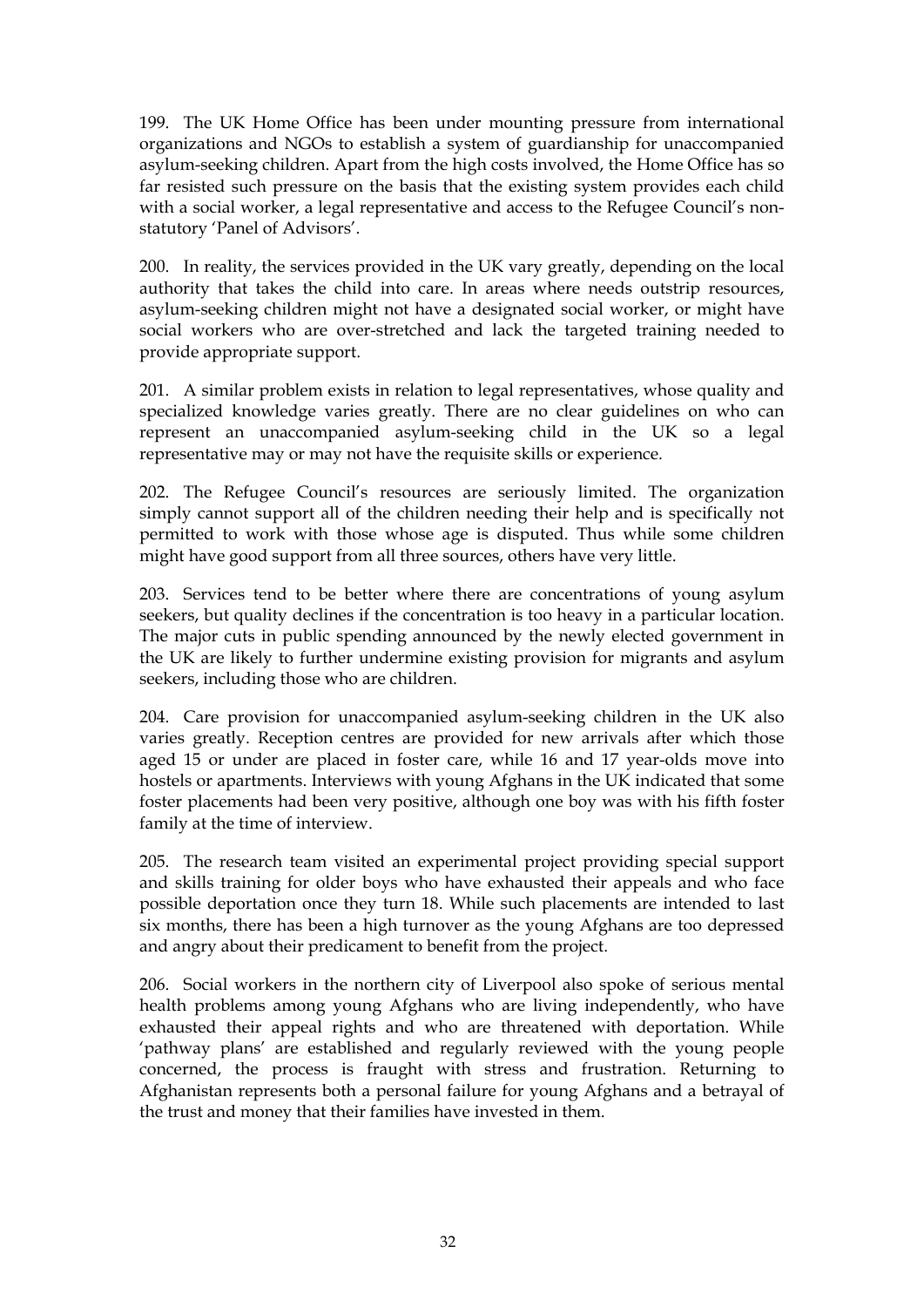199. The UK Home Office has been under mounting pressure from international organizations and NGOs to establish a system of guardianship for unaccompanied asylum-seeking children. Apart from the high costs involved, the Home Office has so far resisted such pressure on the basis that the existing system provides each child with a social worker, a legal representative and access to the Refugee Council's non-statutory 'Panel of Advisors'.

200. In reality, the services provided in the UK vary greatly, depending on the local authority that takes the child into care. In areas where needs outstrip resources, asylum-seeking children might not have a designated social worker, or might have social workers who are over-stretched and lack the targeted training needed to provide appropriate support.

201. A similar problem exists in relation to legal representatives, whose quality and specialized knowledge varies greatly. There are no clear guidelines on who can represent an unaccompanied asylum-seeking child in the UK so a legal representative may or may not have the requisite skills or experience.

202. The Refugee Council's resources are seriously limited. The organization simply cannot support all of the children needing their help and is specifically not permitted to work with those whose age is disputed. Thus while some children might have good support from all three sources, others have very little.

203. Services tend to be better where there are concentrations of young asylum seekers, but quality declines if the concentration is too heavy in a particular location. The major cuts in public spending announced by the newly elected government in the UK are likely to further undermine existing provision for migrants and asylum seekers, including those who are children.

204. Care provision for unaccompanied asylum-seeking children in the UK also varies greatly. Reception centres are provided for new arrivals after which those aged 15 or under are placed in foster care, while 16 and 17 year-olds move into hostels or apartments. Interviews with young Afghans in the UK indicated that some foster placements had been very positive, although one boy was with his fifth foster family at the time of interview.

205. The research team visited an experimental project providing special support and skills training for older boys who have exhausted their appeals and who face possible deportation once they turn 18. While such placements are intended to last six months, there has been a high turnover as the young Afghans are too depressed and angry about their predicament to benefit from the project.

206. Social workers in the northern city of Liverpool also spoke of serious mental health problems among young Afghans who are living independently, who have exhausted their appeal rights and who are threatened with deportation. While 'pathway plans' are established and regularly reviewed with the young people concerned, the process is fraught with stress and frustration. Returning to Afghanistan represents both a personal failure for young Afghans and a betrayal of the trust and money that their families have invested in them.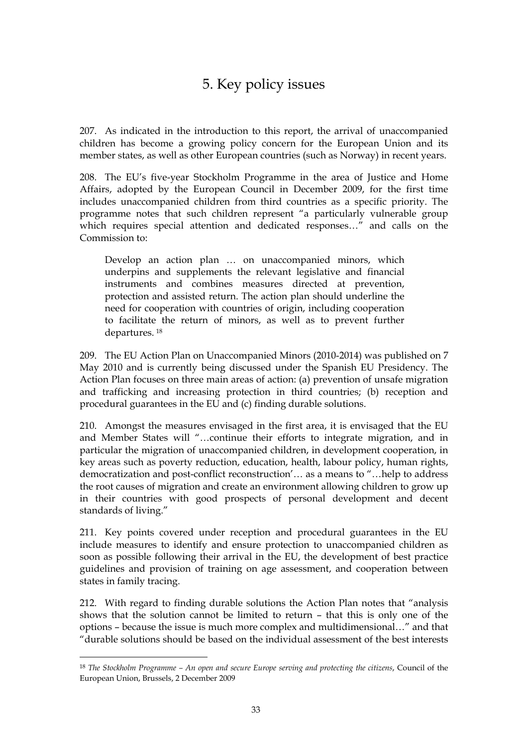# 5. Key policy issues

207. As indicated in the introduction to this report, the arrival of unaccompanied children has become a growing policy concern for the European Union and its member states, as well as other European countries (such as Norway) in recent years.

208. The EU's five-year Stockholm Programme in the area of Justice and Home Affairs, adopted by the European Council in December 2009, for the first time includes unaccompanied children from third countries as a specific priority. The programme notes that such children represent "a particularly vulnerable group which requires special attention and dedicated responses…" and calls on the Commission to:

> Develop an action plan … on unaccompanied minors, which underpins and supplements the relevant legislative and financial instruments and combines measures directed at prevention, protection and assisted return. The action plan should underline the need for cooperation with countries of origin, including cooperation to facilitate the return of minors, as well as to prevent further departures. [18]

209. The EU Action Plan on Unaccompanied Minors (2010-2014) was published on 7 May 2010 and is currently being discussed under the Spanish EU Presidency. The Action Plan focuses on three main areas of action: (a) prevention of unsafe migration and trafficking and increasing protection in third countries; (b) reception and procedural guarantees in the EU and (c) finding durable solutions.

210. Amongst the measures envisaged in the first area, it is envisaged that the EU and Member States will "…continue their efforts to integrate migration, and in particular the migration of unaccompanied children, in development cooperation, in key areas such as poverty reduction, education, health, labour policy, human rights, democratization and post-conflict reconstruction'… as a means to "…help to address the root causes of migration and create an environment allowing children to grow up in their countries with good prospects of personal development and decent standards of living."

211. Key points covered under reception and procedural guarantees in the EU include measures to identify and ensure protection to unaccompanied children as soon as possible following their arrival in the EU, the development of best practice guidelines and provision of training on age assessment, and cooperation between states in family tracing.

212. With regard to finding durable solutions the Action Plan notes that "analysis shows that the solution cannot be limited to return – that this is only one of the options – because the issue is much more complex and multidimensional…" and that "durable solutions should be based on the individual assessment of the best interests

---

[18] *The Stockholm Programme – An open and secure Europe serving and protecting the citizens*, Council of the European Union, Brussels, 2 December 2009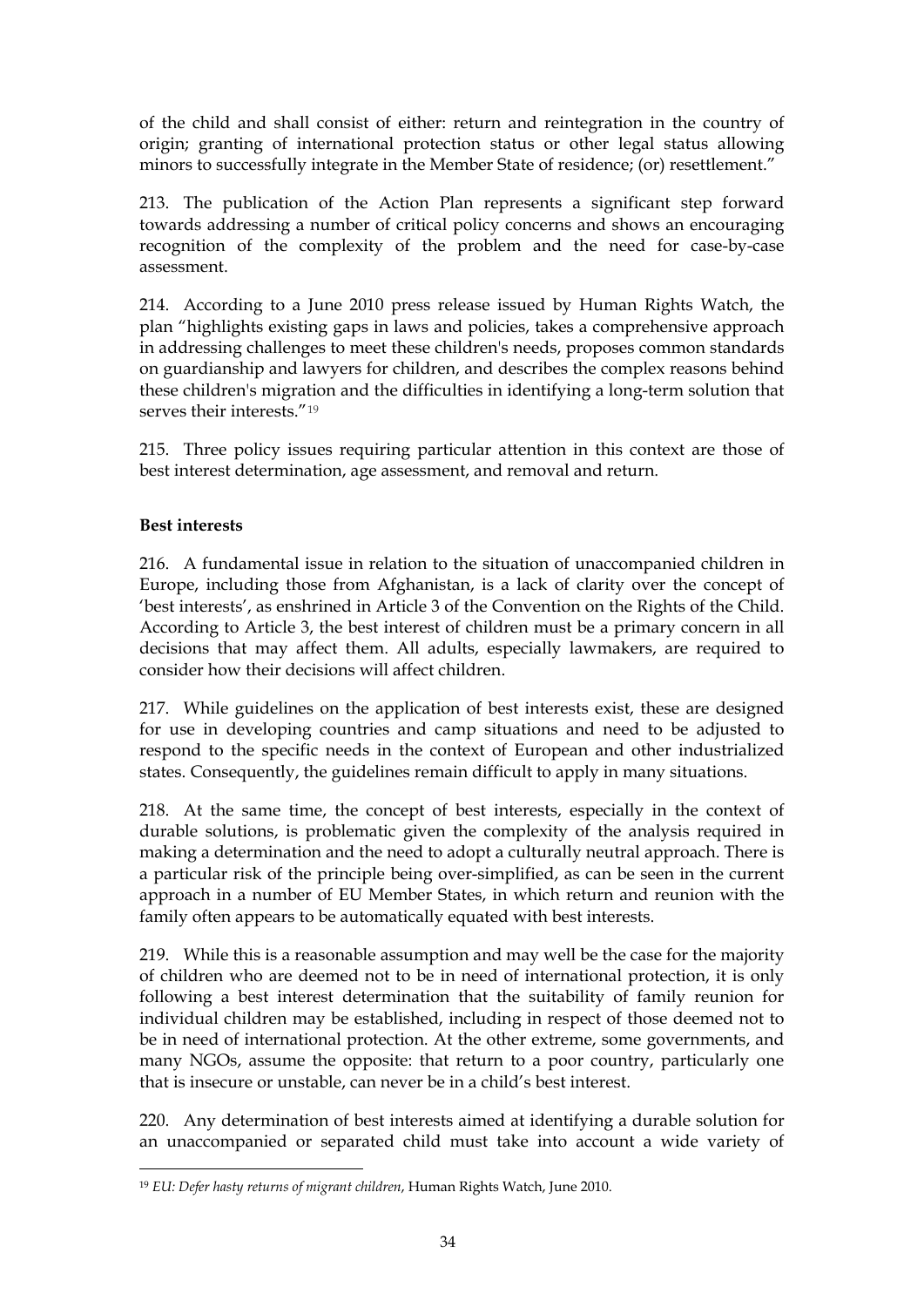of the child and shall consist of either: return and reintegration in the country of origin; granting of international protection status or other legal status allowing minors to successfully integrate in the Member State of residence; (or) resettlement."

213. The publication of the Action Plan represents a significant step forward towards addressing a number of critical policy concerns and shows an encouraging recognition of the complexity of the problem and the need for case-by-case assessment.

214. According to a June 2010 press release issued by Human Rights Watch, the plan "highlights existing gaps in laws and policies, takes a comprehensive approach in addressing challenges to meet these children's needs, proposes common standards on guardianship and lawyers for children, and describes the complex reasons behind these children's migration and the difficulties in identifying a long-term solution that serves their interests."[19]

215. Three policy issues requiring particular attention in this context are those of best interest determination, age assessment, and removal and return.

**Best interests**

216. A fundamental issue in relation to the situation of unaccompanied children in Europe, including those from Afghanistan, is a lack of clarity over the concept of 'best interests', as enshrined in Article 3 of the Convention on the Rights of the Child. According to Article 3, the best interest of children must be a primary concern in all decisions that may affect them. All adults, especially lawmakers, are required to consider how their decisions will affect children.

217. While guidelines on the application of best interests exist, these are designed for use in developing countries and camp situations and need to be adjusted to respond to the specific needs in the context of European and other industrialized states. Consequently, the guidelines remain difficult to apply in many situations.

218. At the same time, the concept of best interests, especially in the context of durable solutions, is problematic given the complexity of the analysis required in making a determination and the need to adopt a culturally neutral approach. There is a particular risk of the principle being over-simplified, as can be seen in the current approach in a number of EU Member States, in which return and reunion with the family often appears to be automatically equated with best interests.

219. While this is a reasonable assumption and may well be the case for the majority of children who are deemed not to be in need of international protection, it is only following a best interest determination that the suitability of family reunion for individual children may be established, including in respect of those deemed not to be in need of international protection. At the other extreme, some governments, and many NGOs, assume the opposite: that return to a poor country, particularly one that is insecure or unstable, can never be in a child's best interest.

220. Any determination of best interests aimed at identifying a durable solution for an unaccompanied or separated child must take into account a wide variety of

[19] *EU: Defer hasty returns of migrant children*, Human Rights Watch, June 2010.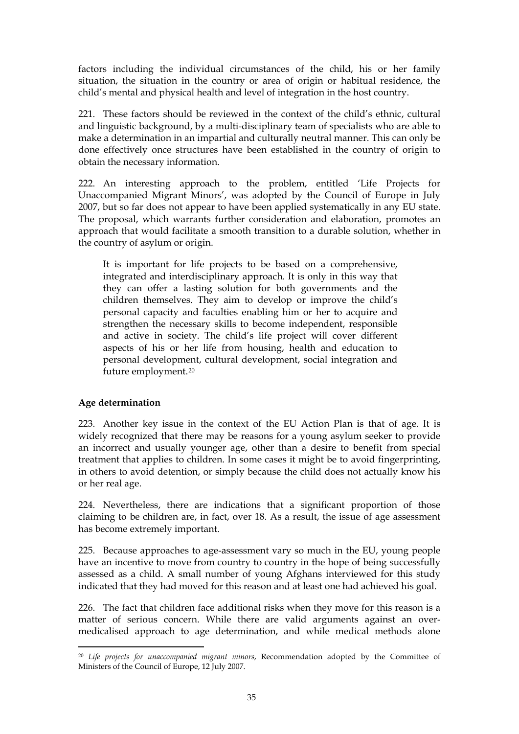factors including the individual circumstances of the child, his or her family situation, the situation in the country or area of origin or habitual residence, the child's mental and physical health and level of integration in the host country.

221. These factors should be reviewed in the context of the child's ethnic, cultural and linguistic background, by a multi-disciplinary team of specialists who are able to make a determination in an impartial and culturally neutral manner. This can only be done effectively once structures have been established in the country of origin to obtain the necessary information.

222. An interesting approach to the problem, entitled 'Life Projects for Unaccompanied Migrant Minors', was adopted by the Council of Europe in July 2007, but so far does not appear to have been applied systematically in any EU state. The proposal, which warrants further consideration and elaboration, promotes an approach that would facilitate a smooth transition to a durable solution, whether in the country of asylum or origin.

> It is important for life projects to be based on a comprehensive, integrated and interdisciplinary approach. It is only in this way that they can offer a lasting solution for both governments and the children themselves. They aim to develop or improve the child's personal capacity and faculties enabling him or her to acquire and strengthen the necessary skills to become independent, responsible and active in society. The child's life project will cover different aspects of his or her life from housing, health and education to personal development, cultural development, social integration and future employment.[20]

**Age determination**

223. Another key issue in the context of the EU Action Plan is that of age. It is widely recognized that there may be reasons for a young asylum seeker to provide an incorrect and usually younger age, other than a desire to benefit from special treatment that applies to children. In some cases it might be to avoid fingerprinting, in others to avoid detention, or simply because the child does not actually know his or her real age.

224. Nevertheless, there are indications that a significant proportion of those claiming to be children are, in fact, over 18. As a result, the issue of age assessment has become extremely important.

225. Because approaches to age-assessment vary so much in the EU, young people have an incentive to move from country to country in the hope of being successfully assessed as a child. A small number of young Afghans interviewed for this study indicated that they had moved for this reason and at least one had achieved his goal.

226. The fact that children face additional risks when they move for this reason is a matter of serious concern. While there are valid arguments against an over-medicalised approach to age determination, and while medical methods alone

---

[20] *Life projects for unaccompanied migrant minors*, Recommendation adopted by the Committee of Ministers of the Council of Europe, 12 July 2007.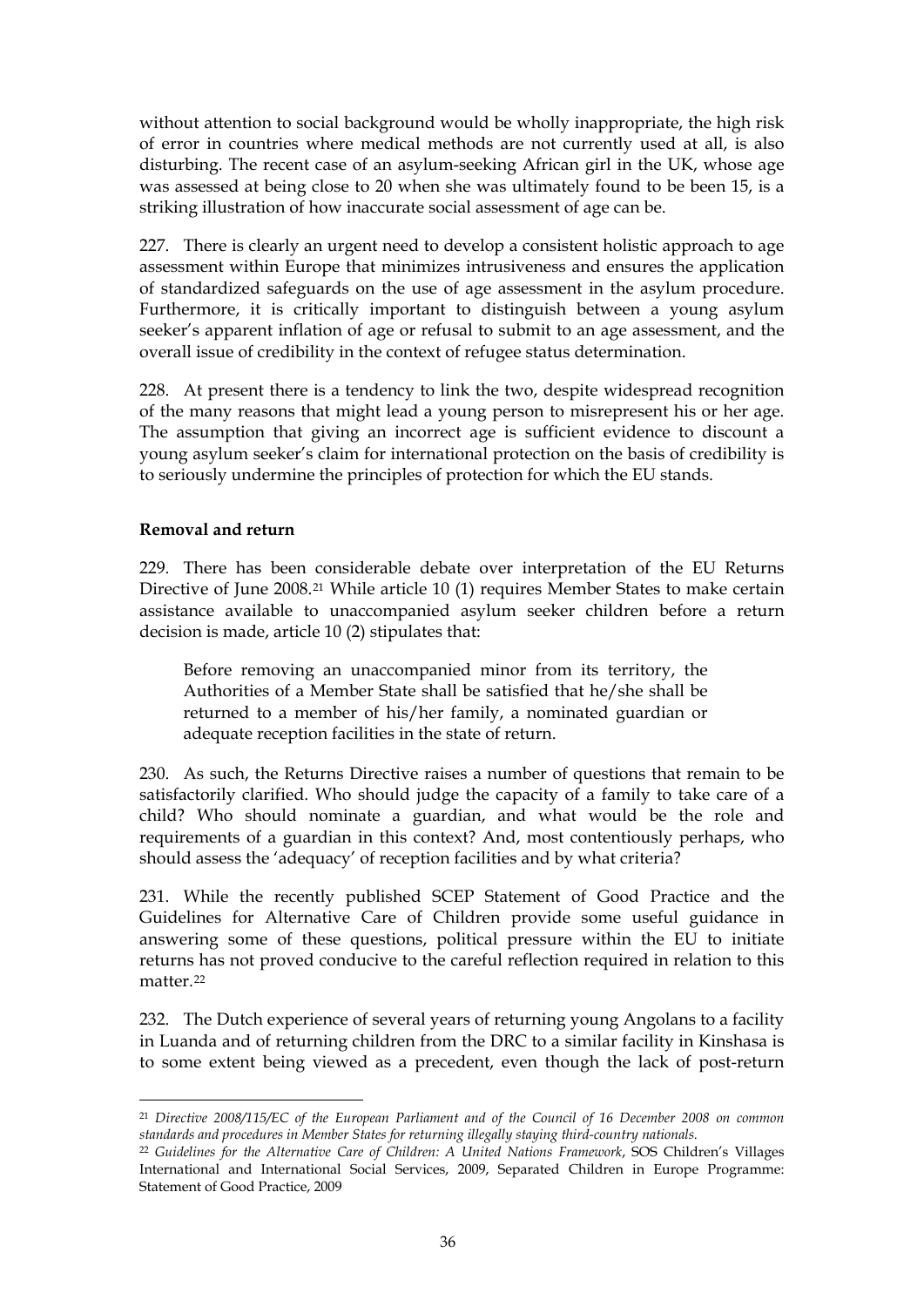without attention to social background would be wholly inappropriate, the high risk of error in countries where medical methods are not currently used at all, is also disturbing. The recent case of an asylum-seeking African girl in the UK, whose age was assessed at being close to 20 when she was ultimately found to be been 15, is a striking illustration of how inaccurate social assessment of age can be.

227. There is clearly an urgent need to develop a consistent holistic approach to age assessment within Europe that minimizes intrusiveness and ensures the application of standardized safeguards on the use of age assessment in the asylum procedure. Furthermore, it is critically important to distinguish between a young asylum seeker's apparent inflation of age or refusal to submit to an age assessment, and the overall issue of credibility in the context of refugee status determination.

228. At present there is a tendency to link the two, despite widespread recognition of the many reasons that might lead a young person to misrepresent his or her age. The assumption that giving an incorrect age is sufficient evidence to discount a young asylum seeker's claim for international protection on the basis of credibility is to seriously undermine the principles of protection for which the EU stands.

**Removal and return**

229. There has been considerable debate over interpretation of the EU Returns Directive of June 2008.[21] While article 10 (1) requires Member States to make certain assistance available to unaccompanied asylum seeker children before a return decision is made, article 10 (2) stipulates that:

> Before removing an unaccompanied minor from its territory, the Authorities of a Member State shall be satisfied that he/she shall be returned to a member of his/her family, a nominated guardian or adequate reception facilities in the state of return.

230. As such, the Returns Directive raises a number of questions that remain to be satisfactorily clarified. Who should judge the capacity of a family to take care of a child? Who should nominate a guardian, and what would be the role and requirements of a guardian in this context? And, most contentiously perhaps, who should assess the 'adequacy' of reception facilities and by what criteria?

231. While the recently published SCEP Statement of Good Practice and the Guidelines for Alternative Care of Children provide some useful guidance in answering some of these questions, political pressure within the EU to initiate returns has not proved conducive to the careful reflection required in relation to this matter.[22]

232. The Dutch experience of several years of returning young Angolans to a facility in Luanda and of returning children from the DRC to a similar facility in Kinshasa is to some extent being viewed as a precedent, even though the lack of post-return

---

[21] *Directive 2008/115/EC of the European Parliament and of the Council of 16 December 2008 on common standards and procedures in Member States for returning illegally staying third-country nationals.*

[22] *Guidelines for the Alternative Care of Children: A United Nations Framework*, SOS Children's Villages International and International Social Services, 2009, Separated Children in Europe Programme: Statement of Good Practice, 2009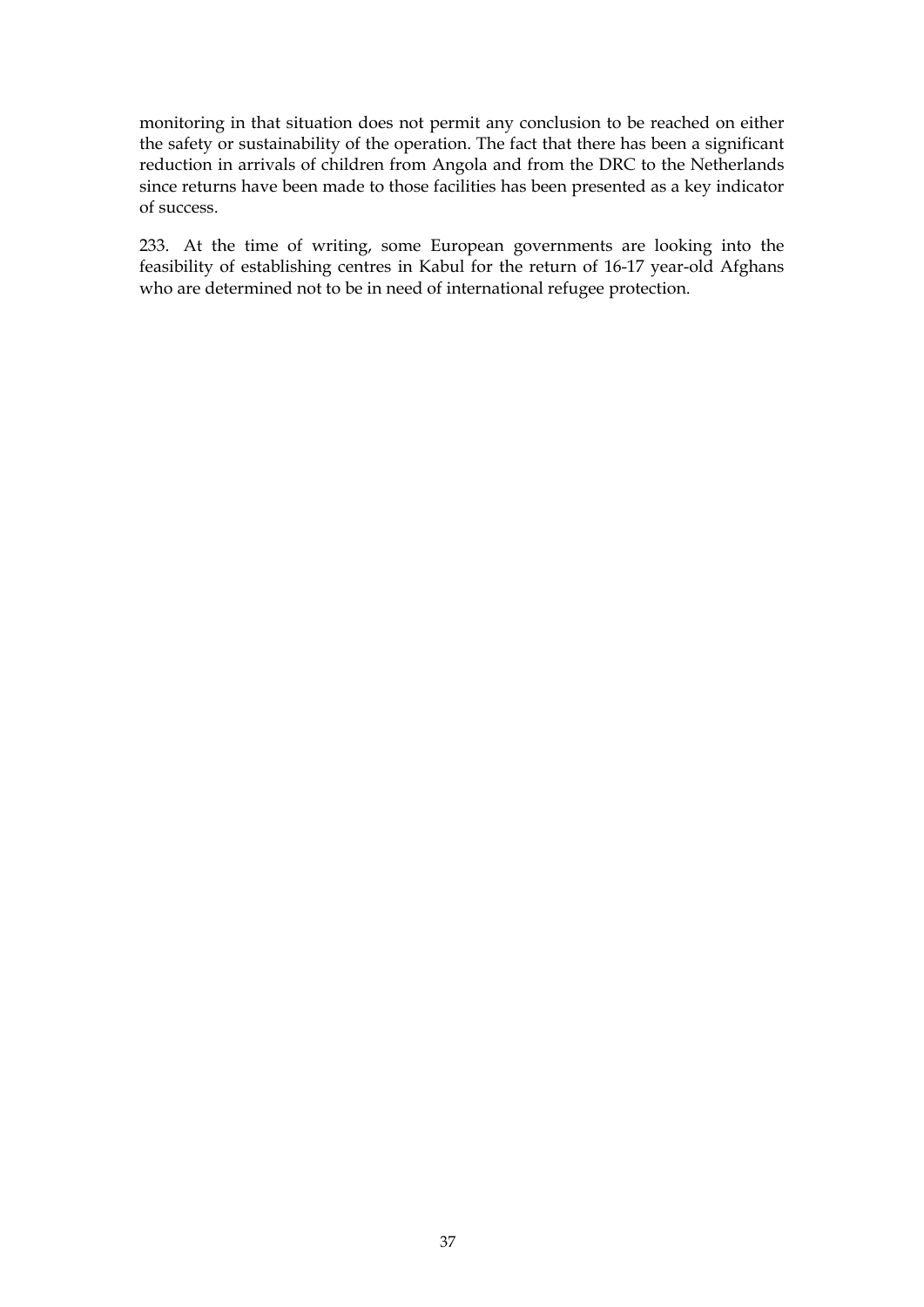monitoring in that situation does not permit any conclusion to be reached on either the safety or sustainability of the operation. The fact that there has been a significant reduction in arrivals of children from Angola and from the DRC to the Netherlands since returns have been made to those facilities has been presented as a key indicator of success.

233. At the time of writing, some European governments are looking into the feasibility of establishing centres in Kabul for the return of 16-17 year-old Afghans who are determined not to be in need of international refugee protection.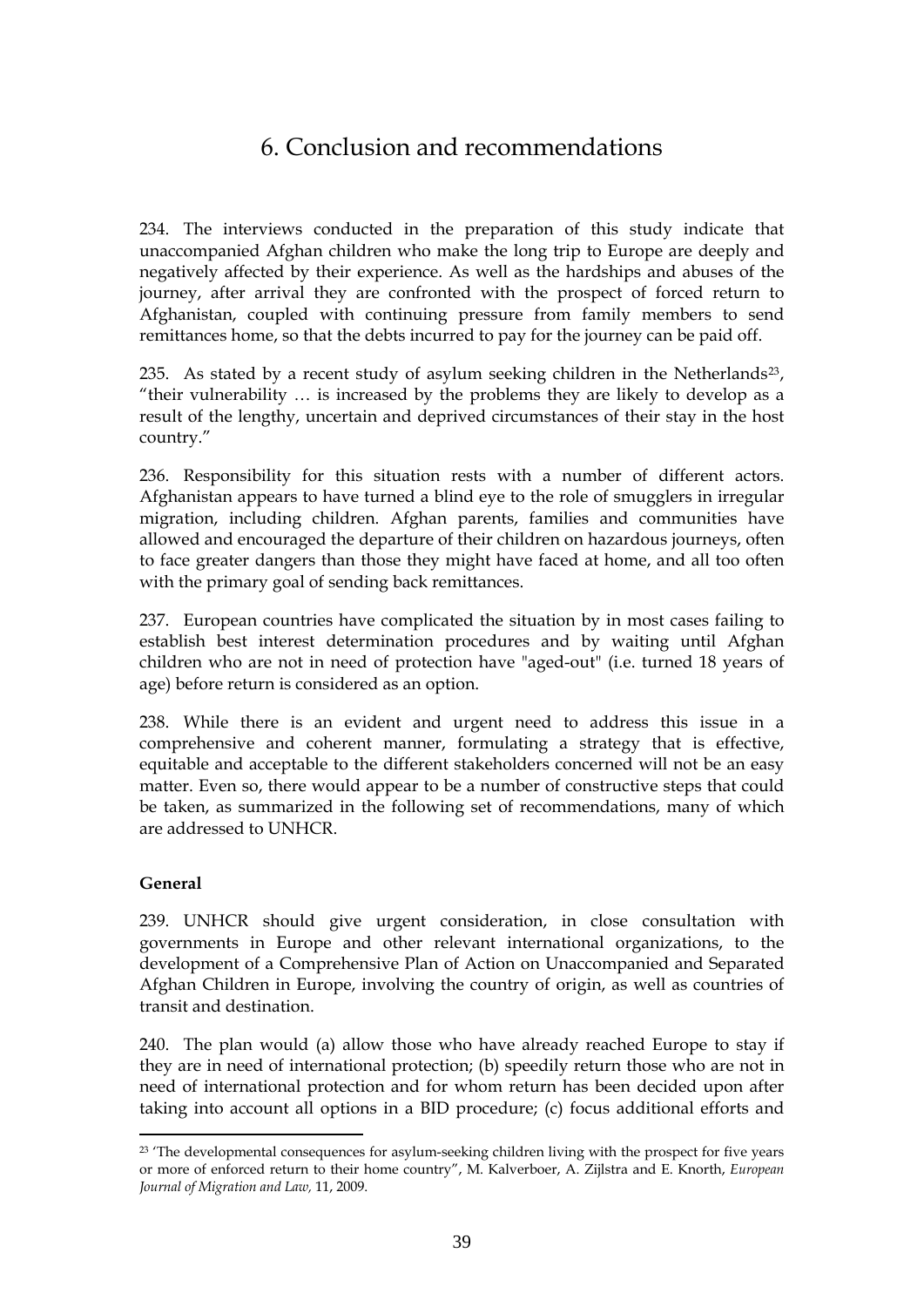# 6. Conclusion and recommendations

234. The interviews conducted in the preparation of this study indicate that unaccompanied Afghan children who make the long trip to Europe are deeply and negatively affected by their experience. As well as the hardships and abuses of the journey, after arrival they are confronted with the prospect of forced return to Afghanistan, coupled with continuing pressure from family members to send remittances home, so that the debts incurred to pay for the journey can be paid off.

235. As stated by a recent study of asylum seeking children in the Netherlands[23], "their vulnerability … is increased by the problems they are likely to develop as a result of the lengthy, uncertain and deprived circumstances of their stay in the host country."

236. Responsibility for this situation rests with a number of different actors. Afghanistan appears to have turned a blind eye to the role of smugglers in irregular migration, including children. Afghan parents, families and communities have allowed and encouraged the departure of their children on hazardous journeys, often to face greater dangers than those they might have faced at home, and all too often with the primary goal of sending back remittances.

237. European countries have complicated the situation by in most cases failing to establish best interest determination procedures and by waiting until Afghan children who are not in need of protection have "aged-out" (i.e. turned 18 years of age) before return is considered as an option.

238. While there is an evident and urgent need to address this issue in a comprehensive and coherent manner, formulating a strategy that is effective, equitable and acceptable to the different stakeholders concerned will not be an easy matter. Even so, there would appear to be a number of constructive steps that could be taken, as summarized in the following set of recommendations, many of which are addressed to UNHCR.

**General**

239. UNHCR should give urgent consideration, in close consultation with governments in Europe and other relevant international organizations, to the development of a Comprehensive Plan of Action on Unaccompanied and Separated Afghan Children in Europe, involving the country of origin, as well as countries of transit and destination.

240. The plan would (a) allow those who have already reached Europe to stay if they are in need of international protection; (b) speedily return those who are not in need of international protection and for whom return has been decided upon after taking into account all options in a BID procedure; (c) focus additional efforts and

[23] 'The developmental consequences for asylum-seeking children living with the prospect for five years or more of enforced return to their home country", M. Kalverboer, A. Zijlstra and E. Knorth, *European Journal of Migration and Law,* 11, 2009.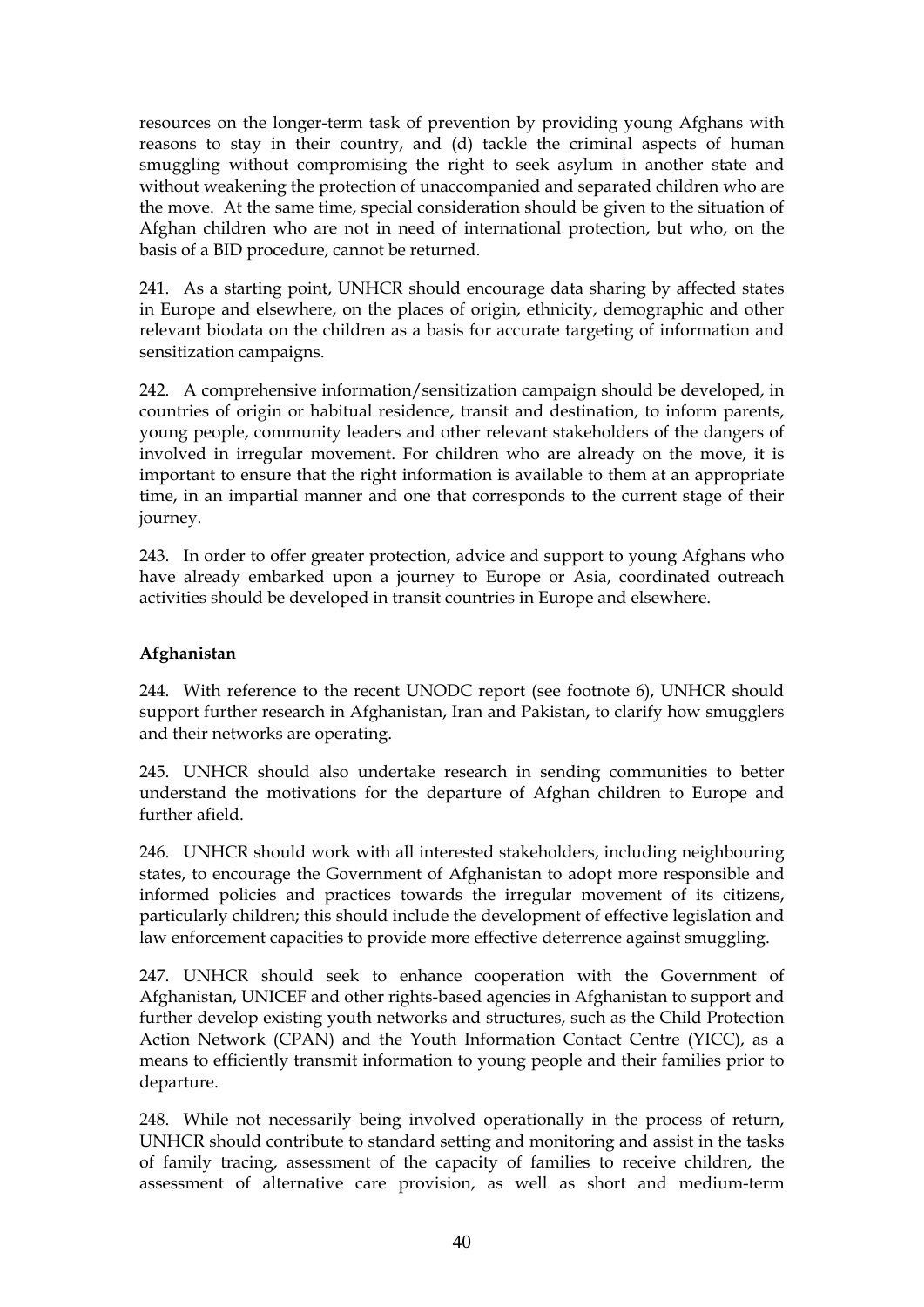resources on the longer-term task of prevention by providing young Afghans with reasons to stay in their country, and (d) tackle the criminal aspects of human smuggling without compromising the right to seek asylum in another state and without weakening the protection of unaccompanied and separated children who are the move. At the same time, special consideration should be given to the situation of Afghan children who are not in need of international protection, but who, on the basis of a BID procedure, cannot be returned.

241. As a starting point, UNHCR should encourage data sharing by affected states in Europe and elsewhere, on the places of origin, ethnicity, demographic and other relevant biodata on the children as a basis for accurate targeting of information and sensitization campaigns.

242. A comprehensive information/sensitization campaign should be developed, in countries of origin or habitual residence, transit and destination, to inform parents, young people, community leaders and other relevant stakeholders of the dangers of involved in irregular movement. For children who are already on the move, it is important to ensure that the right information is available to them at an appropriate time, in an impartial manner and one that corresponds to the current stage of their journey.

243. In order to offer greater protection, advice and support to young Afghans who have already embarked upon a journey to Europe or Asia, coordinated outreach activities should be developed in transit countries in Europe and elsewhere.

**Afghanistan**

244. With reference to the recent UNODC report (see footnote 6), UNHCR should support further research in Afghanistan, Iran and Pakistan, to clarify how smugglers and their networks are operating.

245. UNHCR should also undertake research in sending communities to better understand the motivations for the departure of Afghan children to Europe and further afield.

246. UNHCR should work with all interested stakeholders, including neighbouring states, to encourage the Government of Afghanistan to adopt more responsible and informed policies and practices towards the irregular movement of its citizens, particularly children; this should include the development of effective legislation and law enforcement capacities to provide more effective deterrence against smuggling.

247. UNHCR should seek to enhance cooperation with the Government of Afghanistan, UNICEF and other rights-based agencies in Afghanistan to support and further develop existing youth networks and structures, such as the Child Protection Action Network (CPAN) and the Youth Information Contact Centre (YICC), as a means to efficiently transmit information to young people and their families prior to departure.

248. While not necessarily being involved operationally in the process of return, UNHCR should contribute to standard setting and monitoring and assist in the tasks of family tracing, assessment of the capacity of families to receive children, the assessment of alternative care provision, as well as short and medium-term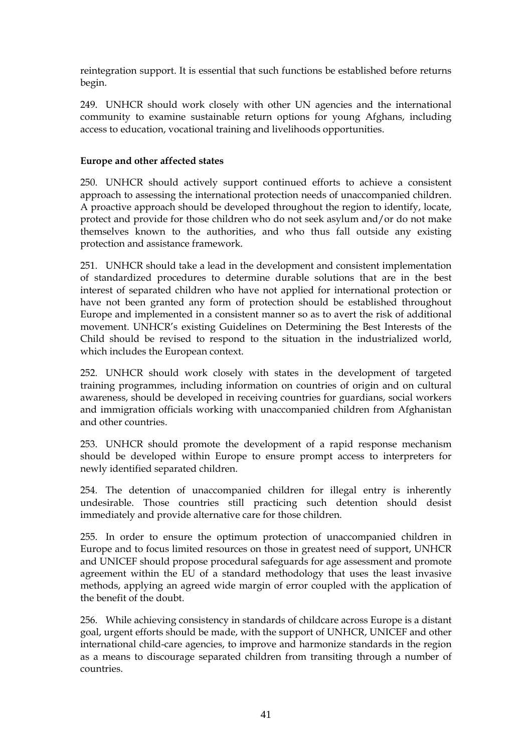reintegration support. It is essential that such functions be established before returns begin.

249. UNHCR should work closely with other UN agencies and the international community to examine sustainable return options for young Afghans, including access to education, vocational training and livelihoods opportunities.

**Europe and other affected states**

250. UNHCR should actively support continued efforts to achieve a consistent approach to assessing the international protection needs of unaccompanied children. A proactive approach should be developed throughout the region to identify, locate, protect and provide for those children who do not seek asylum and/or do not make themselves known to the authorities, and who thus fall outside any existing protection and assistance framework.

251. UNHCR should take a lead in the development and consistent implementation of standardized procedures to determine durable solutions that are in the best interest of separated children who have not applied for international protection or have not been granted any form of protection should be established throughout Europe and implemented in a consistent manner so as to avert the risk of additional movement. UNHCR's existing Guidelines on Determining the Best Interests of the Child should be revised to respond to the situation in the industrialized world, which includes the European context.

252. UNHCR should work closely with states in the development of targeted training programmes, including information on countries of origin and on cultural awareness, should be developed in receiving countries for guardians, social workers and immigration officials working with unaccompanied children from Afghanistan and other countries.

253. UNHCR should promote the development of a rapid response mechanism should be developed within Europe to ensure prompt access to interpreters for newly identified separated children.

254. The detention of unaccompanied children for illegal entry is inherently undesirable. Those countries still practicing such detention should desist immediately and provide alternative care for those children.

255. In order to ensure the optimum protection of unaccompanied children in Europe and to focus limited resources on those in greatest need of support, UNHCR and UNICEF should propose procedural safeguards for age assessment and promote agreement within the EU of a standard methodology that uses the least invasive methods, applying an agreed wide margin of error coupled with the application of the benefit of the doubt.

256. While achieving consistency in standards of childcare across Europe is a distant goal, urgent efforts should be made, with the support of UNHCR, UNICEF and other international child-care agencies, to improve and harmonize standards in the region as a means to discourage separated children from transiting through a number of countries.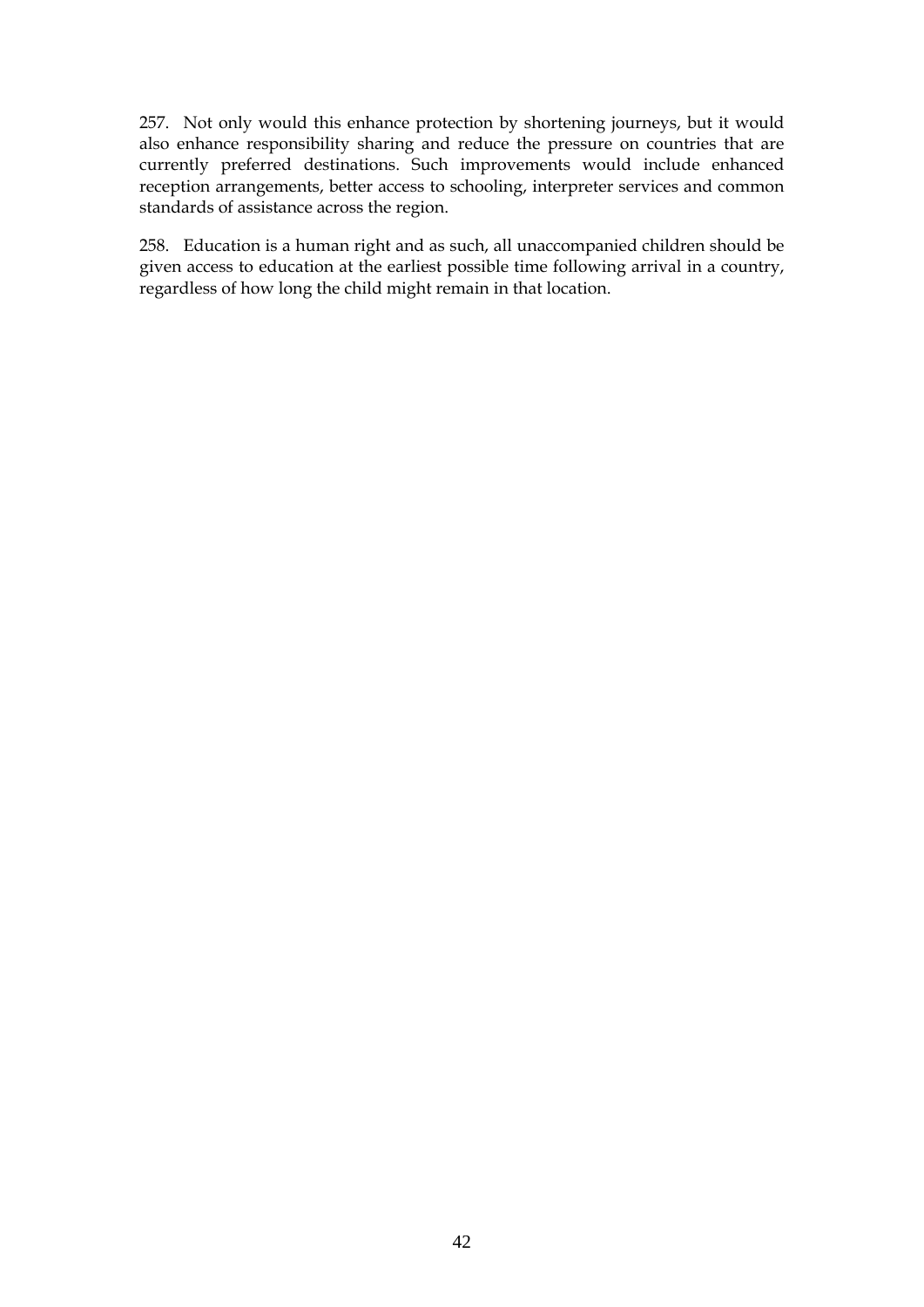257. Not only would this enhance protection by shortening journeys, but it would also enhance responsibility sharing and reduce the pressure on countries that are currently preferred destinations. Such improvements would include enhanced reception arrangements, better access to schooling, interpreter services and common standards of assistance across the region.

258. Education is a human right and as such, all unaccompanied children should be given access to education at the earliest possible time following arrival in a country, regardless of how long the child might remain in that location.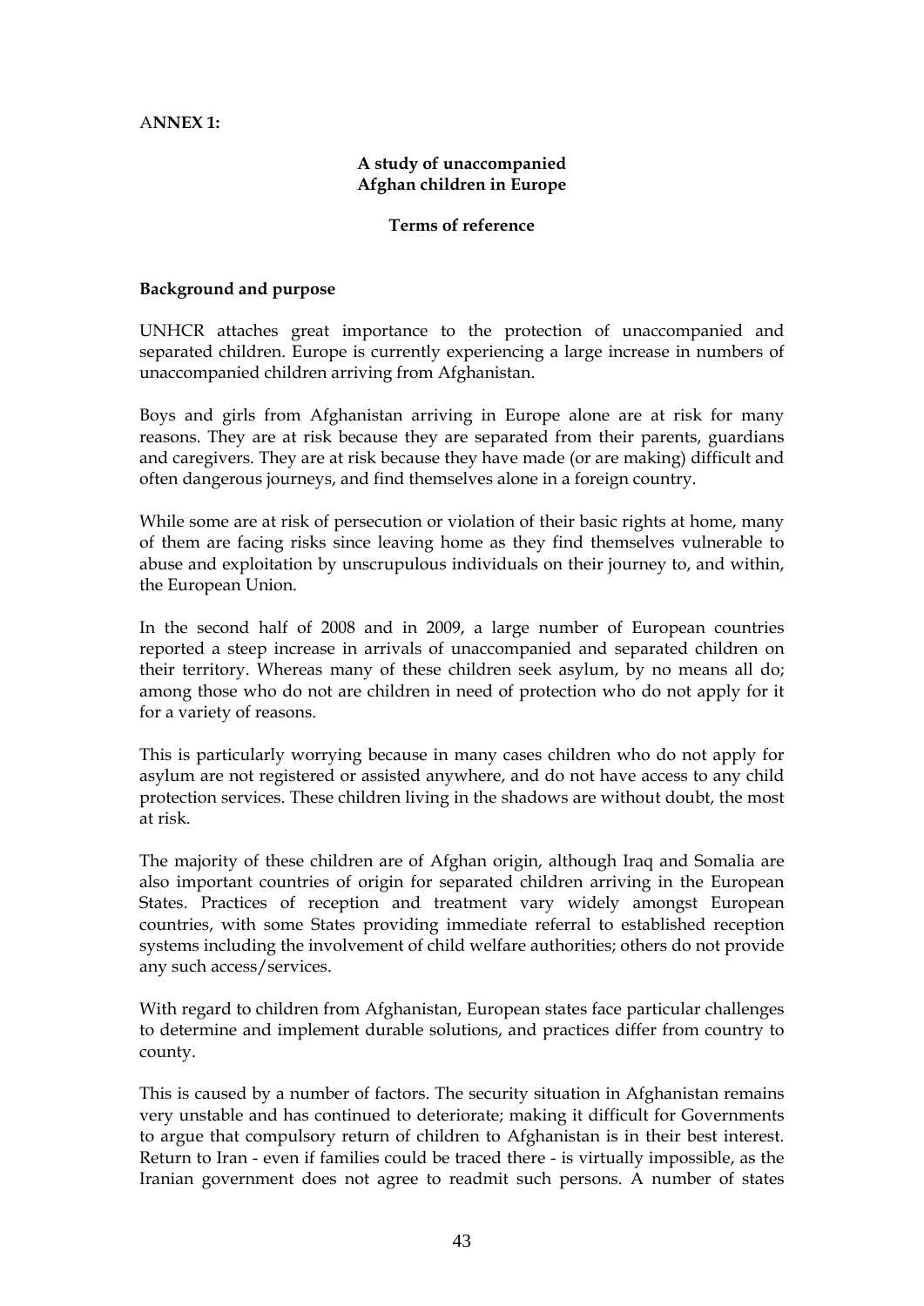A**NNEX 1:**

**A study of unaccompanied Afghan children in Europe**

**Terms of reference**

**Background and purpose**

UNHCR attaches great importance to the protection of unaccompanied and separated children. Europe is currently experiencing a large increase in numbers of unaccompanied children arriving from Afghanistan.

Boys and girls from Afghanistan arriving in Europe alone are at risk for many reasons. They are at risk because they are separated from their parents, guardians and caregivers. They are at risk because they have made (or are making) difficult and often dangerous journeys, and find themselves alone in a foreign country.

While some are at risk of persecution or violation of their basic rights at home, many of them are facing risks since leaving home as they find themselves vulnerable to abuse and exploitation by unscrupulous individuals on their journey to, and within, the European Union.

In the second half of 2008 and in 2009, a large number of European countries reported a steep increase in arrivals of unaccompanied and separated children on their territory. Whereas many of these children seek asylum, by no means all do; among those who do not are children in need of protection who do not apply for it for a variety of reasons.

This is particularly worrying because in many cases children who do not apply for asylum are not registered or assisted anywhere, and do not have access to any child protection services. These children living in the shadows are without doubt, the most at risk.

The majority of these children are of Afghan origin, although Iraq and Somalia are also important countries of origin for separated children arriving in the European States. Practices of reception and treatment vary widely amongst European countries, with some States providing immediate referral to established reception systems including the involvement of child welfare authorities; others do not provide any such access/services.

With regard to children from Afghanistan, European states face particular challenges to determine and implement durable solutions, and practices differ from country to county.

This is caused by a number of factors. The security situation in Afghanistan remains very unstable and has continued to deteriorate; making it difficult for Governments to argue that compulsory return of children to Afghanistan is in their best interest. Return to Iran - even if families could be traced there - is virtually impossible, as the Iranian government does not agree to readmit such persons. A number of states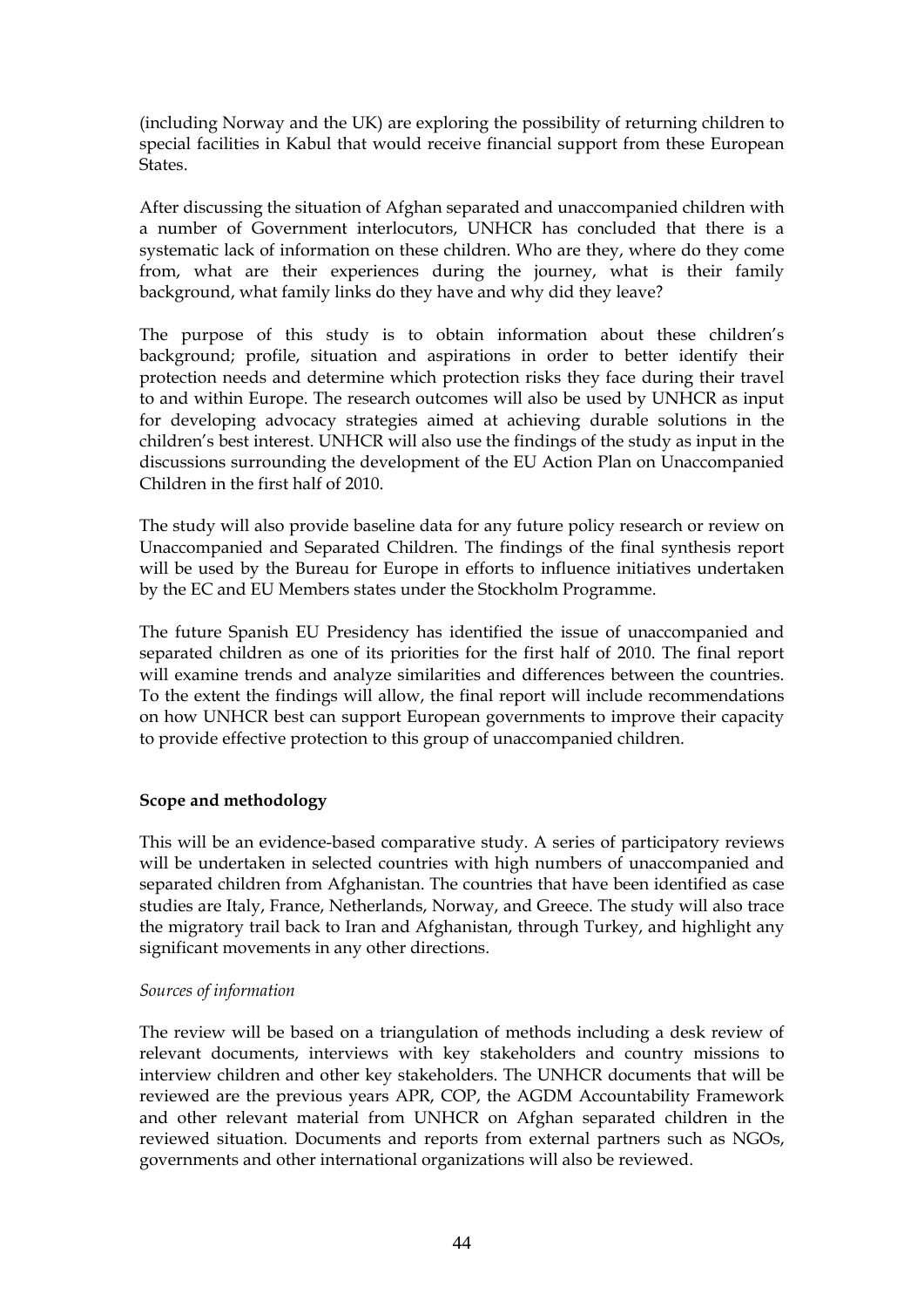(including Norway and the UK) are exploring the possibility of returning children to special facilities in Kabul that would receive financial support from these European States.

After discussing the situation of Afghan separated and unaccompanied children with a number of Government interlocutors, UNHCR has concluded that there is a systematic lack of information on these children. Who are they, where do they come from, what are their experiences during the journey, what is their family background, what family links do they have and why did they leave?

The purpose of this study is to obtain information about these children's background; profile, situation and aspirations in order to better identify their protection needs and determine which protection risks they face during their travel to and within Europe. The research outcomes will also be used by UNHCR as input for developing advocacy strategies aimed at achieving durable solutions in the children's best interest. UNHCR will also use the findings of the study as input in the discussions surrounding the development of the EU Action Plan on Unaccompanied Children in the first half of 2010.

The study will also provide baseline data for any future policy research or review on Unaccompanied and Separated Children. The findings of the final synthesis report will be used by the Bureau for Europe in efforts to influence initiatives undertaken by the EC and EU Members states under the Stockholm Programme.

The future Spanish EU Presidency has identified the issue of unaccompanied and separated children as one of its priorities for the first half of 2010. The final report will examine trends and analyze similarities and differences between the countries. To the extent the findings will allow, the final report will include recommendations on how UNHCR best can support European governments to improve their capacity to provide effective protection to this group of unaccompanied children.

**Scope and methodology**

This will be an evidence-based comparative study. A series of participatory reviews will be undertaken in selected countries with high numbers of unaccompanied and separated children from Afghanistan. The countries that have been identified as case studies are Italy, France, Netherlands, Norway, and Greece. The study will also trace the migratory trail back to Iran and Afghanistan, through Turkey, and highlight any significant movements in any other directions.

*Sources of information*

The review will be based on a triangulation of methods including a desk review of relevant documents, interviews with key stakeholders and country missions to interview children and other key stakeholders. The UNHCR documents that will be reviewed are the previous years APR, COP, the AGDM Accountability Framework and other relevant material from UNHCR on Afghan separated children in the reviewed situation. Documents and reports from external partners such as NGOs, governments and other international organizations will also be reviewed.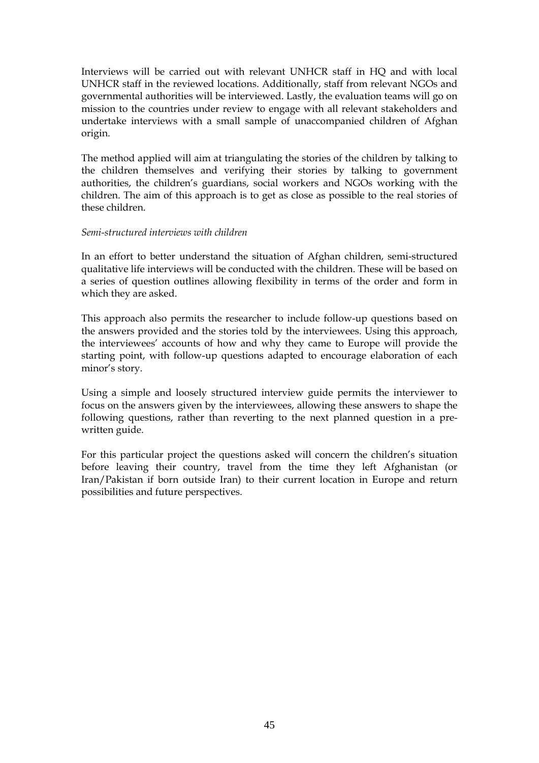Interviews will be carried out with relevant UNHCR staff in HQ and with local UNHCR staff in the reviewed locations. Additionally, staff from relevant NGOs and governmental authorities will be interviewed. Lastly, the evaluation teams will go on mission to the countries under review to engage with all relevant stakeholders and undertake interviews with a small sample of unaccompanied children of Afghan origin.

The method applied will aim at triangulating the stories of the children by talking to the children themselves and verifying their stories by talking to government authorities, the children's guardians, social workers and NGOs working with the children. The aim of this approach is to get as close as possible to the real stories of these children.

*Semi-structured interviews with children*

In an effort to better understand the situation of Afghan children, semi-structured qualitative life interviews will be conducted with the children. These will be based on a series of question outlines allowing flexibility in terms of the order and form in which they are asked.

This approach also permits the researcher to include follow-up questions based on the answers provided and the stories told by the interviewees. Using this approach, the interviewees' accounts of how and why they came to Europe will provide the starting point, with follow-up questions adapted to encourage elaboration of each minor's story.

Using a simple and loosely structured interview guide permits the interviewer to focus on the answers given by the interviewees, allowing these answers to shape the following questions, rather than reverting to the next planned question in a pre-written guide.

For this particular project the questions asked will concern the children's situation before leaving their country, travel from the time they left Afghanistan (or Iran/Pakistan if born outside Iran) to their current location in Europe and return possibilities and future perspectives.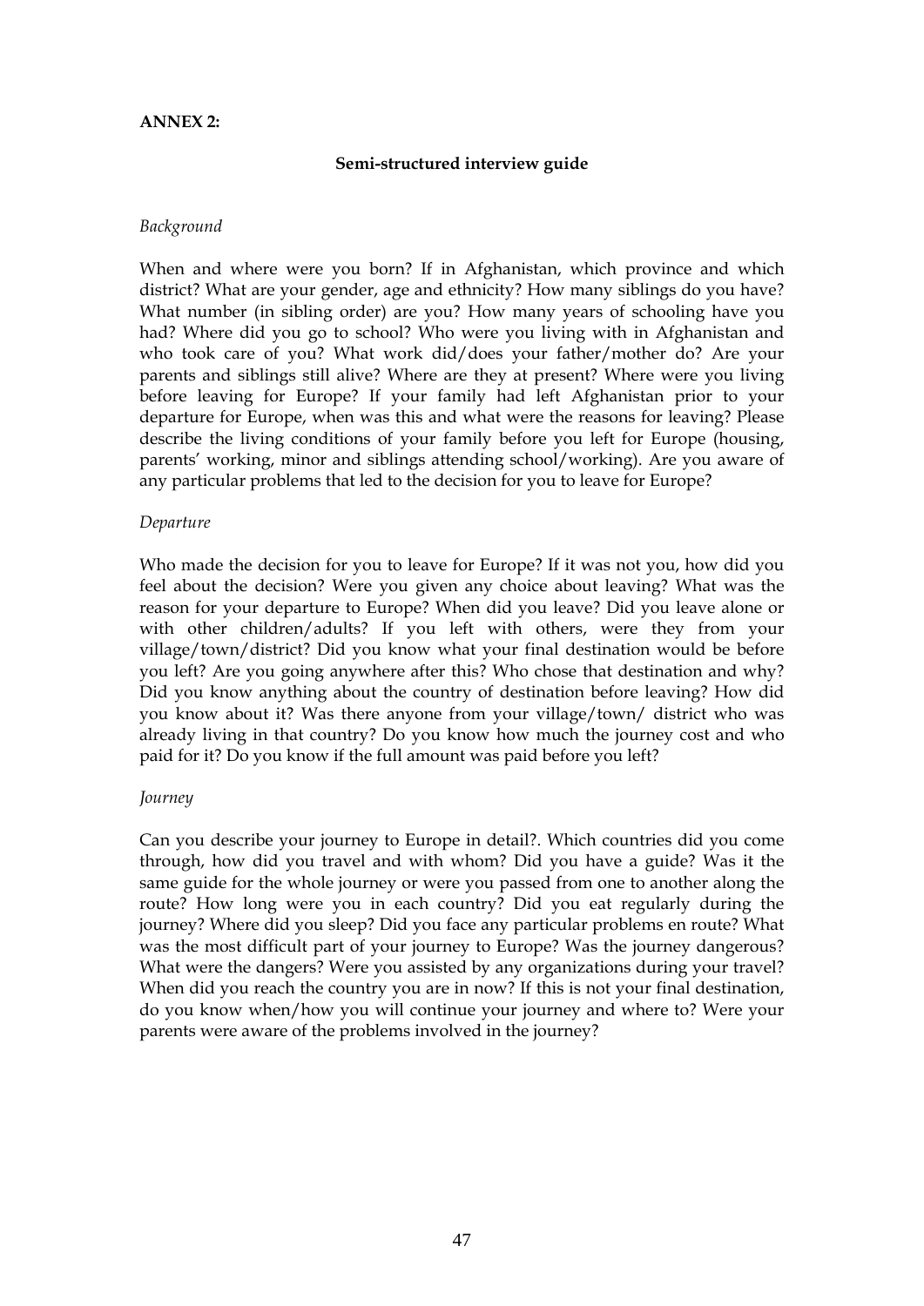**ANNEX 2:**

**Semi-structured interview guide**

*Background*

When and where were you born? If in Afghanistan, which province and which district? What are your gender, age and ethnicity? How many siblings do you have? What number (in sibling order) are you? How many years of schooling have you had? Where did you go to school? Who were you living with in Afghanistan and who took care of you? What work did/does your father/mother do? Are your parents and siblings still alive? Where are they at present? Where were you living before leaving for Europe? If your family had left Afghanistan prior to your departure for Europe, when was this and what were the reasons for leaving? Please describe the living conditions of your family before you left for Europe (housing, parents' working, minor and siblings attending school/working). Are you aware of any particular problems that led to the decision for you to leave for Europe?

*Departure*

Who made the decision for you to leave for Europe? If it was not you, how did you feel about the decision? Were you given any choice about leaving? What was the reason for your departure to Europe? When did you leave? Did you leave alone or with other children/adults? If you left with others, were they from your village/town/district? Did you know what your final destination would be before you left? Are you going anywhere after this? Who chose that destination and why? Did you know anything about the country of destination before leaving? How did you know about it? Was there anyone from your village/town/ district who was already living in that country? Do you know how much the journey cost and who paid for it? Do you know if the full amount was paid before you left?

*Journey*

Can you describe your journey to Europe in detail?. Which countries did you come through, how did you travel and with whom? Did you have a guide? Was it the same guide for the whole journey or were you passed from one to another along the route? How long were you in each country? Did you eat regularly during the journey? Where did you sleep? Did you face any particular problems en route? What was the most difficult part of your journey to Europe? Was the journey dangerous? What were the dangers? Were you assisted by any organizations during your travel? When did you reach the country you are in now? If this is not your final destination, do you know when/how you will continue your journey and where to? Were your parents were aware of the problems involved in the journey?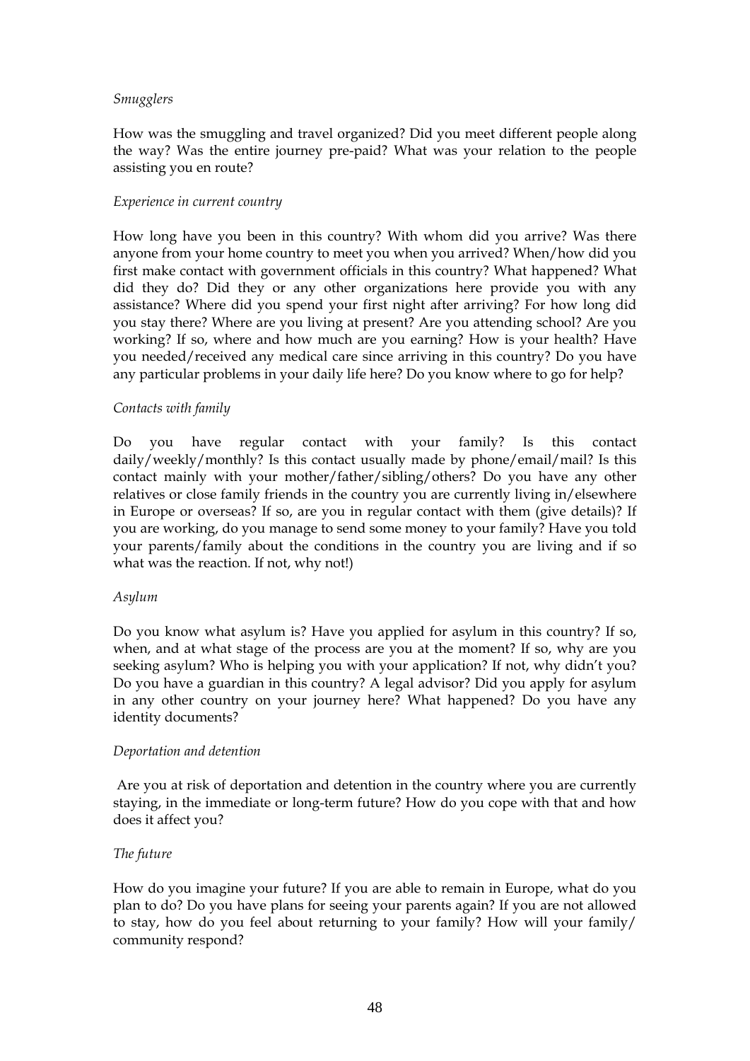*Smugglers*

How was the smuggling and travel organized? Did you meet different people along the way? Was the entire journey pre-paid? What was your relation to the people assisting you en route?

*Experience in current country*

How long have you been in this country? With whom did you arrive? Was there anyone from your home country to meet you when you arrived? When/how did you first make contact with government officials in this country? What happened? What did they do? Did they or any other organizations here provide you with any assistance? Where did you spend your first night after arriving? For how long did you stay there? Where are you living at present? Are you attending school? Are you working? If so, where and how much are you earning? How is your health? Have you needed/received any medical care since arriving in this country? Do you have any particular problems in your daily life here? Do you know where to go for help?

*Contacts with family*

Do you have regular contact with your family? Is this contact daily/weekly/monthly? Is this contact usually made by phone/email/mail? Is this contact mainly with your mother/father/sibling/others? Do you have any other relatives or close family friends in the country you are currently living in/elsewhere in Europe or overseas? If so, are you in regular contact with them (give details)? If you are working, do you manage to send some money to your family? Have you told your parents/family about the conditions in the country you are living and if so what was the reaction. If not, why not!)

*Asylum*

Do you know what asylum is? Have you applied for asylum in this country? If so, when, and at what stage of the process are you at the moment? If so, why are you seeking asylum? Who is helping you with your application? If not, why didn't you? Do you have a guardian in this country? A legal advisor? Did you apply for asylum in any other country on your journey here? What happened? Do you have any identity documents?

*Deportation and detention*

Are you at risk of deportation and detention in the country where you are currently staying, in the immediate or long-term future? How do you cope with that and how does it affect you?

*The future*

How do you imagine your future? If you are able to remain in Europe, what do you plan to do? Do you have plans for seeing your parents again? If you are not allowed to stay, how do you feel about returning to your family? How will your family/ community respond?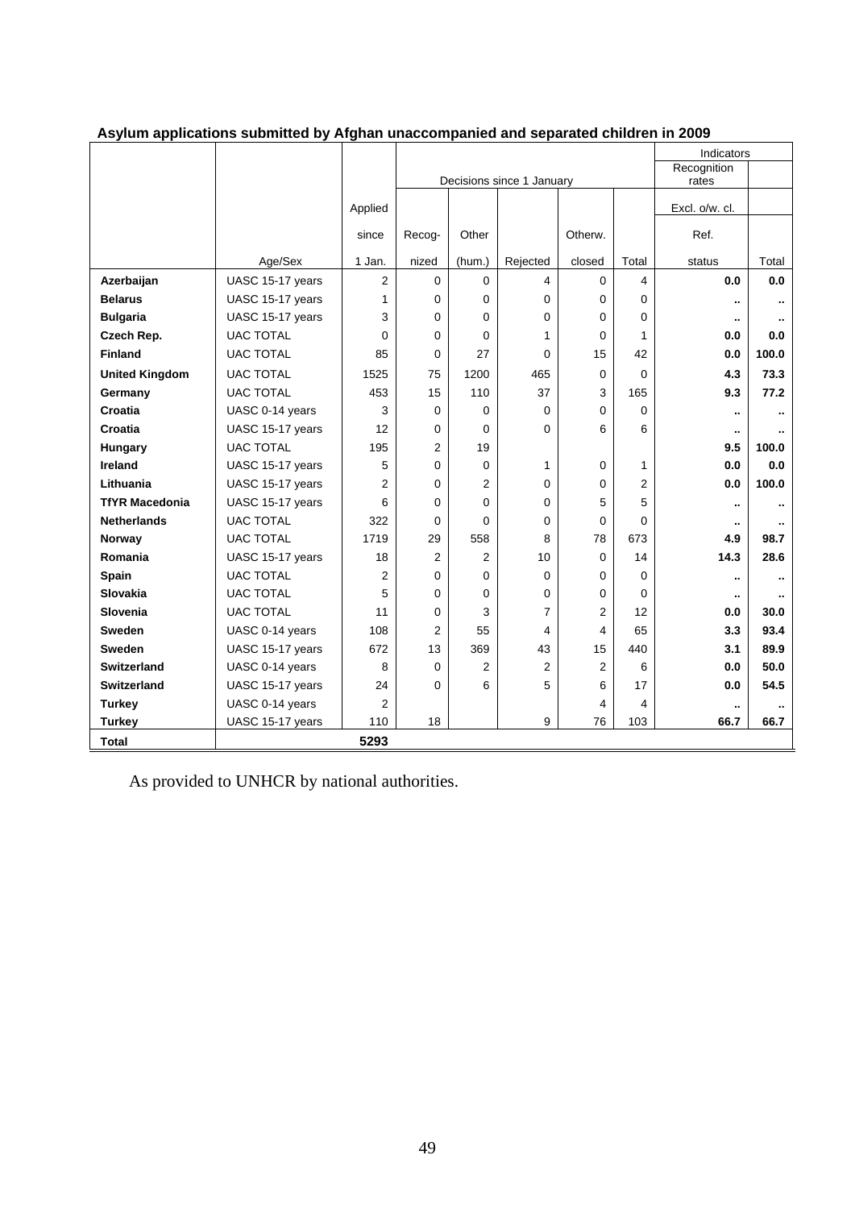**Asylum applications submitted by Afghan unaccompanied and separated children in 2009**

| | | | | | | | | | Indicators | |
|---|---|---|---|---|---|---|---|---|---|---|
| | | | Decisions since 1 January | | | | | | Recognition rates | |
| | | Applied | | | | | | | Excl. o/w. cl. | |
| | | since | Recog- | Other | | Otherw. | | | Ref. | |
| | Age/Sex | 1 Jan. | nized | (hum.) | Rejected | closed | Total | | status | Total |
| **Azerbaijan** | UASC 15-17 years | 2 | 0 | 0 | 4 | 0 | 4 | | **0.0** | **0.0** |
| **Belarus** | UASC 15-17 years | 1 | 0 | 0 | 0 | 0 | 0 | | **..** | **..** |
| **Bulgaria** | UASC 15-17 years | 3 | 0 | 0 | 0 | 0 | 0 | | **..** | **..** |
| **Czech Rep.** | UAC TOTAL | 0 | 0 | 0 | 1 | 0 | 1 | | **0.0** | **0.0** |
| **Finland** | UAC TOTAL | 85 | 0 | 27 | 0 | 15 | 42 | | **0.0** | **100.0** |
| **United Kingdom** | UAC TOTAL | 1525 | 75 | 1200 | 465 | 0 | 0 | | **4.3** | **73.3** |
| **Germany** | UAC TOTAL | 453 | 15 | 110 | 37 | 3 | 165 | | **9.3** | **77.2** |
| **Croatia** | UASC 0-14 years | 3 | 0 | 0 | 0 | 0 | 0 | | **..** | **..** |
| **Croatia** | UASC 15-17 years | 12 | 0 | 0 | 0 | 6 | 6 | | **..** | **..** |
| **Hungary** | UAC TOTAL | 195 | 2 | 19 | | | | | **9.5** | **100.0** |
| **Ireland** | UASC 15-17 years | 5 | 0 | 0 | 1 | 0 | 1 | | **0.0** | **0.0** |
| **Lithuania** | UASC 15-17 years | 2 | 0 | 2 | 0 | 0 | 2 | | **0.0** | **100.0** |
| **TfYR Macedonia** | UASC 15-17 years | 6 | 0 | 0 | 0 | 5 | 5 | | **..** | **..** |
| **Netherlands** | UAC TOTAL | 322 | 0 | 0 | 0 | 0 | 0 | | **..** | **..** |
| **Norway** | UAC TOTAL | 1719 | 29 | 558 | 8 | 78 | 673 | | **4.9** | **98.7** |
| **Romania** | UASC 15-17 years | 18 | 2 | 2 | 10 | 0 | 14 | | **14.3** | **28.6** |
| **Spain** | UAC TOTAL | 2 | 0 | 0 | 0 | 0 | 0 | | **..** | **..** |
| **Slovakia** | UAC TOTAL | 5 | 0 | 0 | 0 | 0 | 0 | | **..** | **..** |
| **Slovenia** | UAC TOTAL | 11 | 0 | 3 | 7 | 2 | 12 | | **0.0** | **30.0** |
| **Sweden** | UASC 0-14 years | 108 | 2 | 55 | 4 | 4 | 65 | | **3.3** | **93.4** |
| **Sweden** | UASC 15-17 years | 672 | 13 | 369 | 43 | 15 | 440 | | **3.1** | **89.9** |
| **Switzerland** | UASC 0-14 years | 8 | 0 | 2 | 2 | 2 | 6 | | **0.0** | **50.0** |
| **Switzerland** | UASC 15-17 years | 24 | 0 | 6 | 5 | 6 | 17 | | **0.0** | **54.5** |
| **Turkey** | UASC 0-14 years | 2 | | | | 4 | 4 | | **..** | **..** |
| **Turkey** | UASC 15-17 years | 110 | 18 | | 9 | 76 | 103 | | **66.7** | **66.7** |
| **Total** | | **5293** | | | | | | | | |

As provided to UNHCR by national authorities.